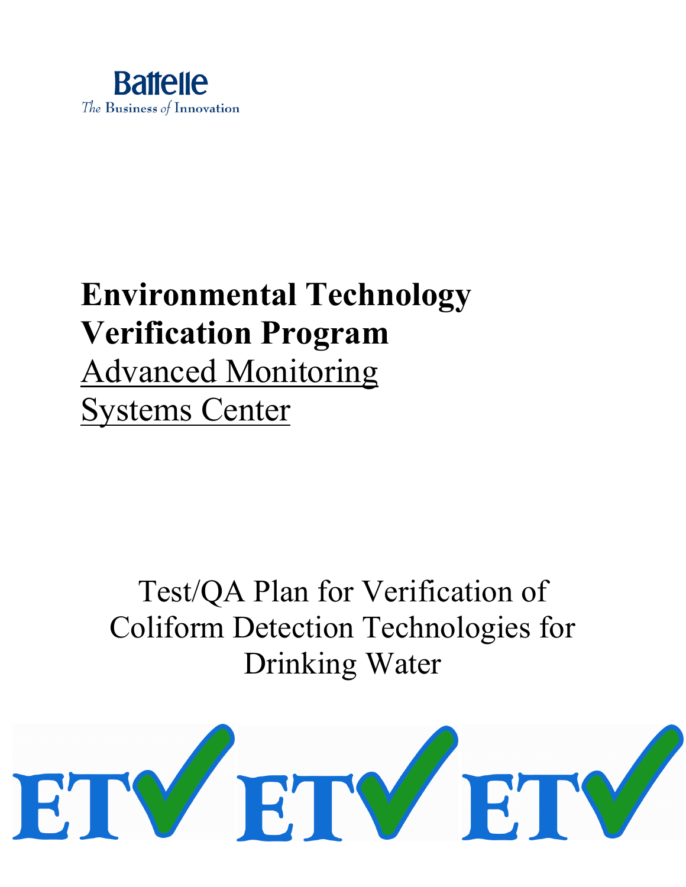Battelle

*The Business of Innovation*

# Environmental Technology Verification Program

Advanced Monitoring Systems Center

## Test/QA Plan for Verification of Coliform Detection Technologies for Drinking Water

ETV ETV ETV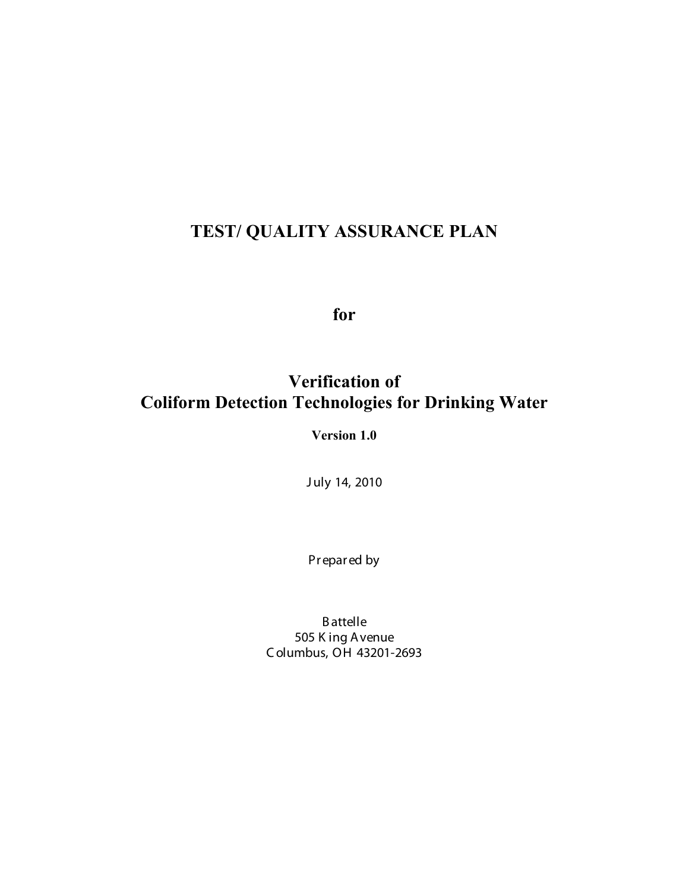# TEST/ QUALITY ASSURANCE PLAN

**for**

## Verification of Coliform Detection Technologies for Drinking Water

**Version 1.0**

July 14, 2010

Prepared by

Battelle
505 King Avenue
Columbus, OH 43201-2693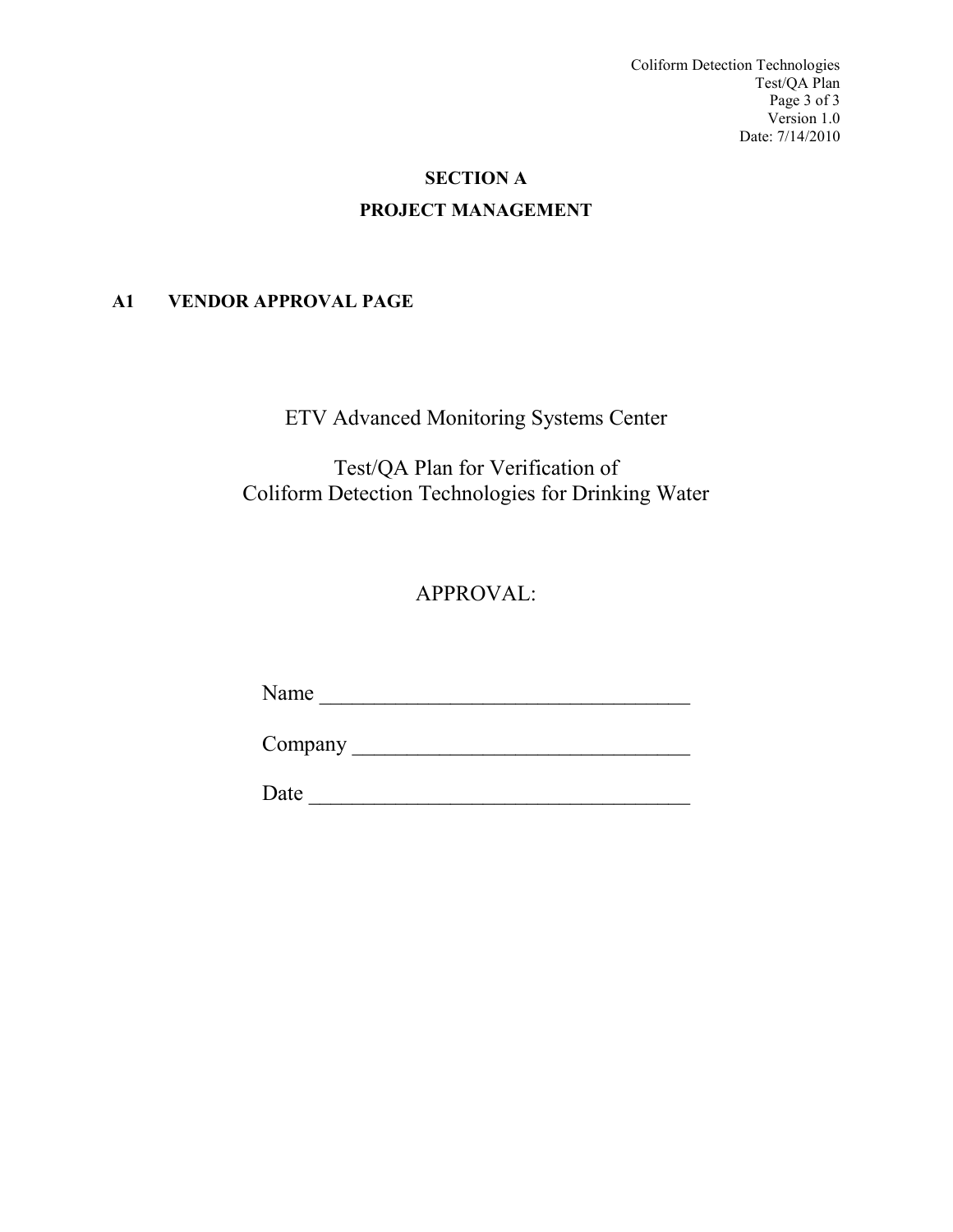# SECTION A

# PROJECT MANAGEMENT

## A1 VENDOR APPROVAL PAGE

ETV Advanced Monitoring Systems Center

Test/QA Plan for Verification of
Coliform Detection Technologies for Drinking Water

APPROVAL:

Name ________________________________

Company ______________________________

Date _________________________________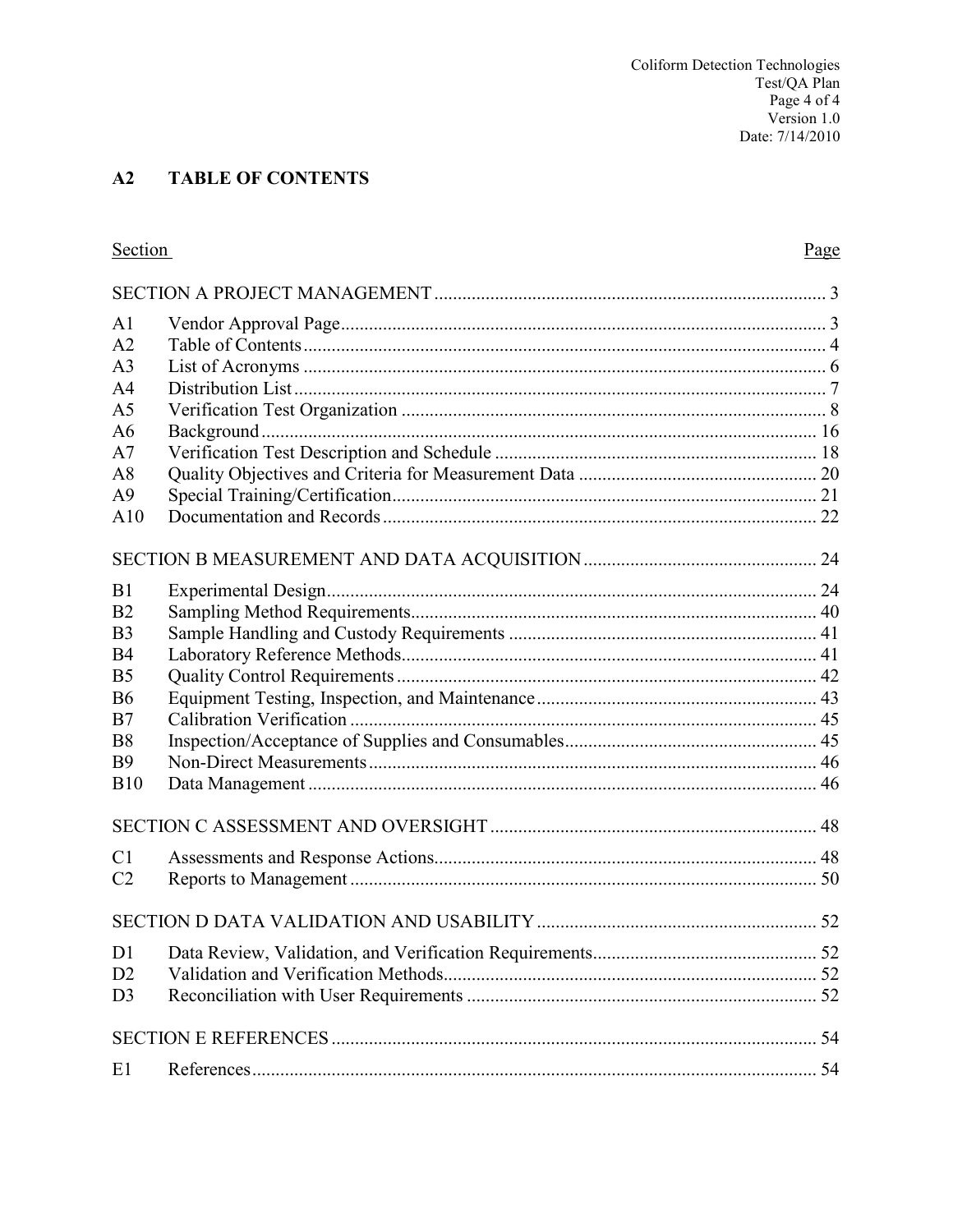## A2 TABLE OF CONTENTS

| Section | | Page |
|---|---|---|
| SECTION A PROJECT MANAGEMENT | | 3 |
| A1 | Vendor Approval Page | 3 |
| A2 | Table of Contents | 4 |
| A3 | List of Acronyms | 6 |
| A4 | Distribution List | 7 |
| A5 | Verification Test Organization | 8 |
| A6 | Background | 16 |
| A7 | Verification Test Description and Schedule | 18 |
| A8 | Quality Objectives and Criteria for Measurement Data | 20 |
| A9 | Special Training/Certification | 21 |
| A10 | Documentation and Records | 22 |
| SECTION B MEASUREMENT AND DATA ACQUISITION | | 24 |
| B1 | Experimental Design | 24 |
| B2 | Sampling Method Requirements | 40 |
| B3 | Sample Handling and Custody Requirements | 41 |
| B4 | Laboratory Reference Methods | 41 |
| B5 | Quality Control Requirements | 42 |
| B6 | Equipment Testing, Inspection, and Maintenance | 43 |
| B7 | Calibration Verification | 45 |
| B8 | Inspection/Acceptance of Supplies and Consumables | 45 |
| B9 | Non-Direct Measurements | 46 |
| B10 | Data Management | 46 |
| SECTION C ASSESSMENT AND OVERSIGHT | | 48 |
| C1 | Assessments and Response Actions | 48 |
| C2 | Reports to Management | 50 |
| SECTION D DATA VALIDATION AND USABILITY | | 52 |
| D1 | Data Review, Validation, and Verification Requirements | 52 |
| D2 | Validation and Verification Methods | 52 |
| D3 | Reconciliation with User Requirements | 52 |
| SECTION E REFERENCES | | 54 |
| E1 | References | 54 |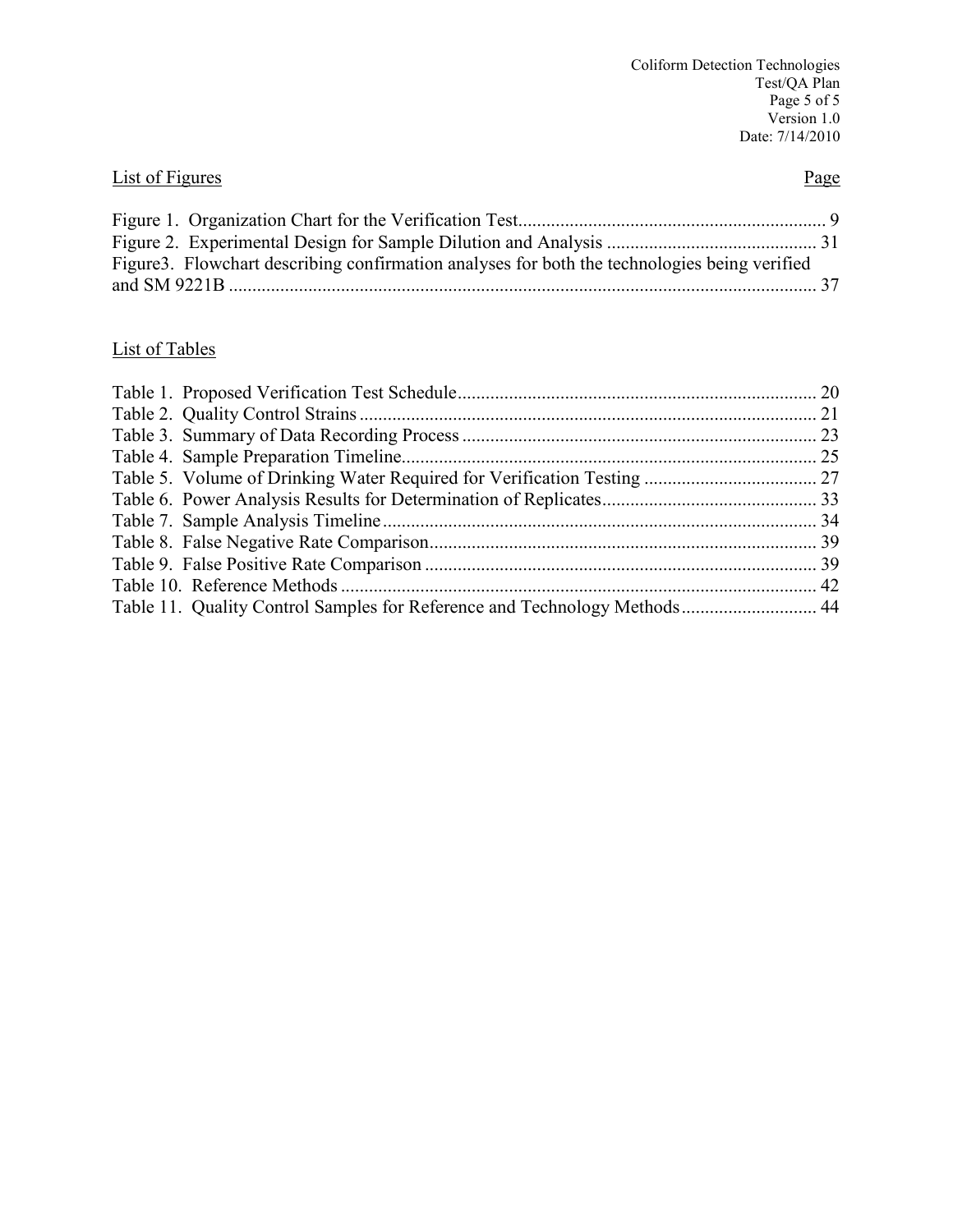List of Figures | Page

| List of Figures | Page |
|---|---|
| Figure 1. Organization Chart for the Verification Test | 9 |
| Figure 2. Experimental Design for Sample Dilution and Analysis | 31 |
| Figure3. Flowchart describing confirmation analyses for both the technologies being verified and SM 9221B | 37 |

List of Tables

| List of Tables | Page |
|---|---|
| Table 1. Proposed Verification Test Schedule | 20 |
| Table 2. Quality Control Strains | 21 |
| Table 3. Summary of Data Recording Process | 23 |
| Table 4. Sample Preparation Timeline | 25 |
| Table 5. Volume of Drinking Water Required for Verification Testing | 27 |
| Table 6. Power Analysis Results for Determination of Replicates | 33 |
| Table 7. Sample Analysis Timeline | 34 |
| Table 8. False Negative Rate Comparison | 39 |
| Table 9. False Positive Rate Comparison | 39 |
| Table 10. Reference Methods | 42 |
| Table 11. Quality Control Samples for Reference and Technology Methods | 44 |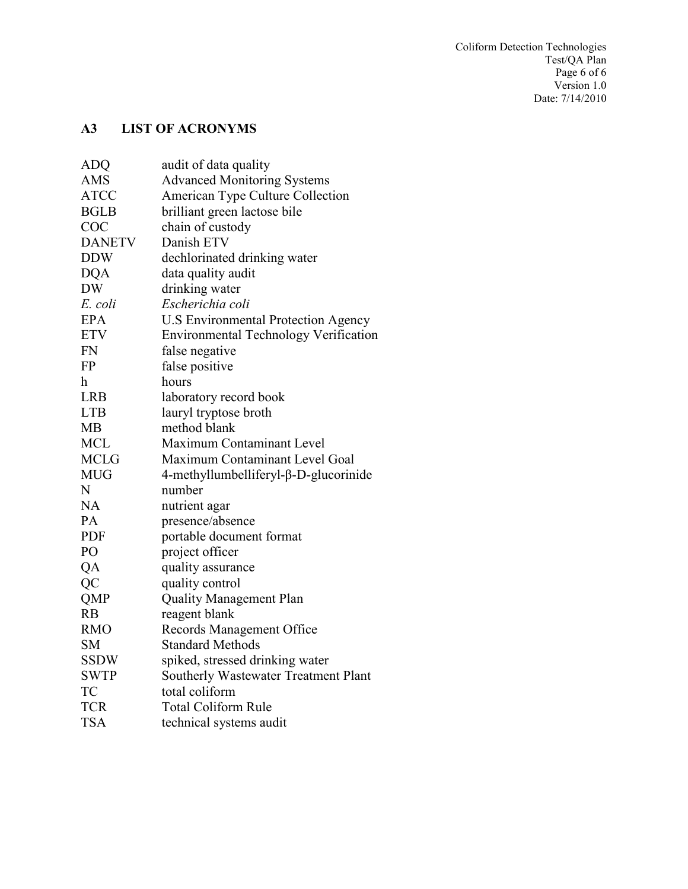## A3 LIST OF ACRONYMS

| | |
|---|---|
| ADQ | audit of data quality |
| AMS | Advanced Monitoring Systems |
| ATCC | American Type Culture Collection |
| BGLB | brilliant green lactose bile |
| COC | chain of custody |
| DANETV | Danish ETV |
| DDW | dechlorinated drinking water |
| DQA | data quality audit |
| DW | drinking water |
| *E. coli* | *Escherichia coli* |
| EPA | U.S Environmental Protection Agency |
| ETV | Environmental Technology Verification |
| FN | false negative |
| FP | false positive |
| h | hours |
| LRB | laboratory record book |
| LTB | lauryl tryptose broth |
| MB | method blank |
| MCL | Maximum Contaminant Level |
| MCLG | Maximum Contaminant Level Goal |
| MUG | 4-methyllumbelliferyl-β-D-glucorinide |
| N | number |
| NA | nutrient agar |
| PA | presence/absence |
| PDF | portable document format |
| PO | project officer |
| QA | quality assurance |
| QC | quality control |
| QMP | Quality Management Plan |
| RB | reagent blank |
| RMO | Records Management Office |
| SM | Standard Methods |
| SSDW | spiked, stressed drinking water |
| SWTP | Southerly Wastewater Treatment Plant |
| TC | total coliform |
| TCR | Total Coliform Rule |
| TSA | technical systems audit |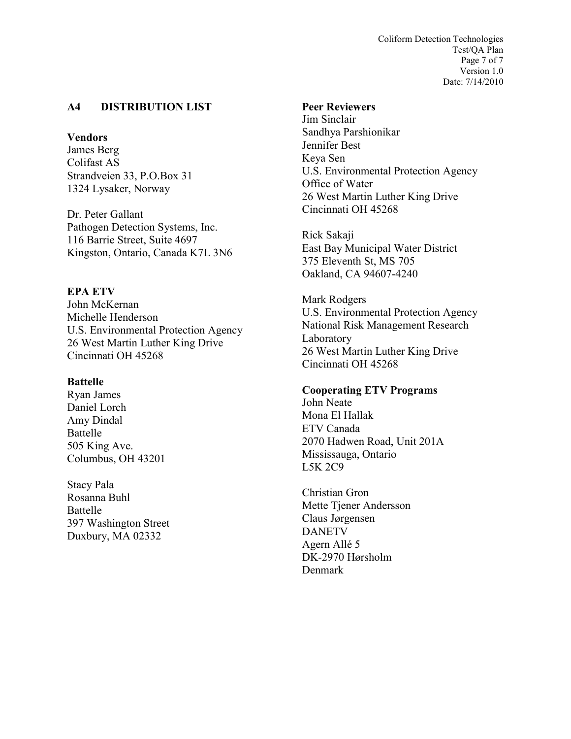## A4 DISTRIBUTION LIST

**Vendors**
James Berg
Colifast AS
Strandveien 33, P.O.Box 31
1324 Lysaker, Norway

Dr. Peter Gallant
Pathogen Detection Systems, Inc.
116 Barrie Street, Suite 4697
Kingston, Ontario, Canada K7L 3N6

**EPA ETV**
John McKernan
Michelle Henderson
U.S. Environmental Protection Agency
26 West Martin Luther King Drive
Cincinnati OH 45268

**Battelle**
Ryan James
Daniel Lorch
Amy Dindal
Battelle
505 King Ave.
Columbus, OH 43201

Stacy Pala
Rosanna Buhl
Battelle
397 Washington Street
Duxbury, MA 02332

**Peer Reviewers**
Jim Sinclair
Sandhya Parshionikar
Jennifer Best
Keya Sen
U.S. Environmental Protection Agency
Office of Water
26 West Martin Luther King Drive
Cincinnati OH 45268

Rick Sakaji
East Bay Municipal Water District
375 Eleventh St, MS 705
Oakland, CA 94607-4240

Mark Rodgers
U.S. Environmental Protection Agency
National Risk Management Research Laboratory
26 West Martin Luther King Drive
Cincinnati OH 45268

**Cooperating ETV Programs**
John Neate
Mona El Hallak
ETV Canada
2070 Hadwen Road, Unit 201A
Mississauga, Ontario
L5K 2C9

Christian Gron
Mette Tjener Andersson
Claus Jørgensen
DANETV
Agern Allé 5
DK-2970 Hørsholm
Denmark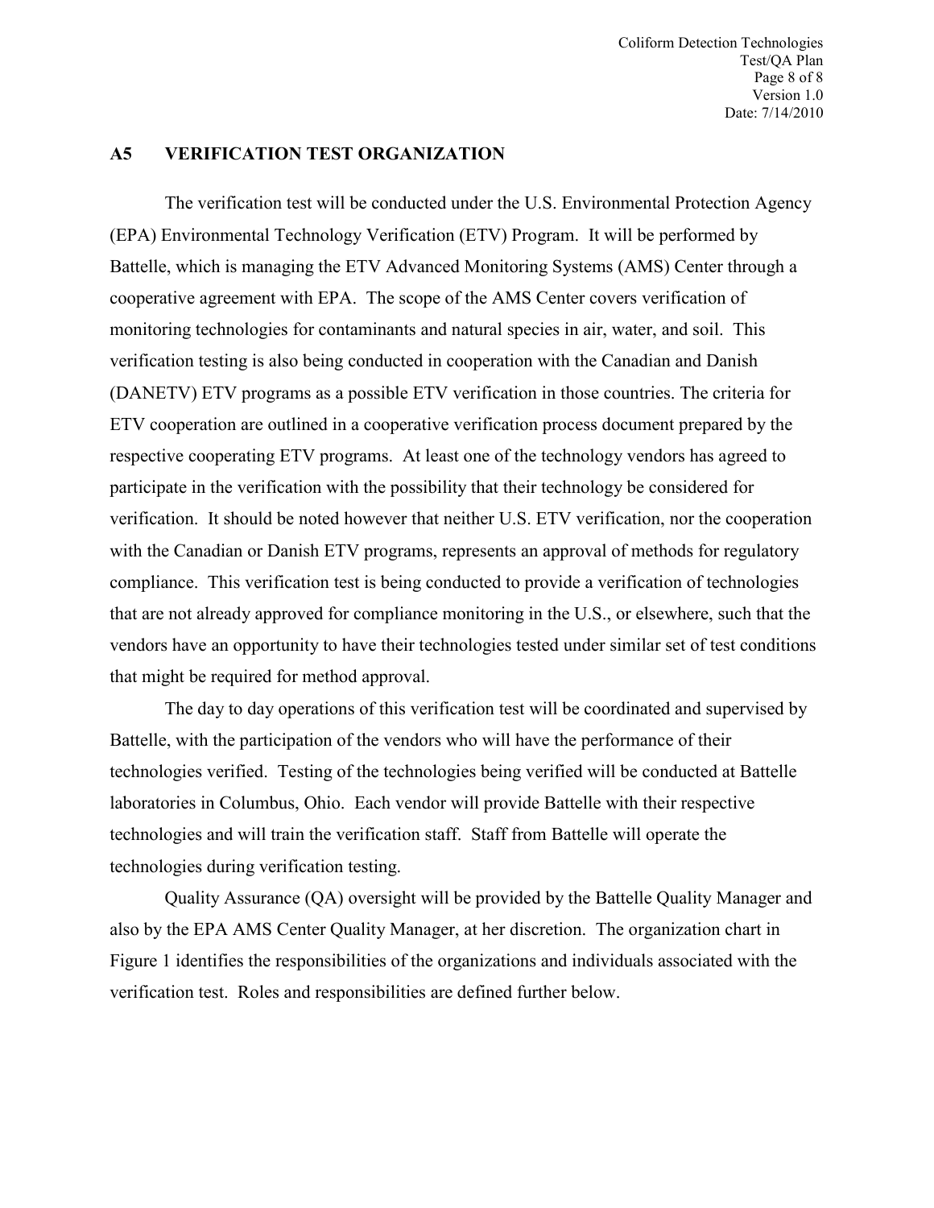## A5 VERIFICATION TEST ORGANIZATION

The verification test will be conducted under the U.S. Environmental Protection Agency (EPA) Environmental Technology Verification (ETV) Program. It will be performed by Battelle, which is managing the ETV Advanced Monitoring Systems (AMS) Center through a cooperative agreement with EPA. The scope of the AMS Center covers verification of monitoring technologies for contaminants and natural species in air, water, and soil. This verification testing is also being conducted in cooperation with the Canadian and Danish (DANETV) ETV programs as a possible ETV verification in those countries. The criteria for ETV cooperation are outlined in a cooperative verification process document prepared by the respective cooperating ETV programs. At least one of the technology vendors has agreed to participate in the verification with the possibility that their technology be considered for verification. It should be noted however that neither U.S. ETV verification, nor the cooperation with the Canadian or Danish ETV programs, represents an approval of methods for regulatory compliance. This verification test is being conducted to provide a verification of technologies that are not already approved for compliance monitoring in the U.S., or elsewhere, such that the vendors have an opportunity to have their technologies tested under similar set of test conditions that might be required for method approval.

The day to day operations of this verification test will be coordinated and supervised by Battelle, with the participation of the vendors who will have the performance of their technologies verified. Testing of the technologies being verified will be conducted at Battelle laboratories in Columbus, Ohio. Each vendor will provide Battelle with their respective technologies and will train the verification staff. Staff from Battelle will operate the technologies during verification testing.

Quality Assurance (QA) oversight will be provided by the Battelle Quality Manager and also by the EPA AMS Center Quality Manager, at her discretion. The organization chart in Figure 1 identifies the responsibilities of the organizations and individuals associated with the verification test. Roles and responsibilities are defined further below.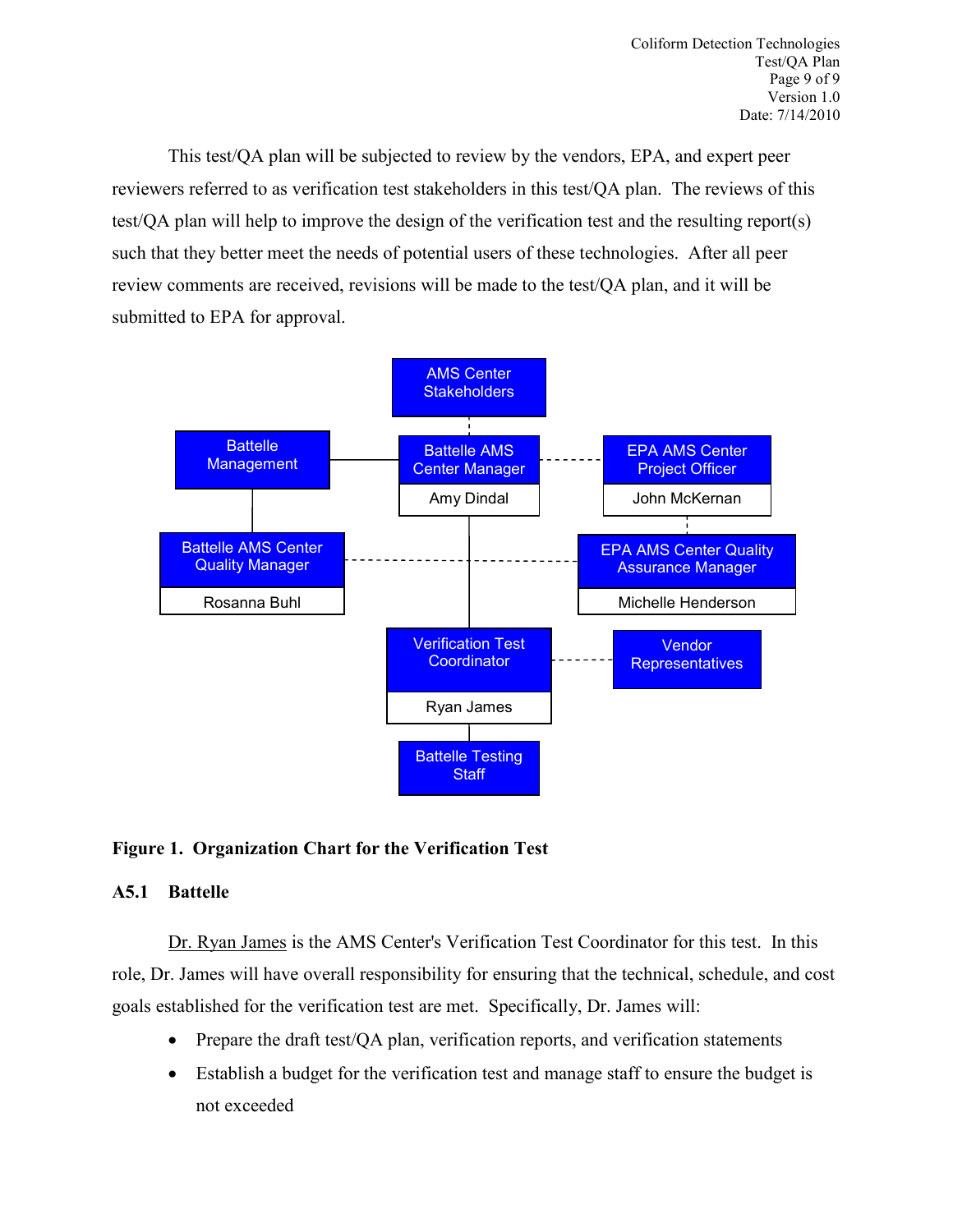This test/QA plan will be subjected to review by the vendors, EPA, and expert peer reviewers referred to as verification test stakeholders in this test/QA plan. The reviews of this test/QA plan will help to improve the design of the verification test and the resulting report(s) such that they better meet the needs of potential users of these technologies. After all peer review comments are received, revisions will be made to the test/QA plan, and it will be submitted to EPA for approval.

AMS Center Stakeholders

Battelle Management

Battelle AMS Center Manager
Amy Dindal

EPA AMS Center Project Officer
John McKernan

Battelle AMS Center Quality Manager
Rosanna Buhl

EPA AMS Center Quality Assurance Manager
Michelle Henderson

Verification Test Coordinator
Ryan James

Vendor Representatives

Battelle Testing Staff

**Figure 1. Organization Chart for the Verification Test**

### A5.1 Battelle

Dr. Ryan James is the AMS Center's Verification Test Coordinator for this test. In this role, Dr. James will have overall responsibility for ensuring that the technical, schedule, and cost goals established for the verification test are met. Specifically, Dr. James will:

- Prepare the draft test/QA plan, verification reports, and verification statements
- Establish a budget for the verification test and manage staff to ensure the budget is not exceeded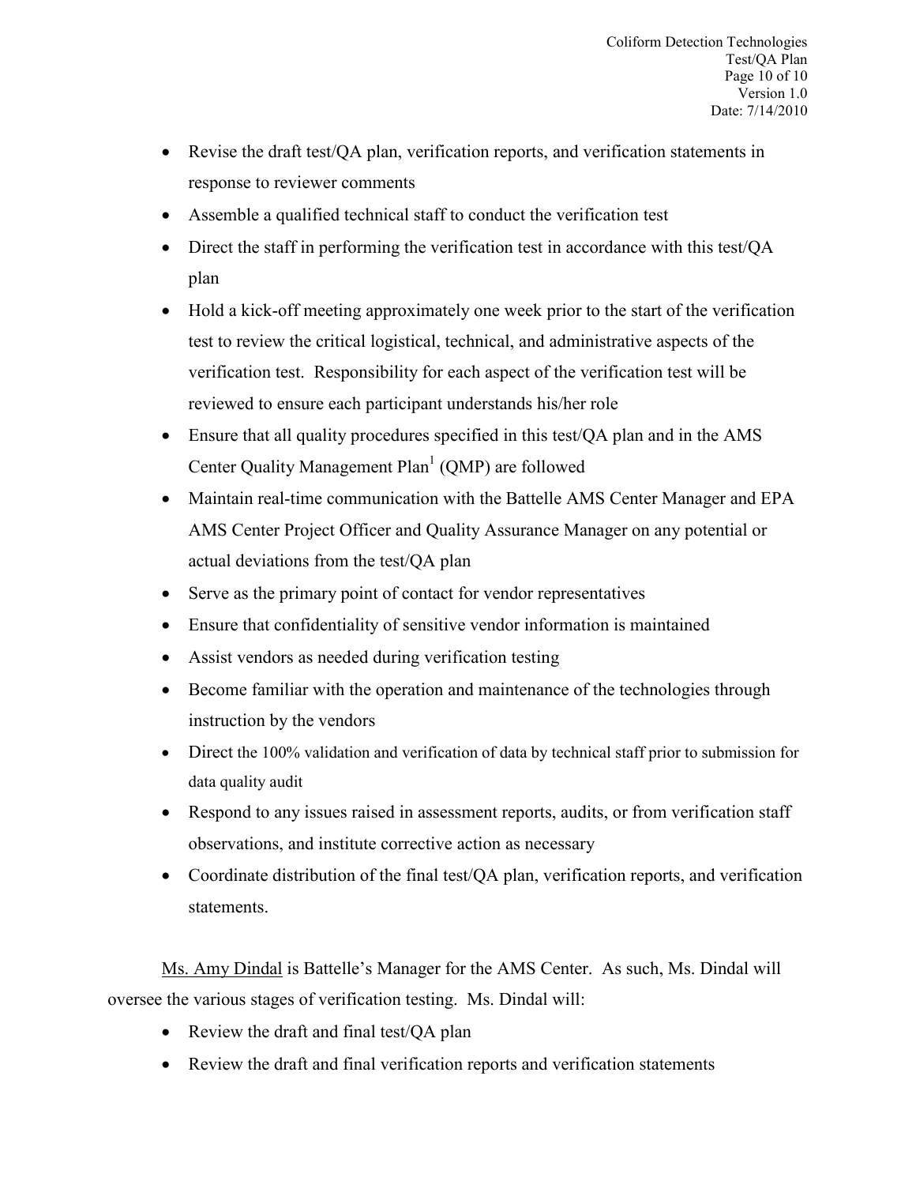- Revise the draft test/QA plan, verification reports, and verification statements in response to reviewer comments
- Assemble a qualified technical staff to conduct the verification test
- Direct the staff in performing the verification test in accordance with this test/QA plan
- Hold a kick-off meeting approximately one week prior to the start of the verification test to review the critical logistical, technical, and administrative aspects of the verification test. Responsibility for each aspect of the verification test will be reviewed to ensure each participant understands his/her role
- Ensure that all quality procedures specified in this test/QA plan and in the AMS Center Quality Management Plan[1] (QMP) are followed
- Maintain real-time communication with the Battelle AMS Center Manager and EPA AMS Center Project Officer and Quality Assurance Manager on any potential or actual deviations from the test/QA plan
- Serve as the primary point of contact for vendor representatives
- Ensure that confidentiality of sensitive vendor information is maintained
- Assist vendors as needed during verification testing
- Become familiar with the operation and maintenance of the technologies through instruction by the vendors
- Direct the 100% validation and verification of data by technical staff prior to submission for data quality audit
- Respond to any issues raised in assessment reports, audits, or from verification staff observations, and institute corrective action as necessary
- Coordinate distribution of the final test/QA plan, verification reports, and verification statements.

Ms. Amy Dindal is Battelle's Manager for the AMS Center. As such, Ms. Dindal will oversee the various stages of verification testing. Ms. Dindal will:

- Review the draft and final test/QA plan
- Review the draft and final verification reports and verification statements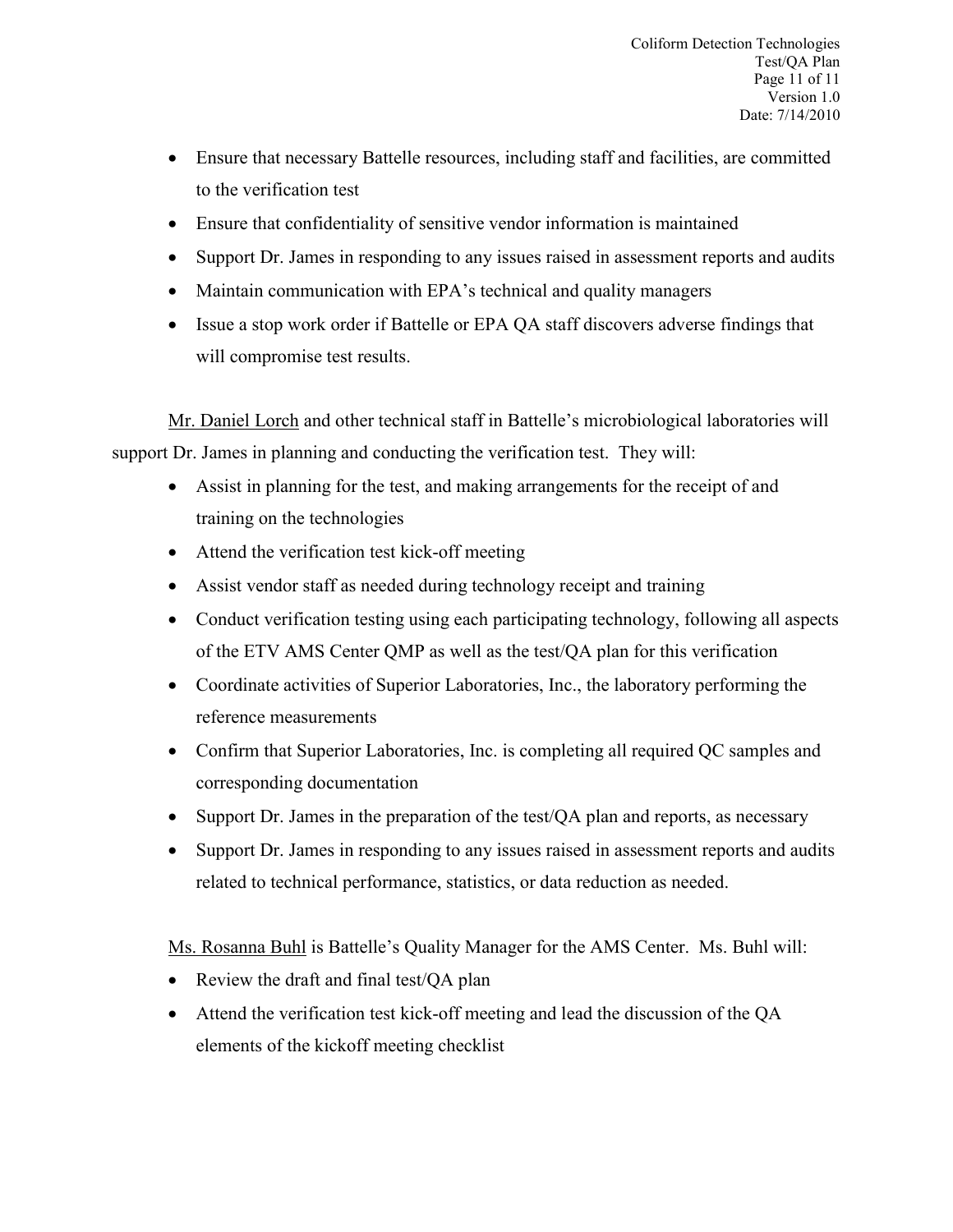- Ensure that necessary Battelle resources, including staff and facilities, are committed to the verification test
- Ensure that confidentiality of sensitive vendor information is maintained
- Support Dr. James in responding to any issues raised in assessment reports and audits
- Maintain communication with EPA's technical and quality managers
- Issue a stop work order if Battelle or EPA QA staff discovers adverse findings that will compromise test results.

Mr. Daniel Lorch and other technical staff in Battelle's microbiological laboratories will support Dr. James in planning and conducting the verification test. They will:

- Assist in planning for the test, and making arrangements for the receipt of and training on the technologies
- Attend the verification test kick-off meeting
- Assist vendor staff as needed during technology receipt and training
- Conduct verification testing using each participating technology, following all aspects of the ETV AMS Center QMP as well as the test/QA plan for this verification
- Coordinate activities of Superior Laboratories, Inc., the laboratory performing the reference measurements
- Confirm that Superior Laboratories, Inc. is completing all required QC samples and corresponding documentation
- Support Dr. James in the preparation of the test/QA plan and reports, as necessary
- Support Dr. James in responding to any issues raised in assessment reports and audits related to technical performance, statistics, or data reduction as needed.

Ms. Rosanna Buhl is Battelle's Quality Manager for the AMS Center. Ms. Buhl will:

- Review the draft and final test/QA plan
- Attend the verification test kick-off meeting and lead the discussion of the QA elements of the kickoff meeting checklist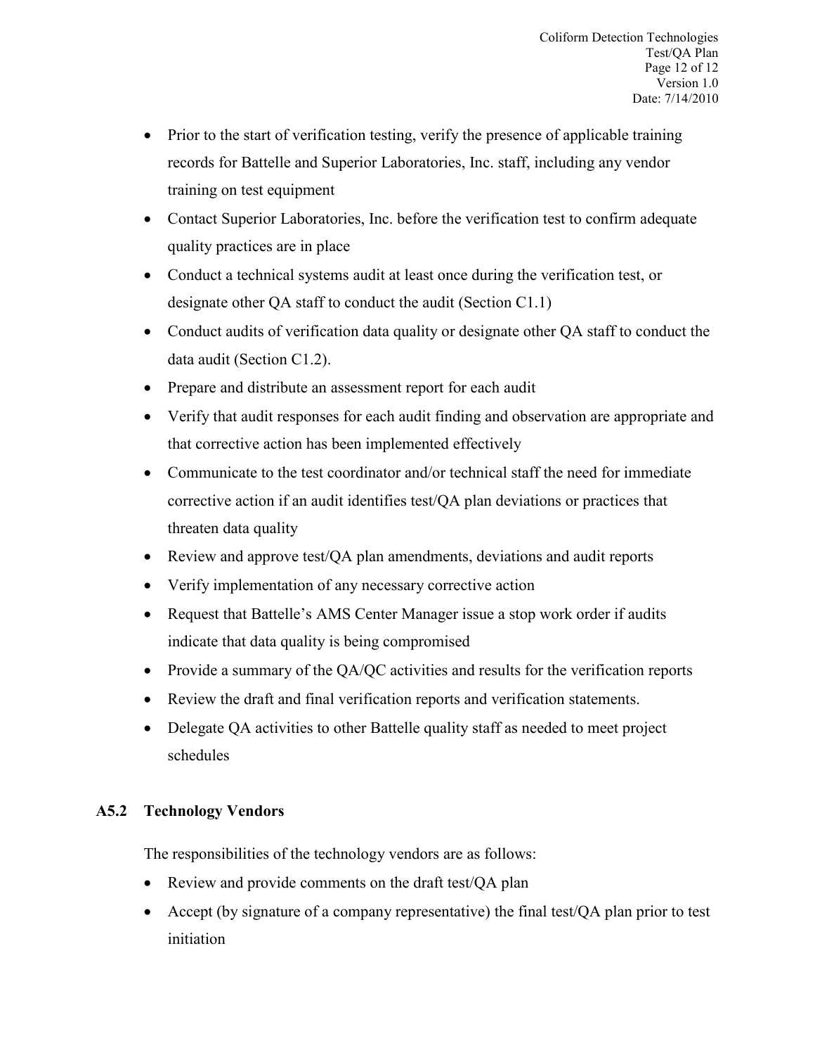- Prior to the start of verification testing, verify the presence of applicable training records for Battelle and Superior Laboratories, Inc. staff, including any vendor training on test equipment
- Contact Superior Laboratories, Inc. before the verification test to confirm adequate quality practices are in place
- Conduct a technical systems audit at least once during the verification test, or designate other QA staff to conduct the audit (Section C1.1)
- Conduct audits of verification data quality or designate other QA staff to conduct the data audit (Section C1.2).
- Prepare and distribute an assessment report for each audit
- Verify that audit responses for each audit finding and observation are appropriate and that corrective action has been implemented effectively
- Communicate to the test coordinator and/or technical staff the need for immediate corrective action if an audit identifies test/QA plan deviations or practices that threaten data quality
- Review and approve test/QA plan amendments, deviations and audit reports
- Verify implementation of any necessary corrective action
- Request that Battelle's AMS Center Manager issue a stop work order if audits indicate that data quality is being compromised
- Provide a summary of the QA/QC activities and results for the verification reports
- Review the draft and final verification reports and verification statements.
- Delegate QA activities to other Battelle quality staff as needed to meet project schedules

### A5.2 Technology Vendors

The responsibilities of the technology vendors are as follows:

- Review and provide comments on the draft test/QA plan
- Accept (by signature of a company representative) the final test/QA plan prior to test initiation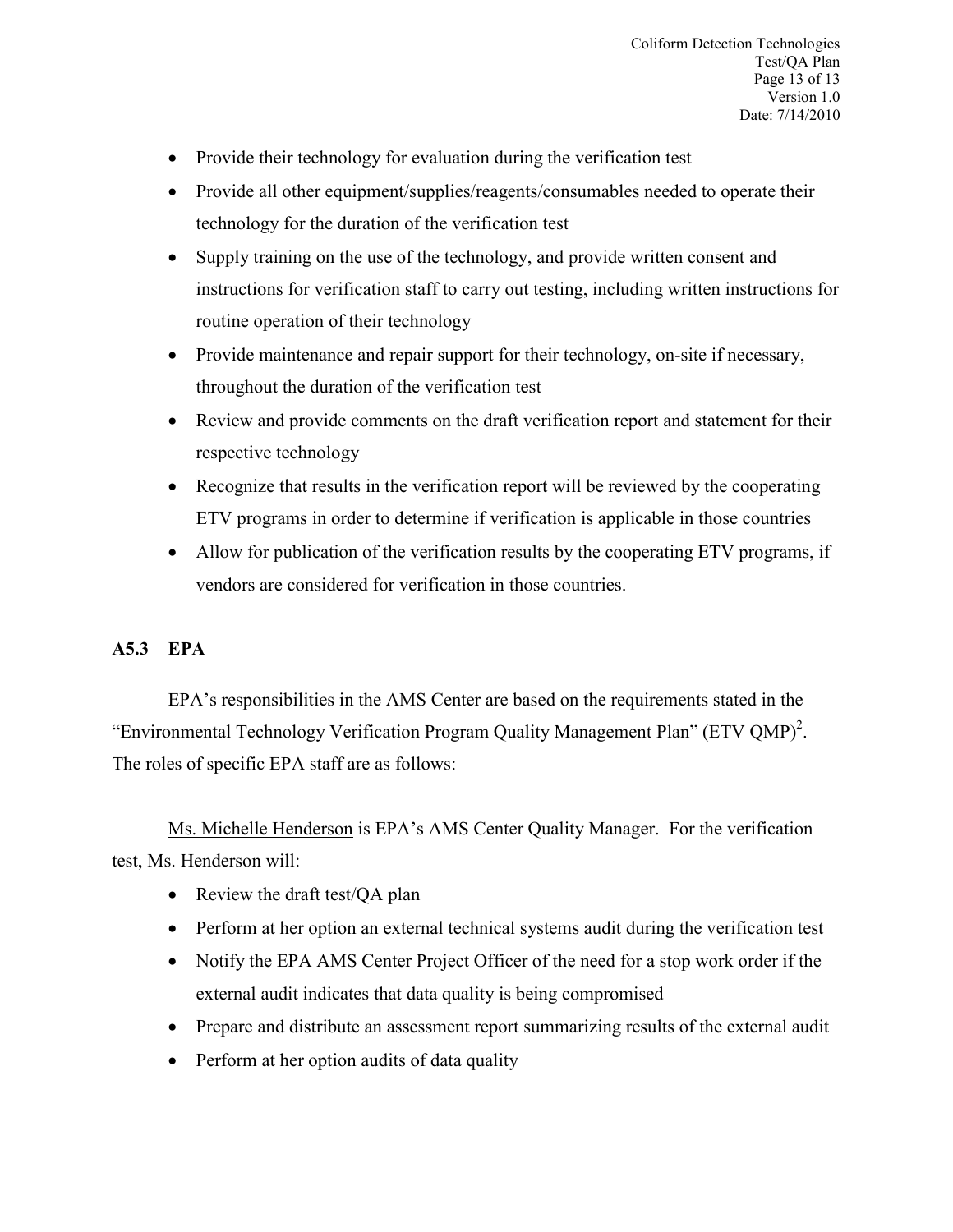- Provide their technology for evaluation during the verification test
- Provide all other equipment/supplies/reagents/consumables needed to operate their technology for the duration of the verification test
- Supply training on the use of the technology, and provide written consent and instructions for verification staff to carry out testing, including written instructions for routine operation of their technology
- Provide maintenance and repair support for their technology, on-site if necessary, throughout the duration of the verification test
- Review and provide comments on the draft verification report and statement for their respective technology
- Recognize that results in the verification report will be reviewed by the cooperating ETV programs in order to determine if verification is applicable in those countries
- Allow for publication of the verification results by the cooperating ETV programs, if vendors are considered for verification in those countries.

### A5.3 EPA

EPA's responsibilities in the AMS Center are based on the requirements stated in the "Environmental Technology Verification Program Quality Management Plan" (ETV QMP)[2]. The roles of specific EPA staff are as follows:

Ms. Michelle Henderson is EPA's AMS Center Quality Manager. For the verification test, Ms. Henderson will:

- Review the draft test/QA plan
- Perform at her option an external technical systems audit during the verification test
- Notify the EPA AMS Center Project Officer of the need for a stop work order if the external audit indicates that data quality is being compromised
- Prepare and distribute an assessment report summarizing results of the external audit
- Perform at her option audits of data quality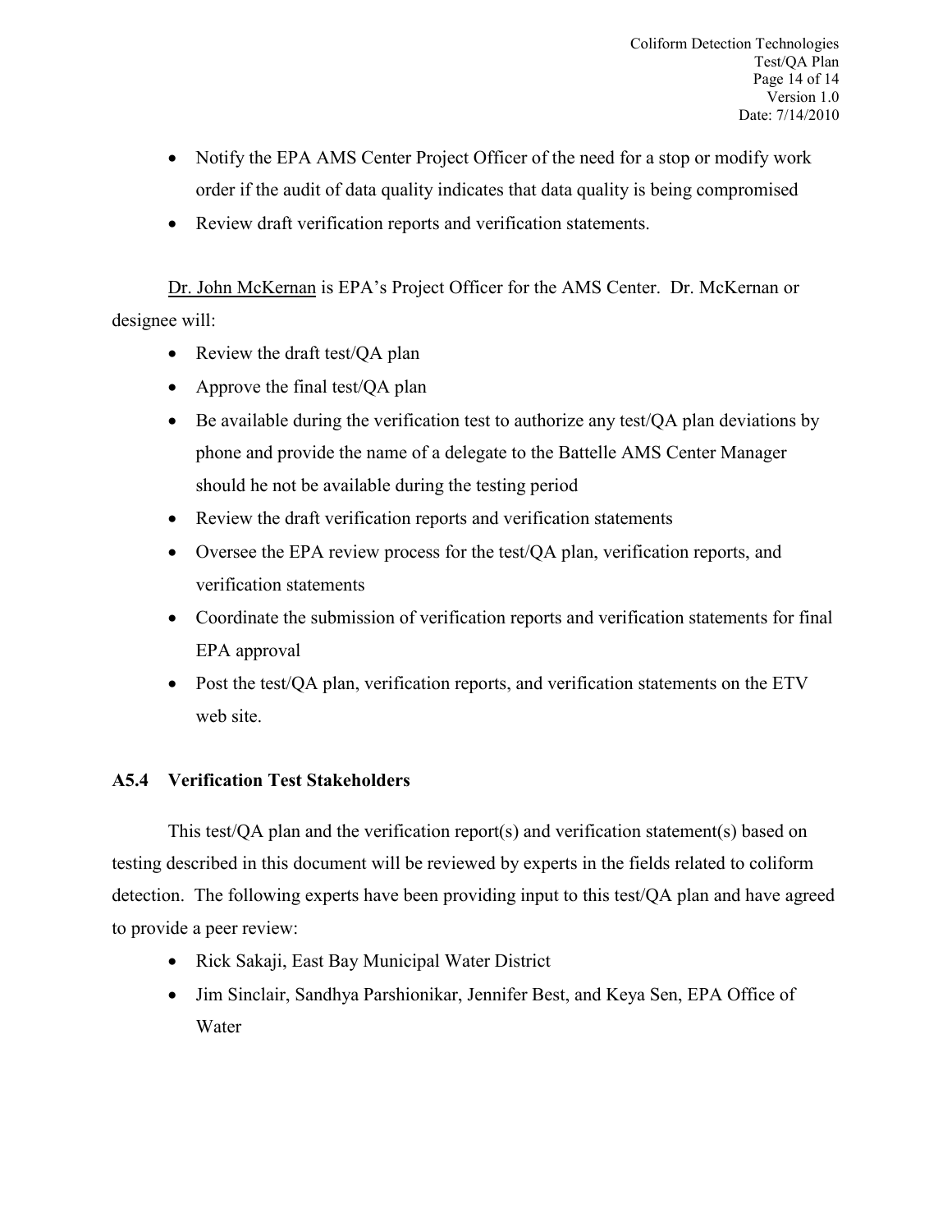- Notify the EPA AMS Center Project Officer of the need for a stop or modify work order if the audit of data quality indicates that data quality is being compromised
- Review draft verification reports and verification statements.

Dr. John McKernan is EPA's Project Officer for the AMS Center. Dr. McKernan or designee will:

- Review the draft test/QA plan
- Approve the final test/QA plan
- Be available during the verification test to authorize any test/QA plan deviations by phone and provide the name of a delegate to the Battelle AMS Center Manager should he not be available during the testing period
- Review the draft verification reports and verification statements
- Oversee the EPA review process for the test/QA plan, verification reports, and verification statements
- Coordinate the submission of verification reports and verification statements for final EPA approval
- Post the test/QA plan, verification reports, and verification statements on the ETV web site.

### A5.4 Verification Test Stakeholders

This test/QA plan and the verification report(s) and verification statement(s) based on testing described in this document will be reviewed by experts in the fields related to coliform detection. The following experts have been providing input to this test/QA plan and have agreed to provide a peer review:

- Rick Sakaji, East Bay Municipal Water District
- Jim Sinclair, Sandhya Parshionikar, Jennifer Best, and Keya Sen, EPA Office of Water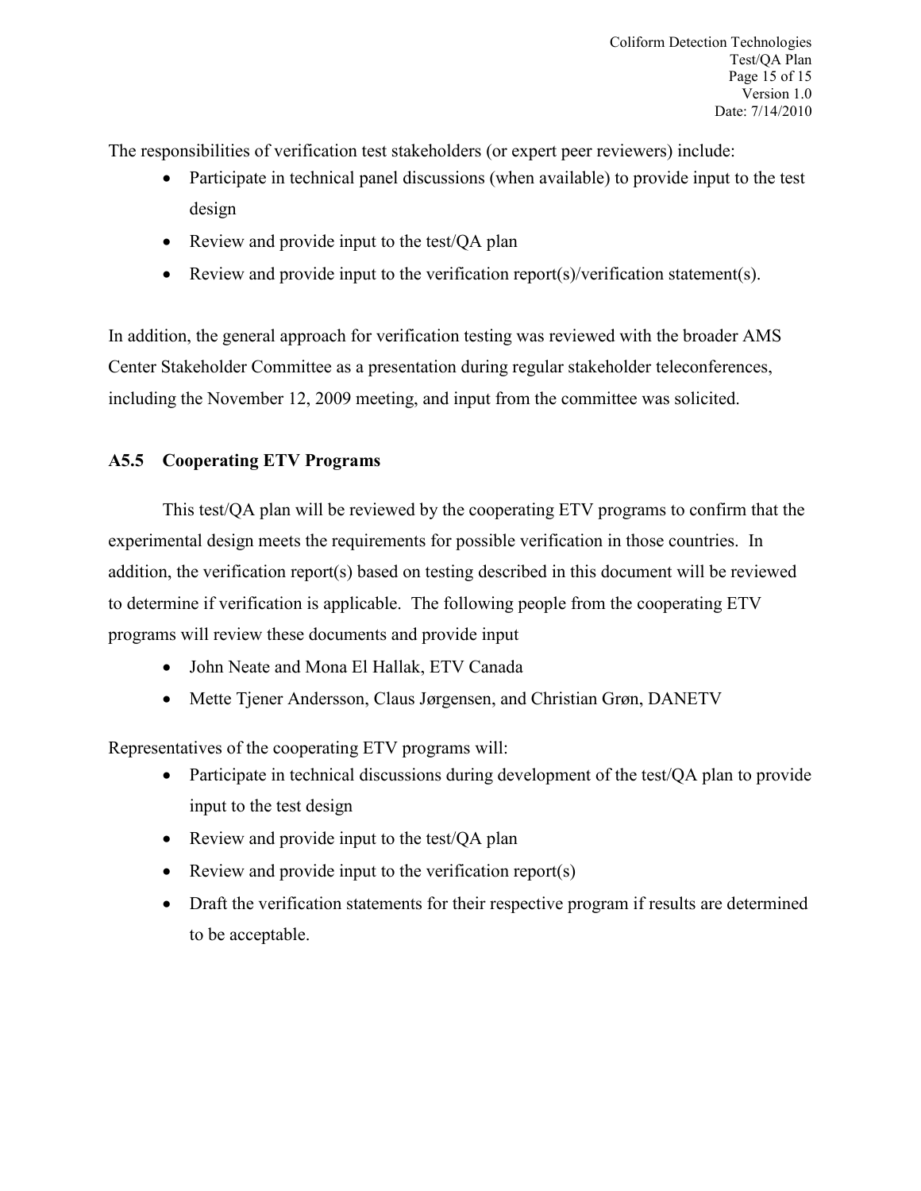The responsibilities of verification test stakeholders (or expert peer reviewers) include:

- Participate in technical panel discussions (when available) to provide input to the test design
- Review and provide input to the test/QA plan
- Review and provide input to the verification report(s)/verification statement(s).

In addition, the general approach for verification testing was reviewed with the broader AMS Center Stakeholder Committee as a presentation during regular stakeholder teleconferences, including the November 12, 2009 meeting, and input from the committee was solicited.

### A5.5 Cooperating ETV Programs

This test/QA plan will be reviewed by the cooperating ETV programs to confirm that the experimental design meets the requirements for possible verification in those countries. In addition, the verification report(s) based on testing described in this document will be reviewed to determine if verification is applicable. The following people from the cooperating ETV programs will review these documents and provide input

- John Neate and Mona El Hallak, ETV Canada
- Mette Tjener Andersson, Claus Jørgensen, and Christian Grøn, DANETV

Representatives of the cooperating ETV programs will:

- Participate in technical discussions during development of the test/QA plan to provide input to the test design
- Review and provide input to the test/QA plan
- Review and provide input to the verification report(s)
- Draft the verification statements for their respective program if results are determined to be acceptable.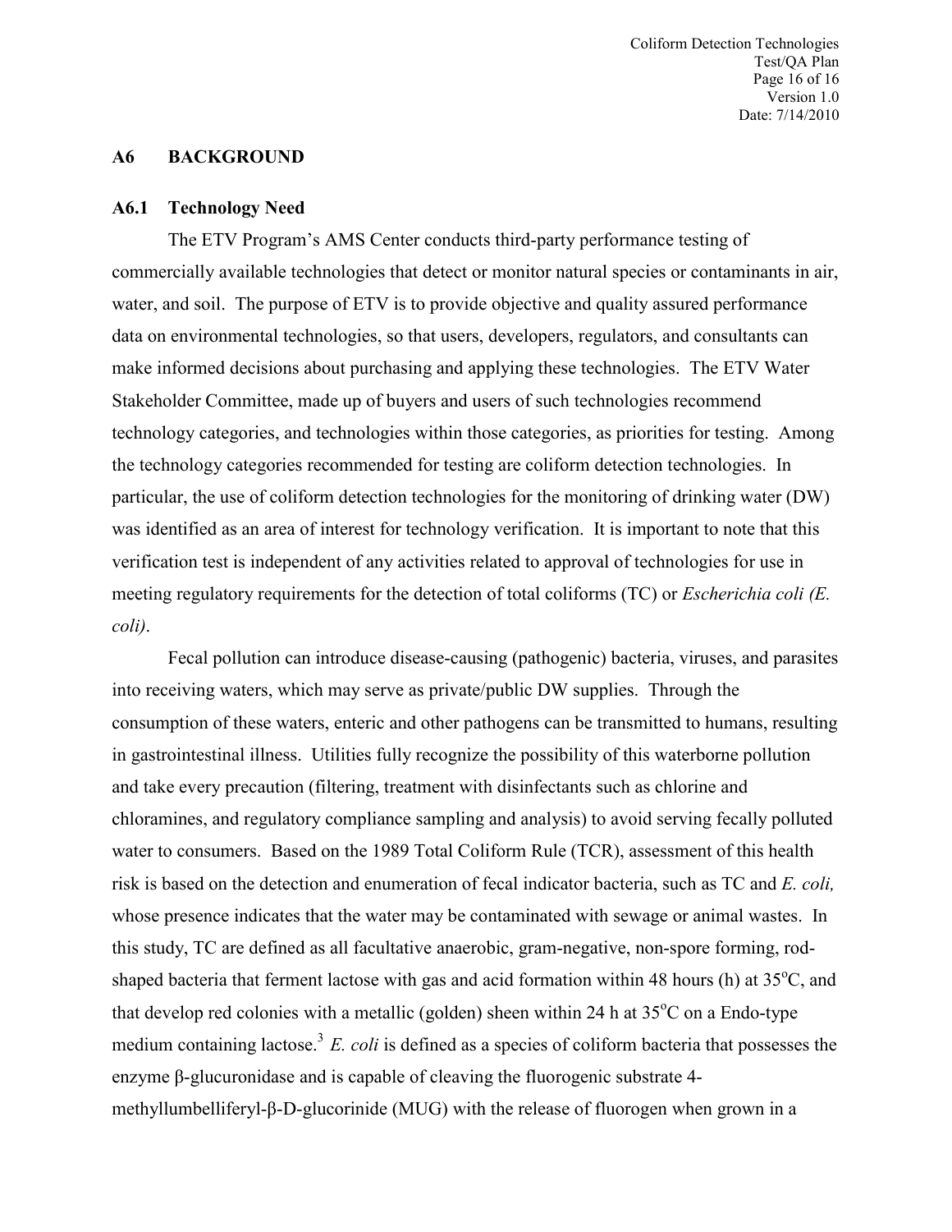## A6 BACKGROUND

### A6.1 Technology Need

The ETV Program's AMS Center conducts third-party performance testing of commercially available technologies that detect or monitor natural species or contaminants in air, water, and soil. The purpose of ETV is to provide objective and quality assured performance data on environmental technologies, so that users, developers, regulators, and consultants can make informed decisions about purchasing and applying these technologies. The ETV Water Stakeholder Committee, made up of buyers and users of such technologies recommend technology categories, and technologies within those categories, as priorities for testing. Among the technology categories recommended for testing are coliform detection technologies. In particular, the use of coliform detection technologies for the monitoring of drinking water (DW) was identified as an area of interest for technology verification. It is important to note that this verification test is independent of any activities related to approval of technologies for use in meeting regulatory requirements for the detection of total coliforms (TC) or *Escherichia coli (E. coli)*.

Fecal pollution can introduce disease-causing (pathogenic) bacteria, viruses, and parasites into receiving waters, which may serve as private/public DW supplies. Through the consumption of these waters, enteric and other pathogens can be transmitted to humans, resulting in gastrointestinal illness. Utilities fully recognize the possibility of this waterborne pollution and take every precaution (filtering, treatment with disinfectants such as chlorine and chloramines, and regulatory compliance sampling and analysis) to avoid serving fecally polluted water to consumers. Based on the 1989 Total Coliform Rule (TCR), assessment of this health risk is based on the detection and enumeration of fecal indicator bacteria, such as TC and *E. coli,* whose presence indicates that the water may be contaminated with sewage or animal wastes. In this study, TC are defined as all facultative anaerobic, gram-negative, non-spore forming, rod-shaped bacteria that ferment lactose with gas and acid formation within 48 hours (h) at 35°C, and that develop red colonies with a metallic (golden) sheen within 24 h at 35°C on a Endo-type medium containing lactose.[3] *E. coli* is defined as a species of coliform bacteria that possesses the enzyme β-glucuronidase and is capable of cleaving the fluorogenic substrate 4-methyllumbelliferyl-β-D-glucorinide (MUG) with the release of fluorogen when grown in a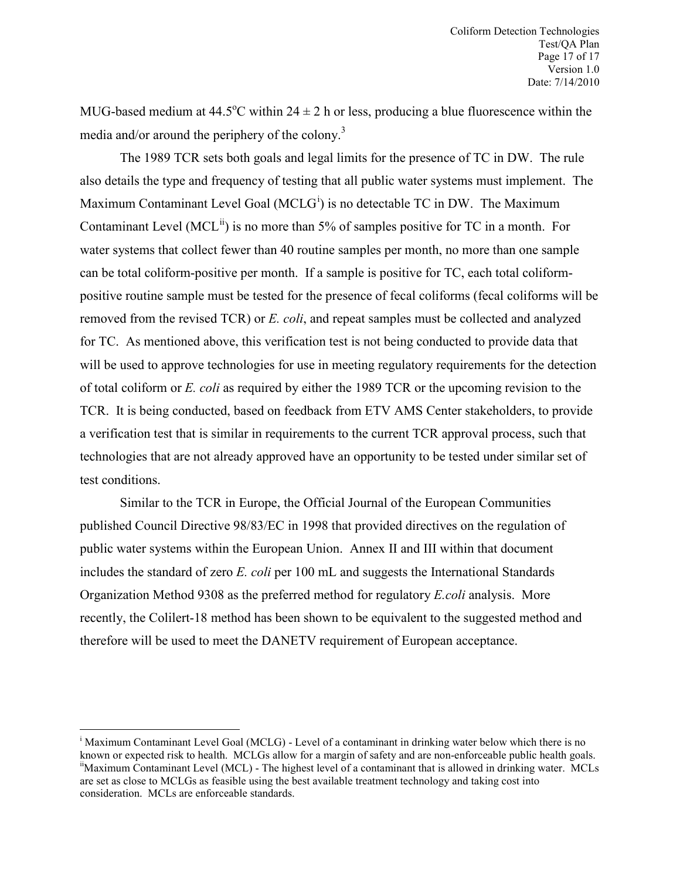MUG-based medium at 44.5°C within 24 ± 2 h or less, producing a blue fluorescence within the media and/or around the periphery of the colony.[3]

The 1989 TCR sets both goals and legal limits for the presence of TC in DW. The rule also details the type and frequency of testing that all public water systems must implement. The Maximum Contaminant Level Goal (MCLG[i]) is no detectable TC in DW. The Maximum Contaminant Level (MCL[ii]) is no more than 5% of samples positive for TC in a month. For water systems that collect fewer than 40 routine samples per month, no more than one sample can be total coliform-positive per month. If a sample is positive for TC, each total coliform-positive routine sample must be tested for the presence of fecal coliforms (fecal coliforms will be removed from the revised TCR) or *E. coli*, and repeat samples must be collected and analyzed for TC. As mentioned above, this verification test is not being conducted to provide data that will be used to approve technologies for use in meeting regulatory requirements for the detection of total coliform or *E. coli* as required by either the 1989 TCR or the upcoming revision to the TCR. It is being conducted, based on feedback from ETV AMS Center stakeholders, to provide a verification test that is similar in requirements to the current TCR approval process, such that technologies that are not already approved have an opportunity to be tested under similar set of test conditions.

Similar to the TCR in Europe, the Official Journal of the European Communities published Council Directive 98/83/EC in 1998 that provided directives on the regulation of public water systems within the European Union. Annex II and III within that document includes the standard of zero *E. coli* per 100 mL and suggests the International Standards Organization Method 9308 as the preferred method for regulatory *E.coli* analysis. More recently, the Colilert-18 method has been shown to be equivalent to the suggested method and therefore will be used to meet the DANETV requirement of European acceptance.

---

[i] Maximum Contaminant Level Goal (MCLG) - Level of a contaminant in drinking water below which there is no known or expected risk to health. MCLGs allow for a margin of safety and are non-enforceable public health goals.

[ii] Maximum Contaminant Level (MCL) - The highest level of a contaminant that is allowed in drinking water. MCLs are set as close to MCLGs as feasible using the best available treatment technology and taking cost into consideration. MCLs are enforceable standards.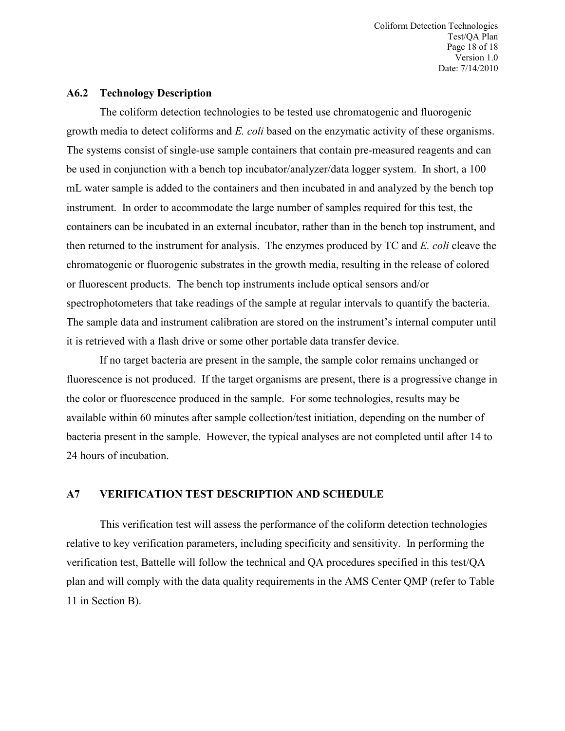### A6.2 Technology Description

The coliform detection technologies to be tested use chromatogenic and fluorogenic growth media to detect coliforms and *E. coli* based on the enzymatic activity of these organisms. The systems consist of single-use sample containers that contain pre-measured reagents and can be used in conjunction with a bench top incubator/analyzer/data logger system. In short, a 100 mL water sample is added to the containers and then incubated in and analyzed by the bench top instrument. In order to accommodate the large number of samples required for this test, the containers can be incubated in an external incubator, rather than in the bench top instrument, and then returned to the instrument for analysis. The enzymes produced by TC and *E. coli* cleave the chromatogenic or fluorogenic substrates in the growth media, resulting in the release of colored or fluorescent products. The bench top instruments include optical sensors and/or spectrophotometers that take readings of the sample at regular intervals to quantify the bacteria. The sample data and instrument calibration are stored on the instrument's internal computer until it is retrieved with a flash drive or some other portable data transfer device.

If no target bacteria are present in the sample, the sample color remains unchanged or fluorescence is not produced. If the target organisms are present, there is a progressive change in the color or fluorescence produced in the sample. For some technologies, results may be available within 60 minutes after sample collection/test initiation, depending on the number of bacteria present in the sample. However, the typical analyses are not completed until after 14 to 24 hours of incubation.

## A7 VERIFICATION TEST DESCRIPTION AND SCHEDULE

This verification test will assess the performance of the coliform detection technologies relative to key verification parameters, including specificity and sensitivity. In performing the verification test, Battelle will follow the technical and QA procedures specified in this test/QA plan and will comply with the data quality requirements in the AMS Center QMP (refer to Table 11 in Section B).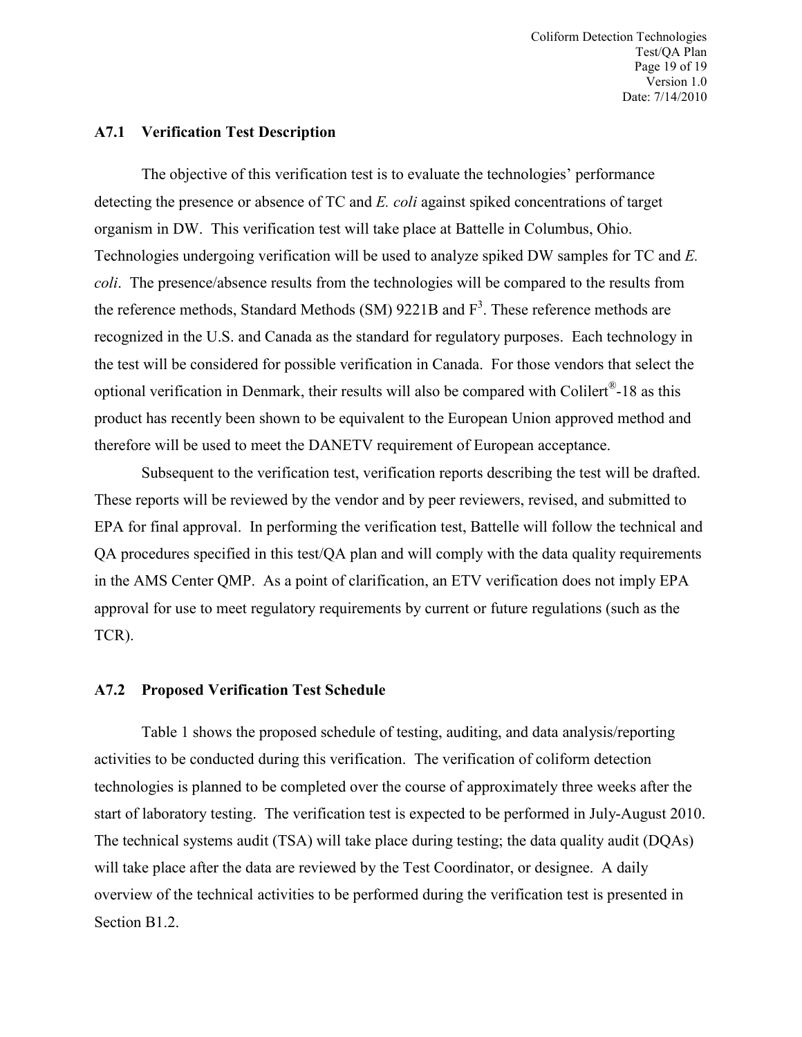### A7.1 Verification Test Description

The objective of this verification test is to evaluate the technologies' performance detecting the presence or absence of TC and *E. coli* against spiked concentrations of target organism in DW. This verification test will take place at Battelle in Columbus, Ohio. Technologies undergoing verification will be used to analyze spiked DW samples for TC and *E. coli*. The presence/absence results from the technologies will be compared to the results from the reference methods, Standard Methods (SM) 9221B and F[3]. These reference methods are recognized in the U.S. and Canada as the standard for regulatory purposes. Each technology in the test will be considered for possible verification in Canada. For those vendors that select the optional verification in Denmark, their results will also be compared with Colilert®-18 as this product has recently been shown to be equivalent to the European Union approved method and therefore will be used to meet the DANETV requirement of European acceptance.

Subsequent to the verification test, verification reports describing the test will be drafted. These reports will be reviewed by the vendor and by peer reviewers, revised, and submitted to EPA for final approval. In performing the verification test, Battelle will follow the technical and QA procedures specified in this test/QA plan and will comply with the data quality requirements in the AMS Center QMP. As a point of clarification, an ETV verification does not imply EPA approval for use to meet regulatory requirements by current or future regulations (such as the TCR).

### A7.2 Proposed Verification Test Schedule

Table 1 shows the proposed schedule of testing, auditing, and data analysis/reporting activities to be conducted during this verification. The verification of coliform detection technologies is planned to be completed over the course of approximately three weeks after the start of laboratory testing. The verification test is expected to be performed in July-August 2010. The technical systems audit (TSA) will take place during testing; the data quality audit (DQAs) will take place after the data are reviewed by the Test Coordinator, or designee. A daily overview of the technical activities to be performed during the verification test is presented in Section B1.2.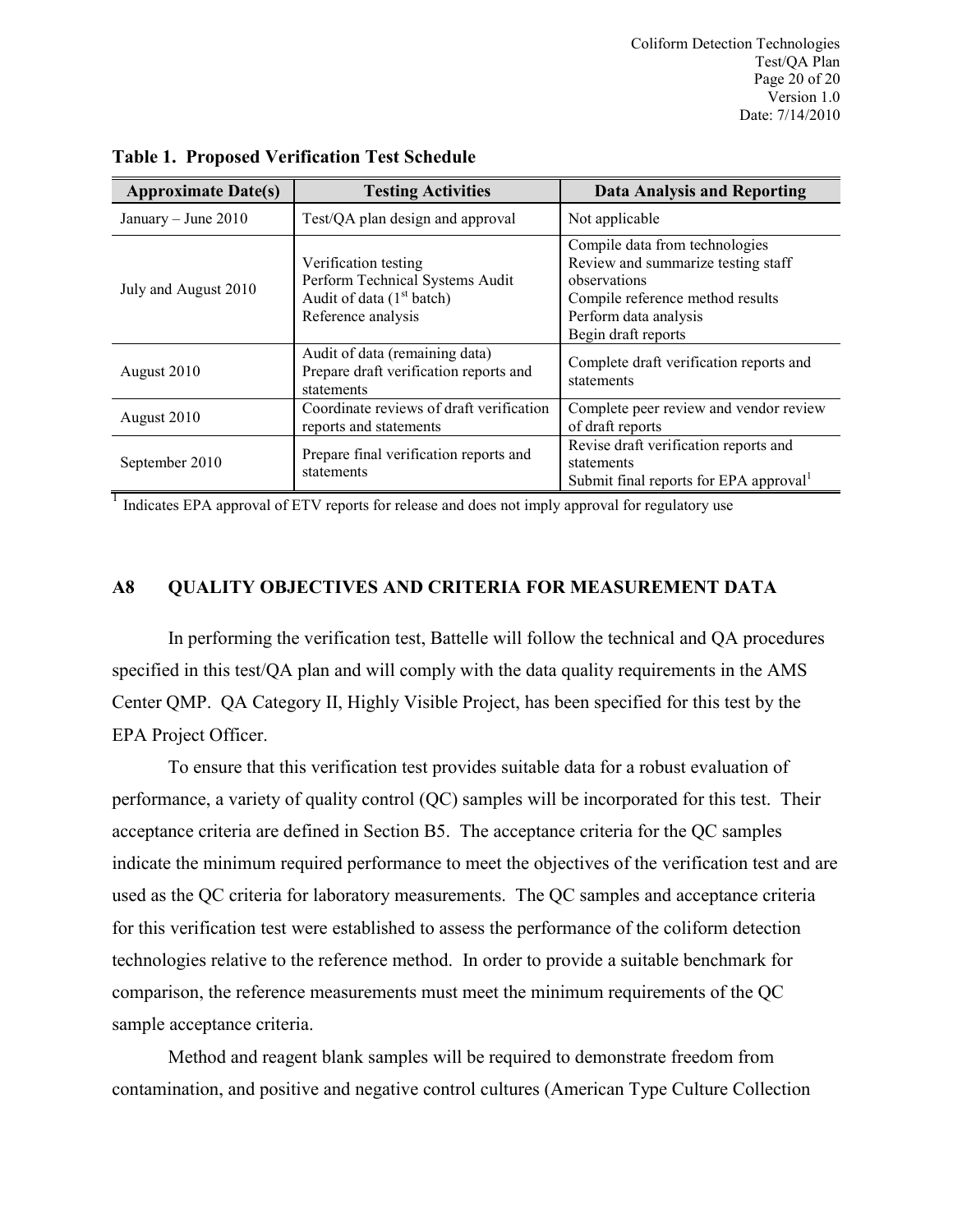**Table 1. Proposed Verification Test Schedule**

| Approximate Date(s) | Testing Activities | Data Analysis and Reporting |
|---|---|---|
| January – June 2010 | Test/QA plan design and approval | Not applicable |
| July and August 2010 | Verification testing<br>Perform Technical Systems Audit<br>Audit of data (1st batch)<br>Reference analysis | Compile data from technologies<br>Review and summarize testing staff observations<br>Compile reference method results<br>Perform data analysis<br>Begin draft reports |
| August 2010 | Audit of data (remaining data)<br>Prepare draft verification reports and statements | Complete draft verification reports and statements |
| August 2010 | Coordinate reviews of draft verification reports and statements | Complete peer review and vendor review of draft reports |
| September 2010 | Prepare final verification reports and statements | Revise draft verification reports and statements<br>Submit final reports for EPA approval[1] |

[1] Indicates EPA approval of ETV reports for release and does not imply approval for regulatory use

## A8 QUALITY OBJECTIVES AND CRITERIA FOR MEASUREMENT DATA

In performing the verification test, Battelle will follow the technical and QA procedures specified in this test/QA plan and will comply with the data quality requirements in the AMS Center QMP. QA Category II, Highly Visible Project, has been specified for this test by the EPA Project Officer.

To ensure that this verification test provides suitable data for a robust evaluation of performance, a variety of quality control (QC) samples will be incorporated for this test. Their acceptance criteria are defined in Section B5. The acceptance criteria for the QC samples indicate the minimum required performance to meet the objectives of the verification test and are used as the QC criteria for laboratory measurements. The QC samples and acceptance criteria for this verification test were established to assess the performance of the coliform detection technologies relative to the reference method. In order to provide a suitable benchmark for comparison, the reference measurements must meet the minimum requirements of the QC sample acceptance criteria.

Method and reagent blank samples will be required to demonstrate freedom from contamination, and positive and negative control cultures (American Type Culture Collection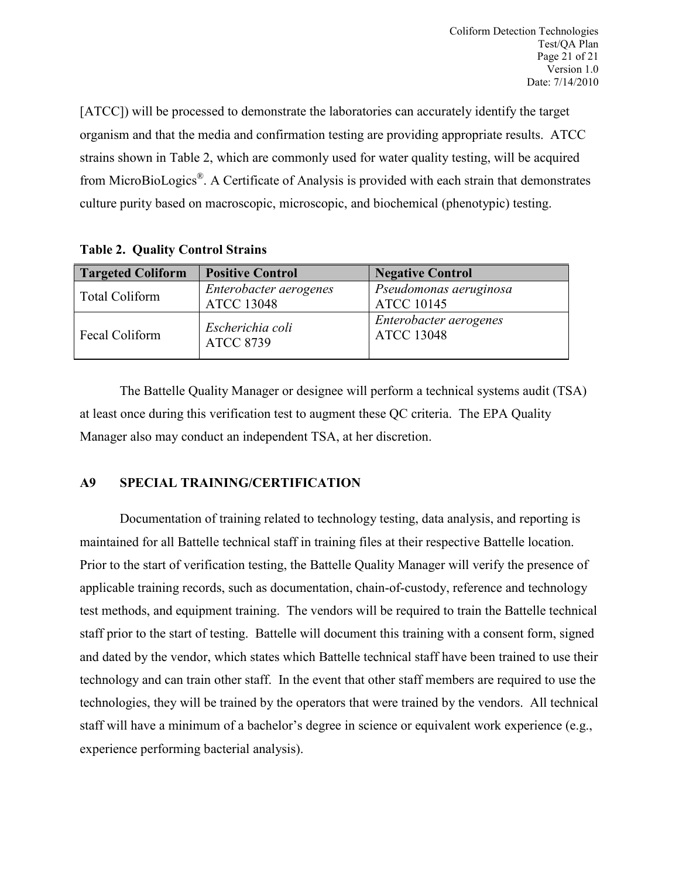[ATCC]) will be processed to demonstrate the laboratories can accurately identify the target organism and that the media and confirmation testing are providing appropriate results. ATCC strains shown in Table 2, which are commonly used for water quality testing, will be acquired from MicroBioLogics®. A Certificate of Analysis is provided with each strain that demonstrates culture purity based on macroscopic, microscopic, and biochemical (phenotypic) testing.

**Table 2. Quality Control Strains**

| Targeted Coliform | Positive Control | Negative Control |
|---|---|---|
| Total Coliform | *Enterobacter aerogenes* ATCC 13048 | *Pseudomonas aeruginosa* ATCC 10145 |
| Fecal Coliform | *Escherichia coli* ATCC 8739 | *Enterobacter aerogenes* ATCC 13048 |

The Battelle Quality Manager or designee will perform a technical systems audit (TSA) at least once during this verification test to augment these QC criteria. The EPA Quality Manager also may conduct an independent TSA, at her discretion.

## A9 SPECIAL TRAINING/CERTIFICATION

Documentation of training related to technology testing, data analysis, and reporting is maintained for all Battelle technical staff in training files at their respective Battelle location. Prior to the start of verification testing, the Battelle Quality Manager will verify the presence of applicable training records, such as documentation, chain-of-custody, reference and technology test methods, and equipment training. The vendors will be required to train the Battelle technical staff prior to the start of testing. Battelle will document this training with a consent form, signed and dated by the vendor, which states which Battelle technical staff have been trained to use their technology and can train other staff. In the event that other staff members are required to use the technologies, they will be trained by the operators that were trained by the vendors. All technical staff will have a minimum of a bachelor's degree in science or equivalent work experience (e.g., experience performing bacterial analysis).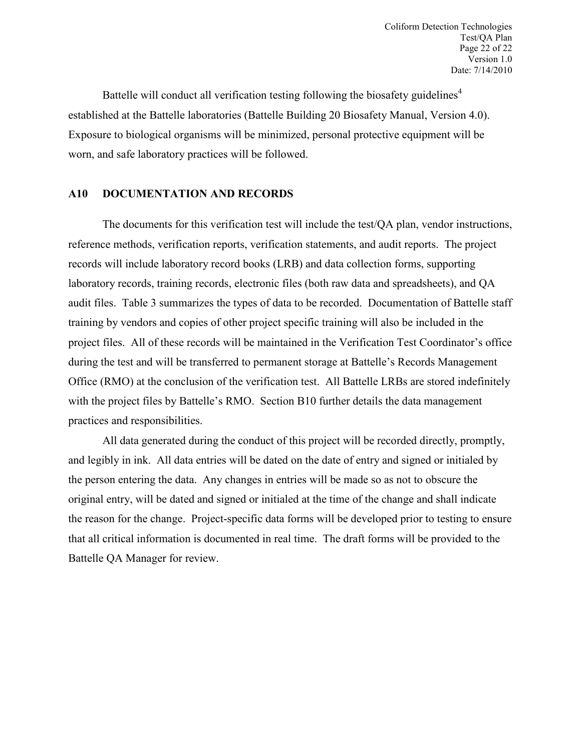Battelle will conduct all verification testing following the biosafety guidelines[4] established at the Battelle laboratories (Battelle Building 20 Biosafety Manual, Version 4.0). Exposure to biological organisms will be minimized, personal protective equipment will be worn, and safe laboratory practices will be followed.

## A10 DOCUMENTATION AND RECORDS

The documents for this verification test will include the test/QA plan, vendor instructions, reference methods, verification reports, verification statements, and audit reports. The project records will include laboratory record books (LRB) and data collection forms, supporting laboratory records, training records, electronic files (both raw data and spreadsheets), and QA audit files. Table 3 summarizes the types of data to be recorded. Documentation of Battelle staff training by vendors and copies of other project specific training will also be included in the project files. All of these records will be maintained in the Verification Test Coordinator's office during the test and will be transferred to permanent storage at Battelle's Records Management Office (RMO) at the conclusion of the verification test. All Battelle LRBs are stored indefinitely with the project files by Battelle's RMO. Section B10 further details the data management practices and responsibilities.

All data generated during the conduct of this project will be recorded directly, promptly, and legibly in ink. All data entries will be dated on the date of entry and signed or initialed by the person entering the data. Any changes in entries will be made so as not to obscure the original entry, will be dated and signed or initialed at the time of the change and shall indicate the reason for the change. Project-specific data forms will be developed prior to testing to ensure that all critical information is documented in real time. The draft forms will be provided to the Battelle QA Manager for review.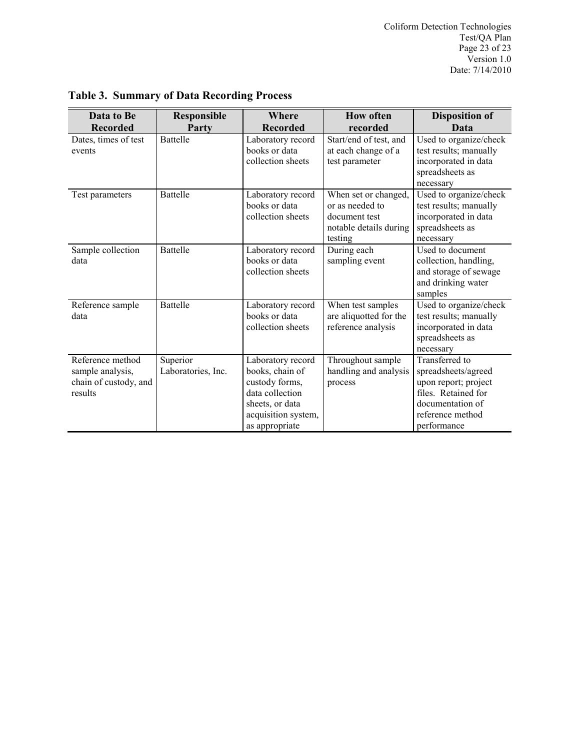**Table 3. Summary of Data Recording Process**

| Data to Be Recorded | Responsible Party | Where Recorded | How often recorded | Disposition of Data |
|---|---|---|---|---|
| Dates, times of test events | Battelle | Laboratory record books or data collection sheets | Start/end of test, and at each change of a test parameter | Used to organize/check test results; manually incorporated in data spreadsheets as necessary |
| Test parameters | Battelle | Laboratory record books or data collection sheets | When set or changed, or as needed to document test notable details during testing | Used to organize/check test results; manually incorporated in data spreadsheets as necessary |
| Sample collection data | Battelle | Laboratory record books or data collection sheets | During each sampling event | Used to document collection, handling, and storage of sewage and drinking water samples |
| Reference sample data | Battelle | Laboratory record books or data collection sheets | When test samples are aliquotted for the reference analysis | Used to organize/check test results; manually incorporated in data spreadsheets as necessary |
| Reference method sample analysis, chain of custody, and results | Superior Laboratories, Inc. | Laboratory record books, chain of custody forms, data collection sheets, or data acquisition system, as appropriate | Throughout sample handling and analysis process | Transferred to spreadsheets/agreed upon report; project files. Retained for documentation of reference method performance |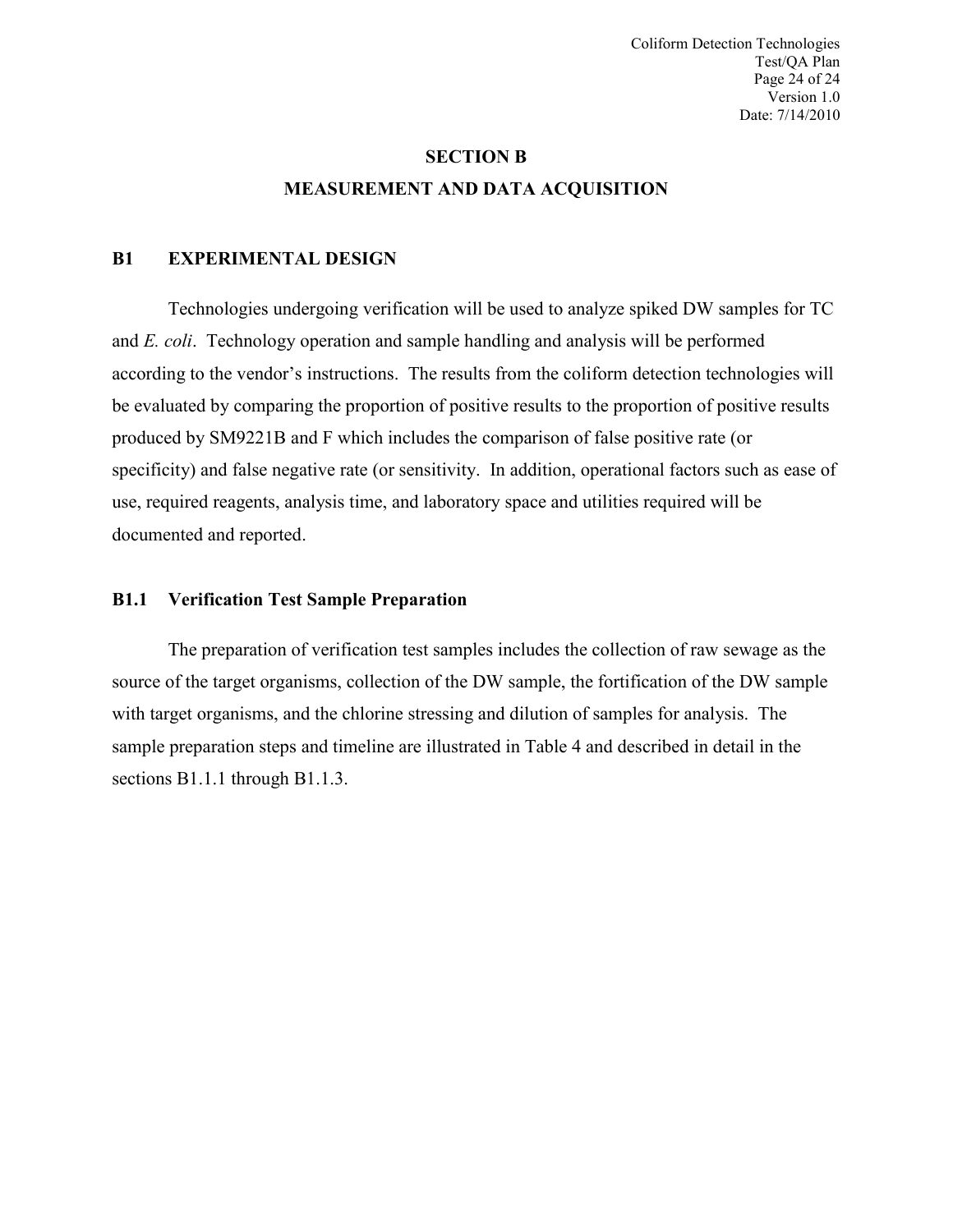# SECTION B
# MEASUREMENT AND DATA ACQUISITION

## B1 EXPERIMENTAL DESIGN

Technologies undergoing verification will be used to analyze spiked DW samples for TC and *E. coli*. Technology operation and sample handling and analysis will be performed according to the vendor's instructions. The results from the coliform detection technologies will be evaluated by comparing the proportion of positive results to the proportion of positive results produced by SM9221B and F which includes the comparison of false positive rate (or specificity) and false negative rate (or sensitivity. In addition, operational factors such as ease of use, required reagents, analysis time, and laboratory space and utilities required will be documented and reported.

### B1.1 Verification Test Sample Preparation

The preparation of verification test samples includes the collection of raw sewage as the source of the target organisms, collection of the DW sample, the fortification of the DW sample with target organisms, and the chlorine stressing and dilution of samples for analysis. The sample preparation steps and timeline are illustrated in Table 4 and described in detail in the sections B1.1.1 through B1.1.3.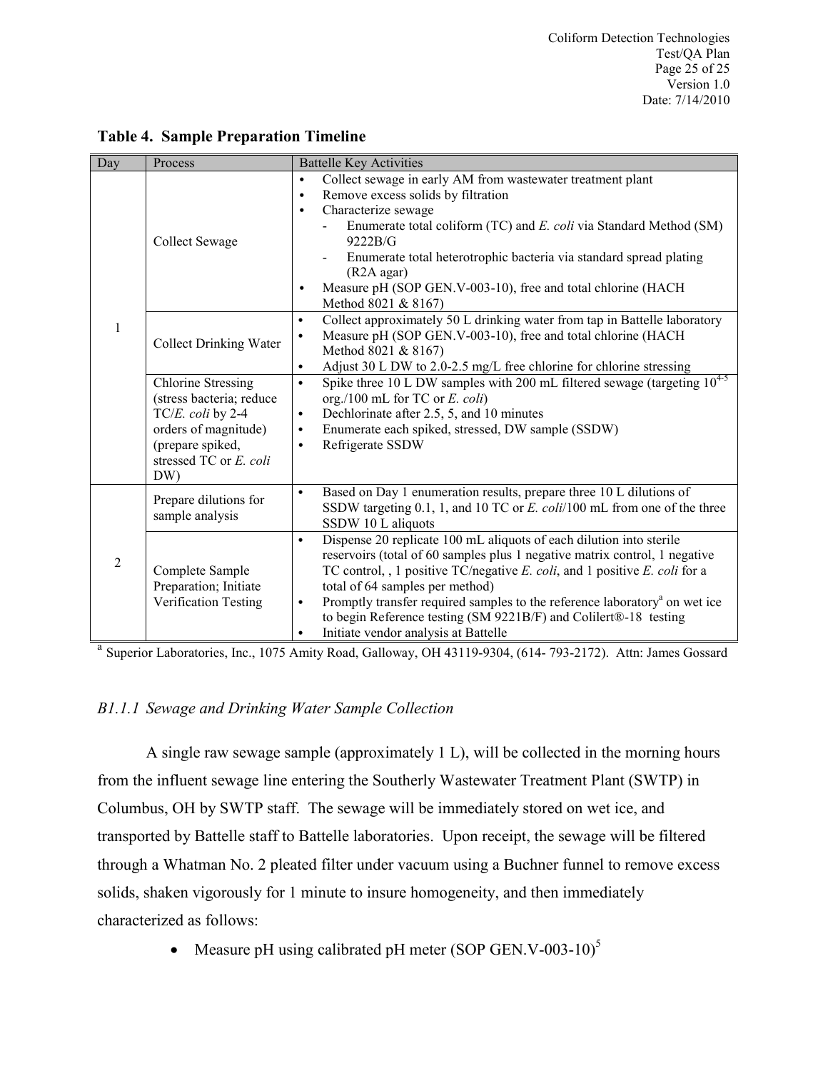**Table 4. Sample Preparation Timeline**

| Day | Process | Battelle Key Activities |
|---|---|---|
| 1 | Collect Sewage | • Collect sewage in early AM from wastewater treatment plant<br>• Remove excess solids by filtration<br>• Characterize sewage<br>  - Enumerate total coliform (TC) and *E. coli* via Standard Method (SM) 9222B/G<br>  - Enumerate total heterotrophic bacteria via standard spread plating (R2A agar)<br>• Measure pH (SOP GEN.V-003-10), free and total chlorine (HACH Method 8021 & 8167) |
| | Collect Drinking Water | • Collect approximately 50 L drinking water from tap in Battelle laboratory<br>• Measure pH (SOP GEN.V-003-10), free and total chlorine (HACH Method 8021 & 8167)<br>• Adjust 30 L DW to 2.0-2.5 mg/L free chlorine for chlorine stressing |
| | Chlorine Stressing (stress bacteria; reduce TC/*E. coli* by 2-4 orders of magnitude) (prepare spiked, stressed TC or *E. coli* DW) | • Spike three 10 L DW samples with 200 mL filtered sewage (targeting $10^{4-5}$ org./100 mL for TC or *E. coli*)<br>• Dechlorinate after 2.5, 5, and 10 minutes<br>• Enumerate each spiked, stressed, DW sample (SSDW)<br>• Refrigerate SSDW |
| 2 | Prepare dilutions for sample analysis | • Based on Day 1 enumeration results, prepare three 10 L dilutions of SSDW targeting 0.1, 1, and 10 TC or *E. coli*/100 mL from one of the three SSDW 10 L aliquots |
| | Complete Sample Preparation; Initiate Verification Testing | • Dispense 20 replicate 100 mL aliquots of each dilution into sterile reservoirs (total of 60 samples plus 1 negative matrix control, 1 negative TC control, , 1 positive TC/negative *E. coli*, and 1 positive *E. coli* for a total of 64 samples per method)<br>• Promptly transfer required samples to the reference laboratory[a] on wet ice to begin Reference testing (SM 9221B/F) and Colilert®-18 testing<br>• Initiate vendor analysis at Battelle |

[a] Superior Laboratories, Inc., 1075 Amity Road, Galloway, OH 43119-9304, (614- 793-2172). Attn: James Gossard

### *B1.1.1 Sewage and Drinking Water Sample Collection*

A single raw sewage sample (approximately 1 L), will be collected in the morning hours from the influent sewage line entering the Southerly Wastewater Treatment Plant (SWTP) in Columbus, OH by SWTP staff. The sewage will be immediately stored on wet ice, and transported by Battelle staff to Battelle laboratories. Upon receipt, the sewage will be filtered through a Whatman No. 2 pleated filter under vacuum using a Buchner funnel to remove excess solids, shaken vigorously for 1 minute to insure homogeneity, and then immediately characterized as follows:

- Measure pH using calibrated pH meter (SOP GEN.V-003-10)[5]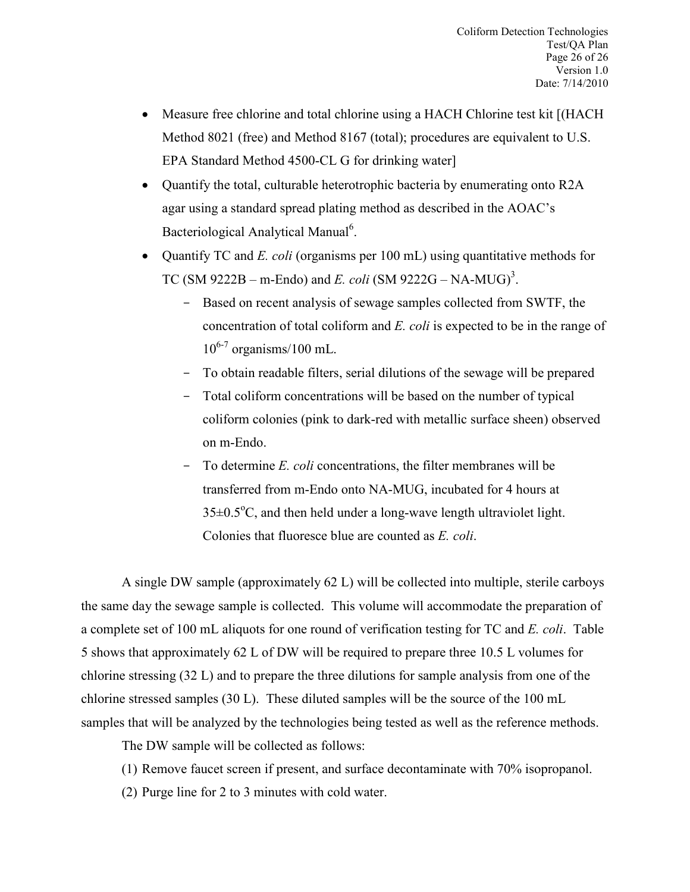- Measure free chlorine and total chlorine using a HACH Chlorine test kit [(HACH Method 8021 (free) and Method 8167 (total); procedures are equivalent to U.S. EPA Standard Method 4500-CL G for drinking water]
- Quantify the total, culturable heterotrophic bacteria by enumerating onto R2A agar using a standard spread plating method as described in the AOAC's Bacteriological Analytical Manual[6].
- Quantify TC and *E. coli* (organisms per 100 mL) using quantitative methods for TC (SM 9222B – m-Endo) and *E. coli* (SM 9222G – NA-MUG)[3].
  - Based on recent analysis of sewage samples collected from SWTF, the concentration of total coliform and *E. coli* is expected to be in the range of $10^{6-7}$ organisms/100 mL.
  - To obtain readable filters, serial dilutions of the sewage will be prepared
  - Total coliform concentrations will be based on the number of typical coliform colonies (pink to dark-red with metallic surface sheen) observed on m-Endo.
  - To determine *E. coli* concentrations, the filter membranes will be transferred from m-Endo onto NA-MUG, incubated for 4 hours at 35±0.5°C, and then held under a long-wave length ultraviolet light. Colonies that fluoresce blue are counted as *E. coli*.

A single DW sample (approximately 62 L) will be collected into multiple, sterile carboys the same day the sewage sample is collected. This volume will accommodate the preparation of a complete set of 100 mL aliquots for one round of verification testing for TC and *E. coli*. Table 5 shows that approximately 62 L of DW will be required to prepare three 10.5 L volumes for chlorine stressing (32 L) and to prepare the three dilutions for sample analysis from one of the chlorine stressed samples (30 L). These diluted samples will be the source of the 100 mL samples that will be analyzed by the technologies being tested as well as the reference methods.

The DW sample will be collected as follows:

(1) Remove faucet screen if present, and surface decontaminate with 70% isopropanol.

(2) Purge line for 2 to 3 minutes with cold water.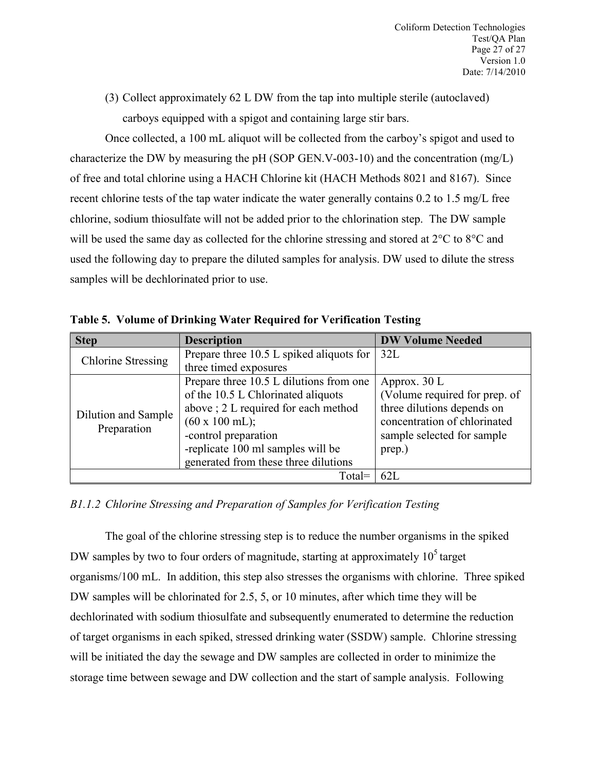(3) Collect approximately 62 L DW from the tap into multiple sterile (autoclaved) carboys equipped with a spigot and containing large stir bars.

Once collected, a 100 mL aliquot will be collected from the carboy's spigot and used to characterize the DW by measuring the pH (SOP GEN.V-003-10) and the concentration (mg/L) of free and total chlorine using a HACH Chlorine kit (HACH Methods 8021 and 8167). Since recent chlorine tests of the tap water indicate the water generally contains 0.2 to 1.5 mg/L free chlorine, sodium thiosulfate will not be added prior to the chlorination step. The DW sample will be used the same day as collected for the chlorine stressing and stored at 2°C to 8°C and used the following day to prepare the diluted samples for analysis. DW used to dilute the stress samples will be dechlorinated prior to use.

**Table 5. Volume of Drinking Water Required for Verification Testing**

| Step | Description | DW Volume Needed |
|---|---|---|
| Chlorine Stressing | Prepare three 10.5 L spiked aliquots for three timed exposures | 32L |
| Dilution and Sample Preparation | Prepare three 10.5 L dilutions from one of the 10.5 L Chlorinated aliquots above ; 2 L required for each method (60 x 100 mL);<br>-control preparation<br>-replicate 100 ml samples will be generated from these three dilutions | Approx. 30 L<br>(Volume required for prep. of three dilutions depends on concentration of chlorinated sample selected for sample prep.) |
| | Total= | 62L |

*B1.1.2 Chlorine Stressing and Preparation of Samples for Verification Testing*

The goal of the chlorine stressing step is to reduce the number organisms in the spiked DW samples by two to four orders of magnitude, starting at approximately $10^5$ target organisms/100 mL. In addition, this step also stresses the organisms with chlorine. Three spiked DW samples will be chlorinated for 2.5, 5, or 10 minutes, after which time they will be dechlorinated with sodium thiosulfate and subsequently enumerated to determine the reduction of target organisms in each spiked, stressed drinking water (SSDW) sample. Chlorine stressing will be initiated the day the sewage and DW samples are collected in order to minimize the storage time between sewage and DW collection and the start of sample analysis. Following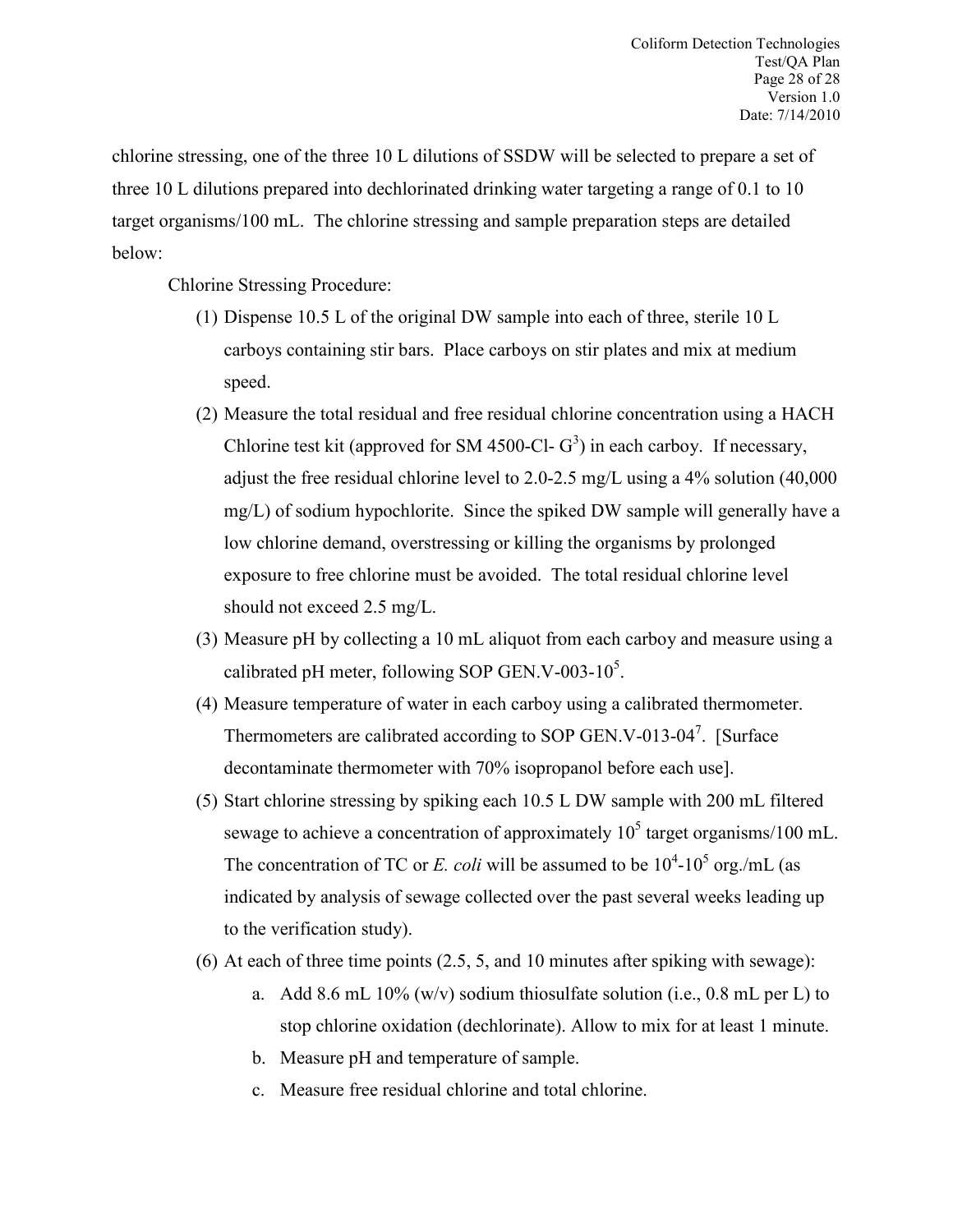chlorine stressing, one of the three 10 L dilutions of SSDW will be selected to prepare a set of three 10 L dilutions prepared into dechlorinated drinking water targeting a range of 0.1 to 10 target organisms/100 mL. The chlorine stressing and sample preparation steps are detailed below:

Chlorine Stressing Procedure:

(1) Dispense 10.5 L of the original DW sample into each of three, sterile 10 L carboys containing stir bars. Place carboys on stir plates and mix at medium speed.

(2) Measure the total residual and free residual chlorine concentration using a HACH Chlorine test kit (approved for SM 4500-Cl- G[3]) in each carboy. If necessary, adjust the free residual chlorine level to 2.0-2.5 mg/L using a 4% solution (40,000 mg/L) of sodium hypochlorite. Since the spiked DW sample will generally have a low chlorine demand, overstressing or killing the organisms by prolonged exposure to free chlorine must be avoided. The total residual chlorine level should not exceed 2.5 mg/L.

(3) Measure pH by collecting a 10 mL aliquot from each carboy and measure using a calibrated pH meter, following SOP GEN.V-003-10[5].

(4) Measure temperature of water in each carboy using a calibrated thermometer. Thermometers are calibrated according to SOP GEN.V-013-04[7]. [Surface decontaminate thermometer with 70% isopropanol before each use].

(5) Start chlorine stressing by spiking each 10.5 L DW sample with 200 mL filtered sewage to achieve a concentration of approximately $10^5$ target organisms/100 mL. The concentration of TC or *E. coli* will be assumed to be $10^4$-$10^5$ org./mL (as indicated by analysis of sewage collected over the past several weeks leading up to the verification study).

(6) At each of three time points (2.5, 5, and 10 minutes after spiking with sewage):

   a. Add 8.6 mL 10% (w/v) sodium thiosulfate solution (i.e., 0.8 mL per L) to stop chlorine oxidation (dechlorinate). Allow to mix for at least 1 minute.

   b. Measure pH and temperature of sample.

   c. Measure free residual chlorine and total chlorine.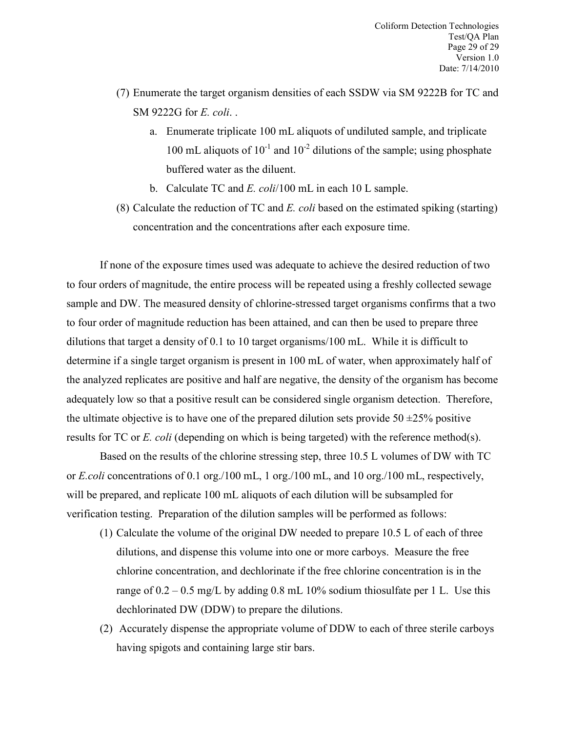(7) Enumerate the target organism densities of each SSDW via SM 9222B for TC and SM 9222G for *E. coli*. .

   a. Enumerate triplicate 100 mL aliquots of undiluted sample, and triplicate 100 mL aliquots of $10^{-1}$ and $10^{-2}$ dilutions of the sample; using phosphate buffered water as the diluent.

   b. Calculate TC and *E. coli*/100 mL in each 10 L sample.

(8) Calculate the reduction of TC and *E. coli* based on the estimated spiking (starting) concentration and the concentrations after each exposure time.

If none of the exposure times used was adequate to achieve the desired reduction of two to four orders of magnitude, the entire process will be repeated using a freshly collected sewage sample and DW. The measured density of chlorine-stressed target organisms confirms that a two to four order of magnitude reduction has been attained, and can then be used to prepare three dilutions that target a density of 0.1 to 10 target organisms/100 mL. While it is difficult to determine if a single target organism is present in 100 mL of water, when approximately half of the analyzed replicates are positive and half are negative, the density of the organism has become adequately low so that a positive result can be considered single organism detection. Therefore, the ultimate objective is to have one of the prepared dilution sets provide 50 ±25% positive results for TC or *E. coli* (depending on which is being targeted) with the reference method(s).

Based on the results of the chlorine stressing step, three 10.5 L volumes of DW with TC or *E.coli* concentrations of 0.1 org./100 mL, 1 org./100 mL, and 10 org./100 mL, respectively, will be prepared, and replicate 100 mL aliquots of each dilution will be subsampled for verification testing. Preparation of the dilution samples will be performed as follows:

(1) Calculate the volume of the original DW needed to prepare 10.5 L of each of three dilutions, and dispense this volume into one or more carboys. Measure the free chlorine concentration, and dechlorinate if the free chlorine concentration is in the range of 0.2 – 0.5 mg/L by adding 0.8 mL 10% sodium thiosulfate per 1 L. Use this dechlorinated DW (DDW) to prepare the dilutions.

(2) Accurately dispense the appropriate volume of DDW to each of three sterile carboys having spigots and containing large stir bars.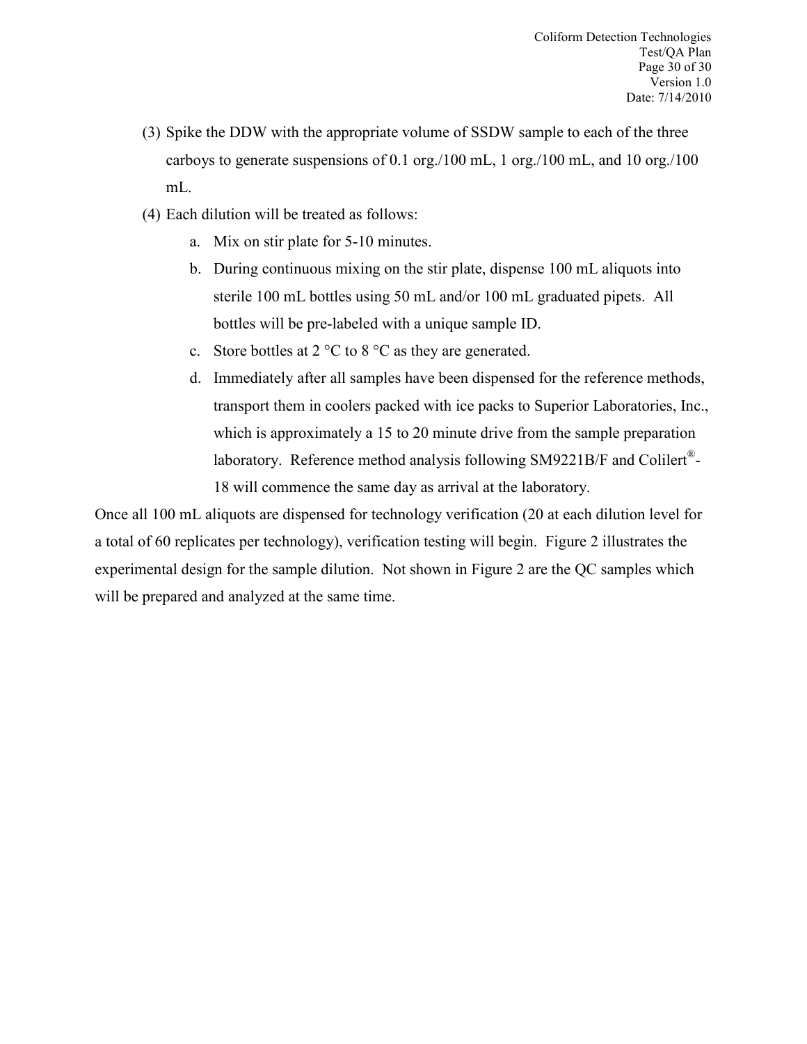(3) Spike the DDW with the appropriate volume of SSDW sample to each of the three carboys to generate suspensions of 0.1 org./100 mL, 1 org./100 mL, and 10 org./100 mL.

(4) Each dilution will be treated as follows:

   a. Mix on stir plate for 5-10 minutes.

   b. During continuous mixing on the stir plate, dispense 100 mL aliquots into sterile 100 mL bottles using 50 mL and/or 100 mL graduated pipets. All bottles will be pre-labeled with a unique sample ID.

   c. Store bottles at 2 °C to 8 °C as they are generated.

   d. Immediately after all samples have been dispensed for the reference methods, transport them in coolers packed with ice packs to Superior Laboratories, Inc., which is approximately a 15 to 20 minute drive from the sample preparation laboratory. Reference method analysis following SM9221B/F and Colilert®-18 will commence the same day as arrival at the laboratory.

Once all 100 mL aliquots are dispensed for technology verification (20 at each dilution level for a total of 60 replicates per technology), verification testing will begin. Figure 2 illustrates the experimental design for the sample dilution. Not shown in Figure 2 are the QC samples which will be prepared and analyzed at the same time.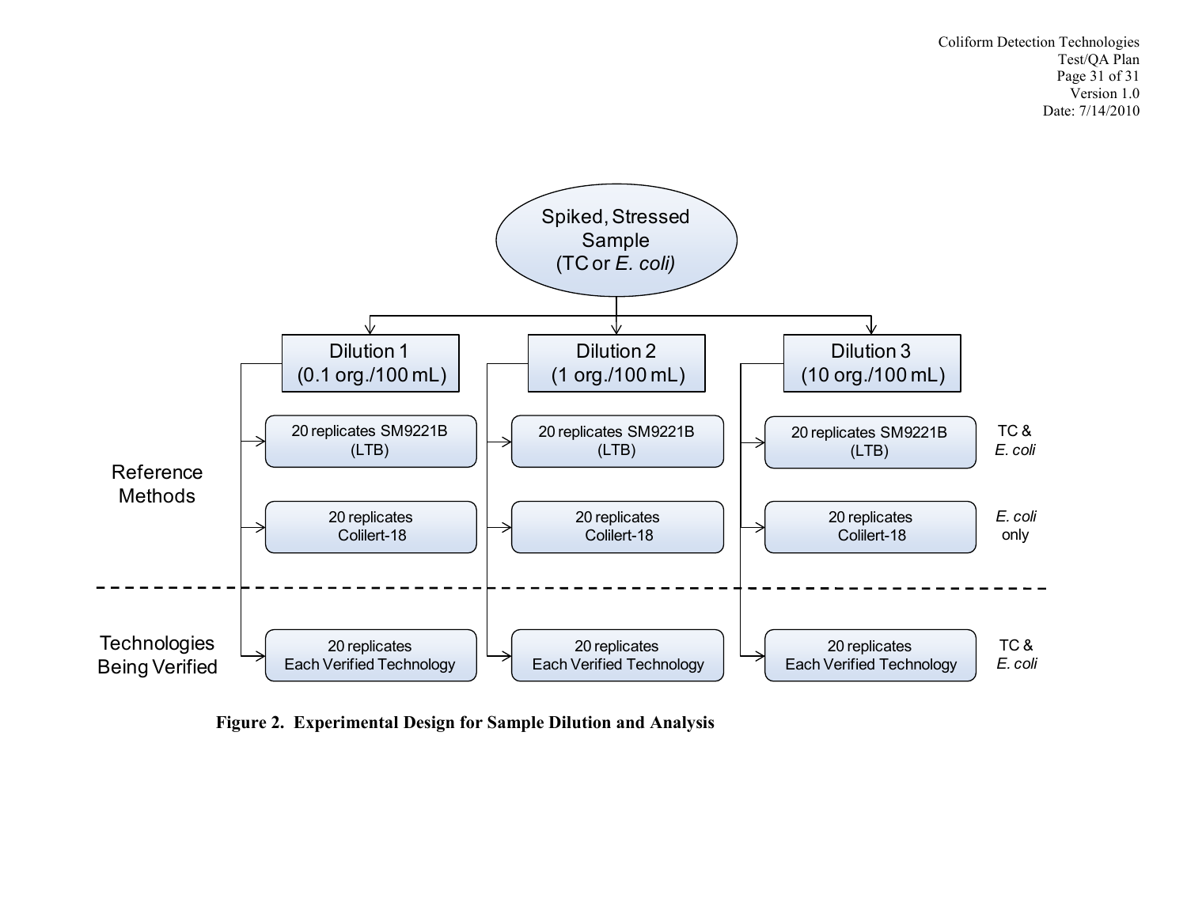Spiked, Stressed Sample (TC or *E. coli*)

| | Dilution 1 (0.1 org./100 mL) | Dilution 2 (1 org./100 mL) | Dilution 3 (10 org./100 mL) | |
|---|---|---|---|---|
| Reference Methods | 20 replicates SM9221B (LTB) | 20 replicates SM9221B (LTB) | 20 replicates SM9221B (LTB) | TC & *E. coli* |
| | 20 replicates Colilert-18 | 20 replicates Colilert-18 | 20 replicates Colilert-18 | *E. coli* only |
| Technologies Being Verified | 20 replicates Each Verified Technology | 20 replicates Each Verified Technology | 20 replicates Each Verified Technology | TC & *E. coli* |

**Figure 2. Experimental Design for Sample Dilution and Analysis**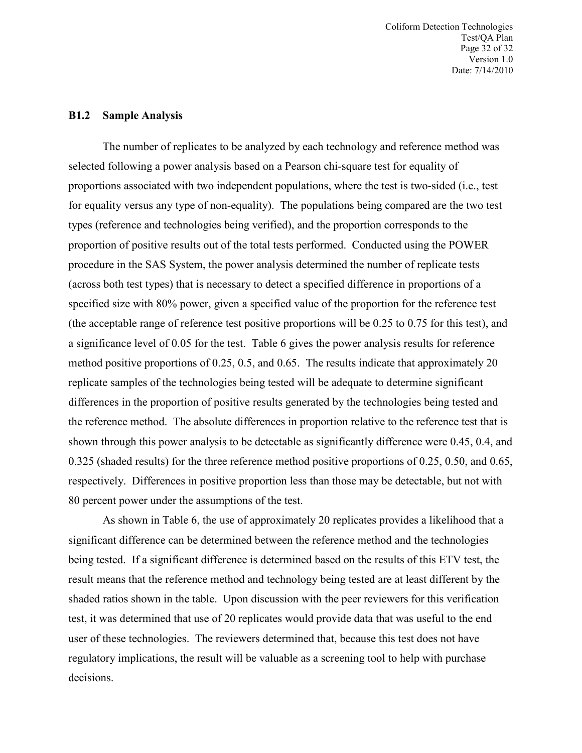### B1.2 Sample Analysis

The number of replicates to be analyzed by each technology and reference method was selected following a power analysis based on a Pearson chi-square test for equality of proportions associated with two independent populations, where the test is two-sided (i.e., test for equality versus any type of non-equality). The populations being compared are the two test types (reference and technologies being verified), and the proportion corresponds to the proportion of positive results out of the total tests performed. Conducted using the POWER procedure in the SAS System, the power analysis determined the number of replicate tests (across both test types) that is necessary to detect a specified difference in proportions of a specified size with 80% power, given a specified value of the proportion for the reference test (the acceptable range of reference test positive proportions will be 0.25 to 0.75 for this test), and a significance level of 0.05 for the test. Table 6 gives the power analysis results for reference method positive proportions of 0.25, 0.5, and 0.65. The results indicate that approximately 20 replicate samples of the technologies being tested will be adequate to determine significant differences in the proportion of positive results generated by the technologies being tested and the reference method. The absolute differences in proportion relative to the reference test that is shown through this power analysis to be detectable as significantly difference were 0.45, 0.4, and 0.325 (shaded results) for the three reference method positive proportions of 0.25, 0.50, and 0.65, respectively. Differences in positive proportion less than those may be detectable, but not with 80 percent power under the assumptions of the test.

As shown in Table 6, the use of approximately 20 replicates provides a likelihood that a significant difference can be determined between the reference method and the technologies being tested. If a significant difference is determined based on the results of this ETV test, the result means that the reference method and technology being tested are at least different by the shaded ratios shown in the table. Upon discussion with the peer reviewers for this verification test, it was determined that use of 20 replicates would provide data that was useful to the end user of these technologies. The reviewers determined that, because this test does not have regulatory implications, the result will be valuable as a screening tool to help with purchase decisions.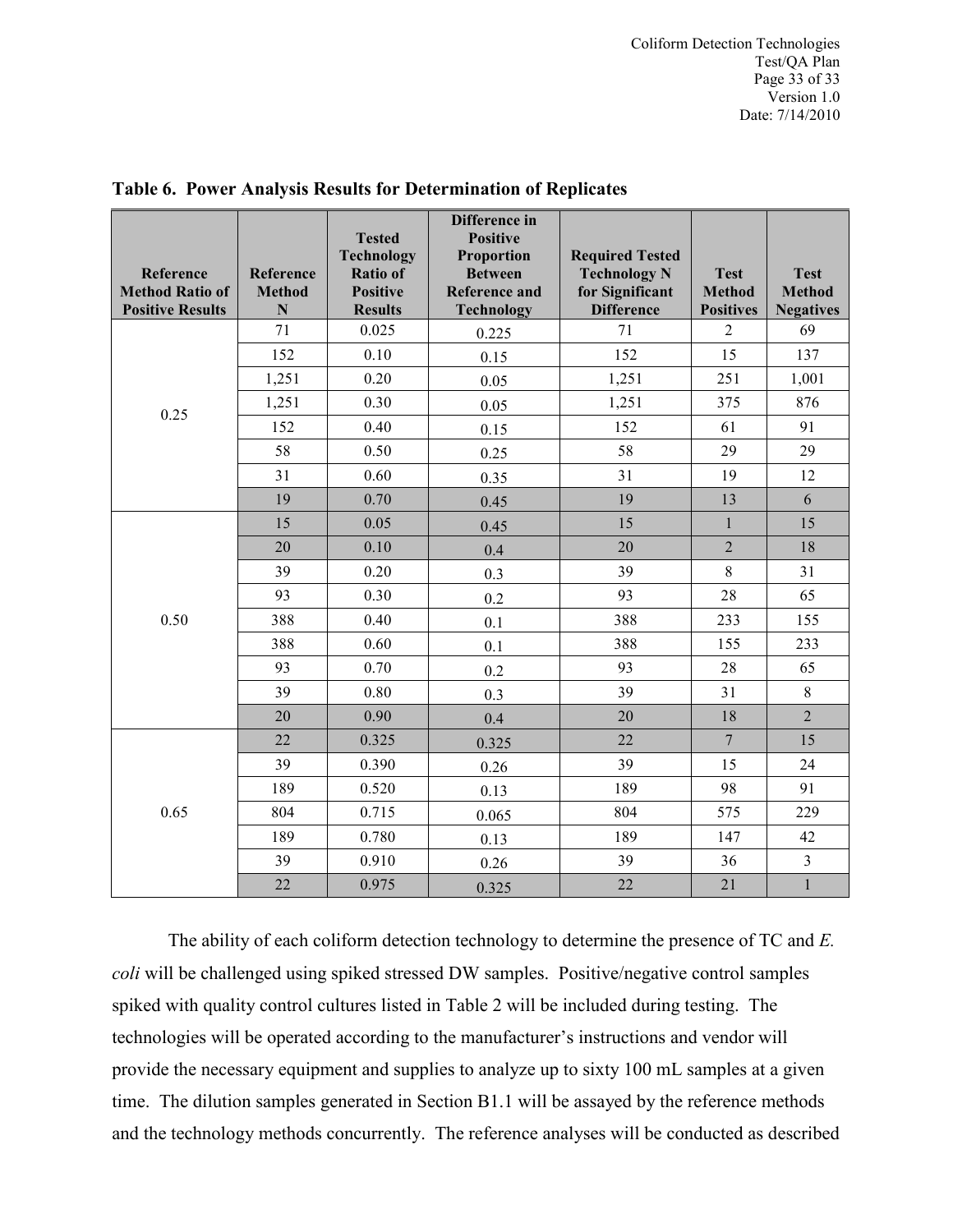**Table 6. Power Analysis Results for Determination of Replicates**

| Reference Method Ratio of Positive Results | Reference Method N | Tested Technology Ratio of Positive Results | Difference in Positive Proportion Between Reference and Technology | Required Tested Technology N for Significant Difference | Test Method Positives | Test Method Negatives |
|---|---|---|---|---|---|---|
| 0.25 | 71 | 0.025 | 0.225 | 71 | 2 | 69 |
| | 152 | 0.10 | 0.15 | 152 | 15 | 137 |
| | 1,251 | 0.20 | 0.05 | 1,251 | 251 | 1,001 |
| | 1,251 | 0.30 | 0.05 | 1,251 | 375 | 876 |
| | 152 | 0.40 | 0.15 | 152 | 61 | 91 |
| | 58 | 0.50 | 0.25 | 58 | 29 | 29 |
| | 31 | 0.60 | 0.35 | 31 | 19 | 12 |
| | 19 | 0.70 | 0.45 | 19 | 13 | 6 |
| 0.50 | 15 | 0.05 | 0.45 | 15 | 1 | 15 |
| | 20 | 0.10 | 0.4 | 20 | 2 | 18 |
| | 39 | 0.20 | 0.3 | 39 | 8 | 31 |
| | 93 | 0.30 | 0.2 | 93 | 28 | 65 |
| | 388 | 0.40 | 0.1 | 388 | 233 | 155 |
| | 388 | 0.60 | 0.1 | 388 | 155 | 233 |
| | 93 | 0.70 | 0.2 | 93 | 28 | 65 |
| | 39 | 0.80 | 0.3 | 39 | 31 | 8 |
| | 20 | 0.90 | 0.4 | 20 | 18 | 2 |
| 0.65 | 22 | 0.325 | 0.325 | 22 | 7 | 15 |
| | 39 | 0.390 | 0.26 | 39 | 15 | 24 |
| | 189 | 0.520 | 0.13 | 189 | 98 | 91 |
| | 804 | 0.715 | 0.065 | 804 | 575 | 229 |
| | 189 | 0.780 | 0.13 | 189 | 147 | 42 |
| | 39 | 0.910 | 0.26 | 39 | 36 | 3 |
| | 22 | 0.975 | 0.325 | 22 | 21 | 1 |

The ability of each coliform detection technology to determine the presence of TC and *E. coli* will be challenged using spiked stressed DW samples. Positive/negative control samples spiked with quality control cultures listed in Table 2 will be included during testing. The technologies will be operated according to the manufacturer's instructions and vendor will provide the necessary equipment and supplies to analyze up to sixty 100 mL samples at a given time. The dilution samples generated in Section B1.1 will be assayed by the reference methods and the technology methods concurrently. The reference analyses will be conducted as described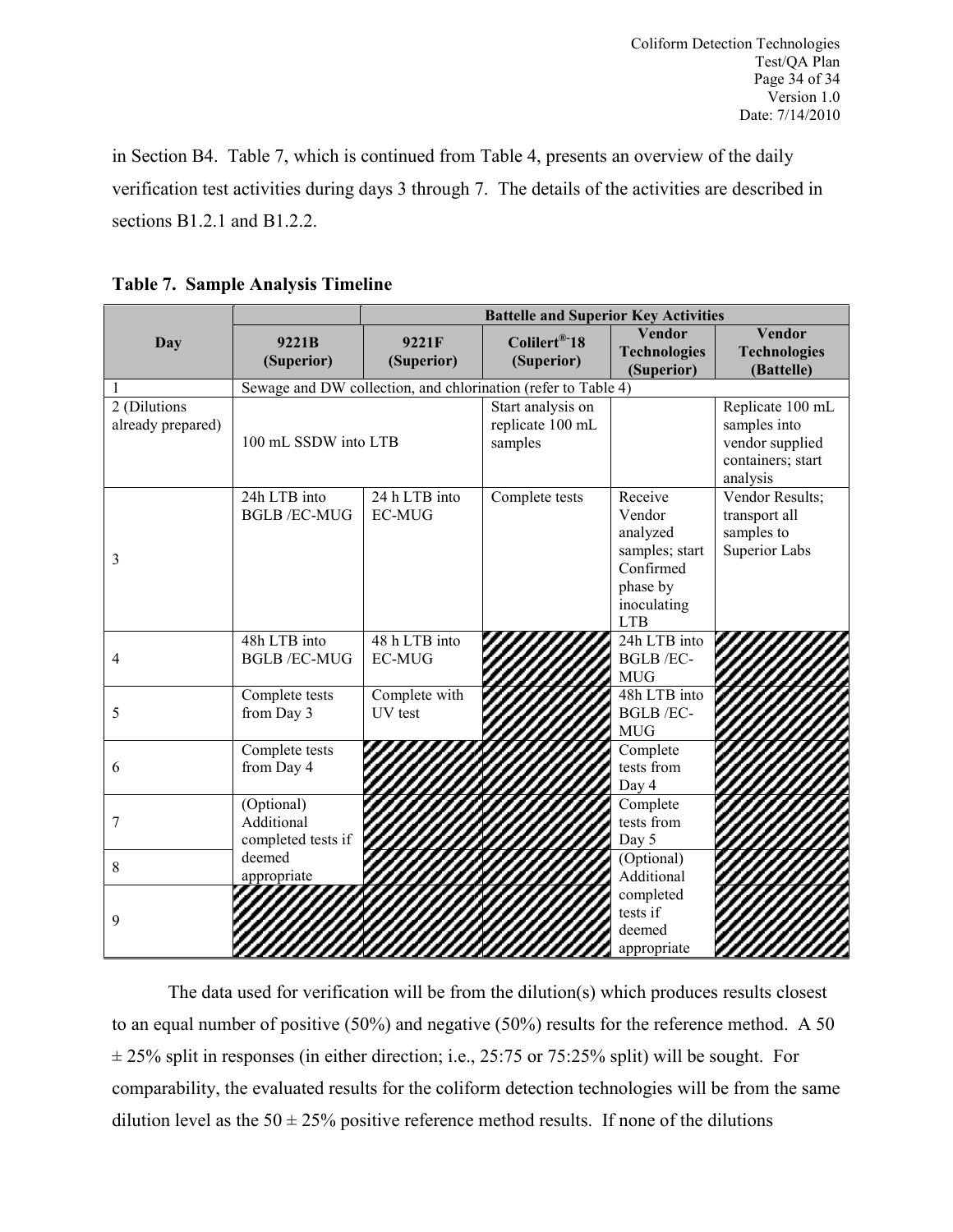in Section B4. Table 7, which is continued from Table 4, presents an overview of the daily verification test activities during days 3 through 7. The details of the activities are described in sections B1.2.1 and B1.2.2.

**Table 7. Sample Analysis Timeline**

| Day | Battelle and Superior Key Activities | | | | |
|---|---|---|---|---|---|
| | **9221B (Superior)** | **9221F (Superior)** | **Colilert®-18 (Superior)** | **Vendor Technologies (Superior)** | **Vendor Technologies (Battelle)** |
| 1 | Sewage and DW collection, and chlorination (refer to Table 4) | | | | |
| 2 (Dilutions already prepared) | 100 mL SSDW into LTB | | Start analysis on replicate 100 mL samples | | Replicate 100 mL samples into vendor supplied containers; start analysis |
| 3 | 24h LTB into BGLB /EC-MUG | 24 h LTB into EC-MUG | Complete tests | Receive Vendor analyzed samples; start Confirmed phase by inoculating LTB | Vendor Results; transport all samples to Superior Labs |
| 4 | 48h LTB into BGLB /EC-MUG | 48 h LTB into EC-MUG | | 24h LTB into BGLB /EC-MUG | |
| 5 | Complete tests from Day 3 | Complete with UV test | | 48h LTB into BGLB /EC-MUG | |
| 6 | Complete tests from Day 4 | | | Complete tests from Day 4 | |
| 7 | (Optional) Additional completed tests if deemed appropriate | | | Complete tests from Day 5 | |
| 8 | | | | (Optional) Additional completed tests if deemed appropriate | |
| 9 | | | | | |

The data used for verification will be from the dilution(s) which produces results closest to an equal number of positive (50%) and negative (50%) results for the reference method. A 50 ± 25% split in responses (in either direction; i.e., 25:75 or 75:25% split) will be sought. For comparability, the evaluated results for the coliform detection technologies will be from the same dilution level as the 50 ± 25% positive reference method results. If none of the dilutions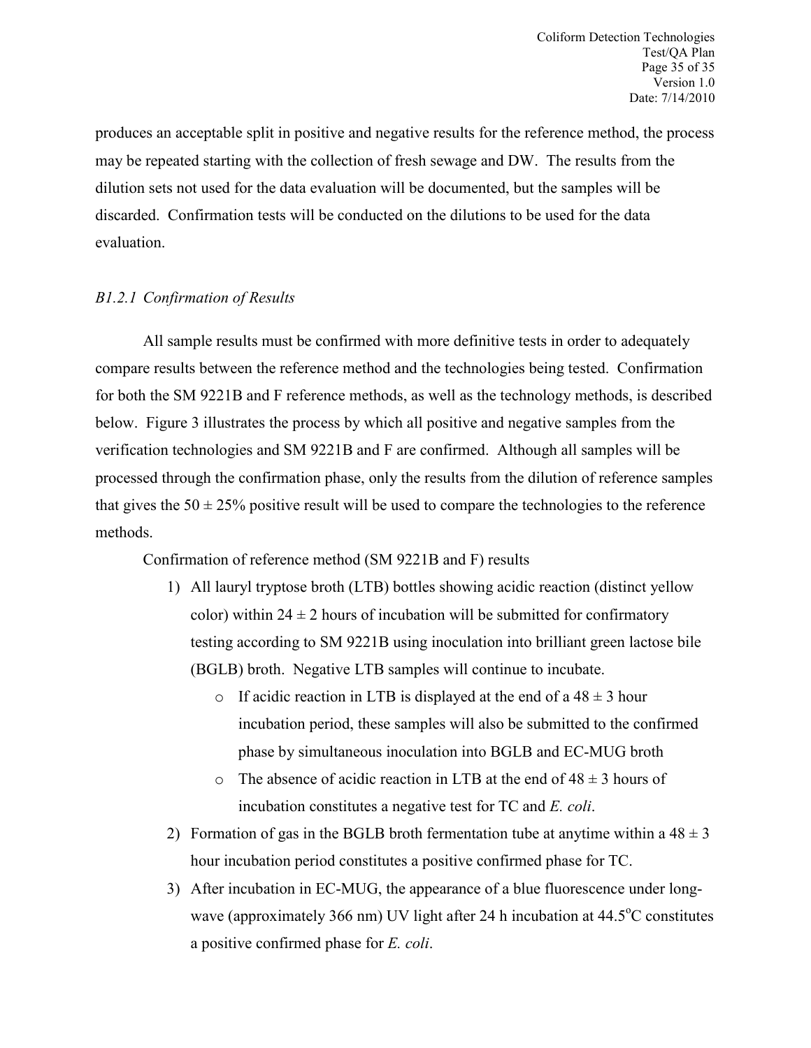produces an acceptable split in positive and negative results for the reference method, the process may be repeated starting with the collection of fresh sewage and DW. The results from the dilution sets not used for the data evaluation will be documented, but the samples will be discarded. Confirmation tests will be conducted on the dilutions to be used for the data evaluation.

### *B1.2.1 Confirmation of Results*

All sample results must be confirmed with more definitive tests in order to adequately compare results between the reference method and the technologies being tested. Confirmation for both the SM 9221B and F reference methods, as well as the technology methods, is described below. Figure 3 illustrates the process by which all positive and negative samples from the verification technologies and SM 9221B and F are confirmed. Although all samples will be processed through the confirmation phase, only the results from the dilution of reference samples that gives the $50 \pm 25\%$ positive result will be used to compare the technologies to the reference methods.

Confirmation of reference method (SM 9221B and F) results

1) All lauryl tryptose broth (LTB) bottles showing acidic reaction (distinct yellow color) within $24 \pm 2$ hours of incubation will be submitted for confirmatory testing according to SM 9221B using inoculation into brilliant green lactose bile (BGLB) broth. Negative LTB samples will continue to incubate.
    - If acidic reaction in LTB is displayed at the end of a $48 \pm 3$ hour incubation period, these samples will also be submitted to the confirmed phase by simultaneous inoculation into BGLB and EC-MUG broth
    - The absence of acidic reaction in LTB at the end of $48 \pm 3$ hours of incubation constitutes a negative test for TC and *E. coli*.
2) Formation of gas in the BGLB broth fermentation tube at anytime within a $48 \pm 3$ hour incubation period constitutes a positive confirmed phase for TC.
3) After incubation in EC-MUG, the appearance of a blue fluorescence under long-wave (approximately 366 nm) UV light after 24 h incubation at $44.5^{o}C$ constitutes a positive confirmed phase for *E. coli*.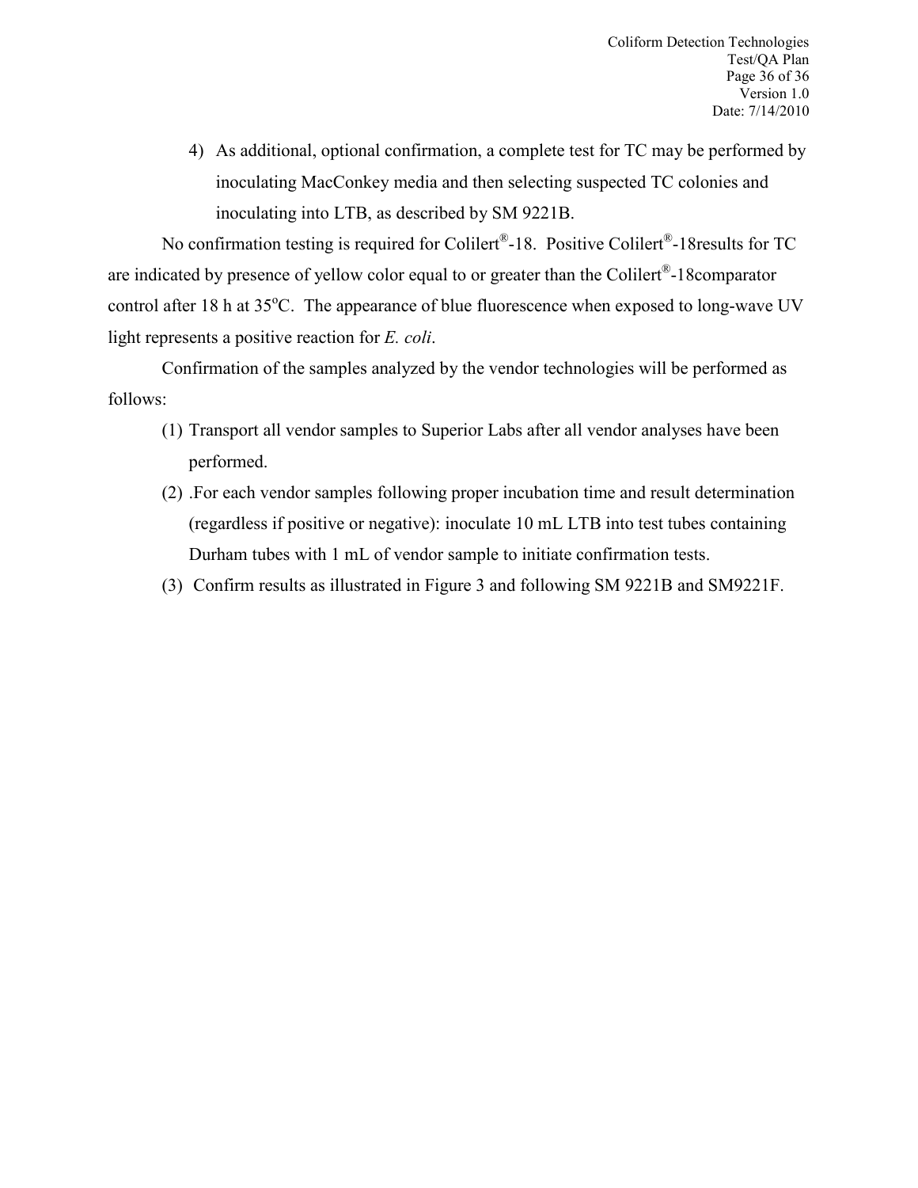4) As additional, optional confirmation, a complete test for TC may be performed by inoculating MacConkey media and then selecting suspected TC colonies and inoculating into LTB, as described by SM 9221B.

No confirmation testing is required for Colilert®-18. Positive Colilert®-18results for TC are indicated by presence of yellow color equal to or greater than the Colilert®-18comparator control after 18 h at 35°C. The appearance of blue fluorescence when exposed to long-wave UV light represents a positive reaction for *E. coli*.

Confirmation of the samples analyzed by the vendor technologies will be performed as follows:

(1) Transport all vendor samples to Superior Labs after all vendor analyses have been performed.

(2) .For each vendor samples following proper incubation time and result determination (regardless if positive or negative): inoculate 10 mL LTB into test tubes containing Durham tubes with 1 mL of vendor sample to initiate confirmation tests.

(3) Confirm results as illustrated in Figure 3 and following SM 9221B and SM9221F.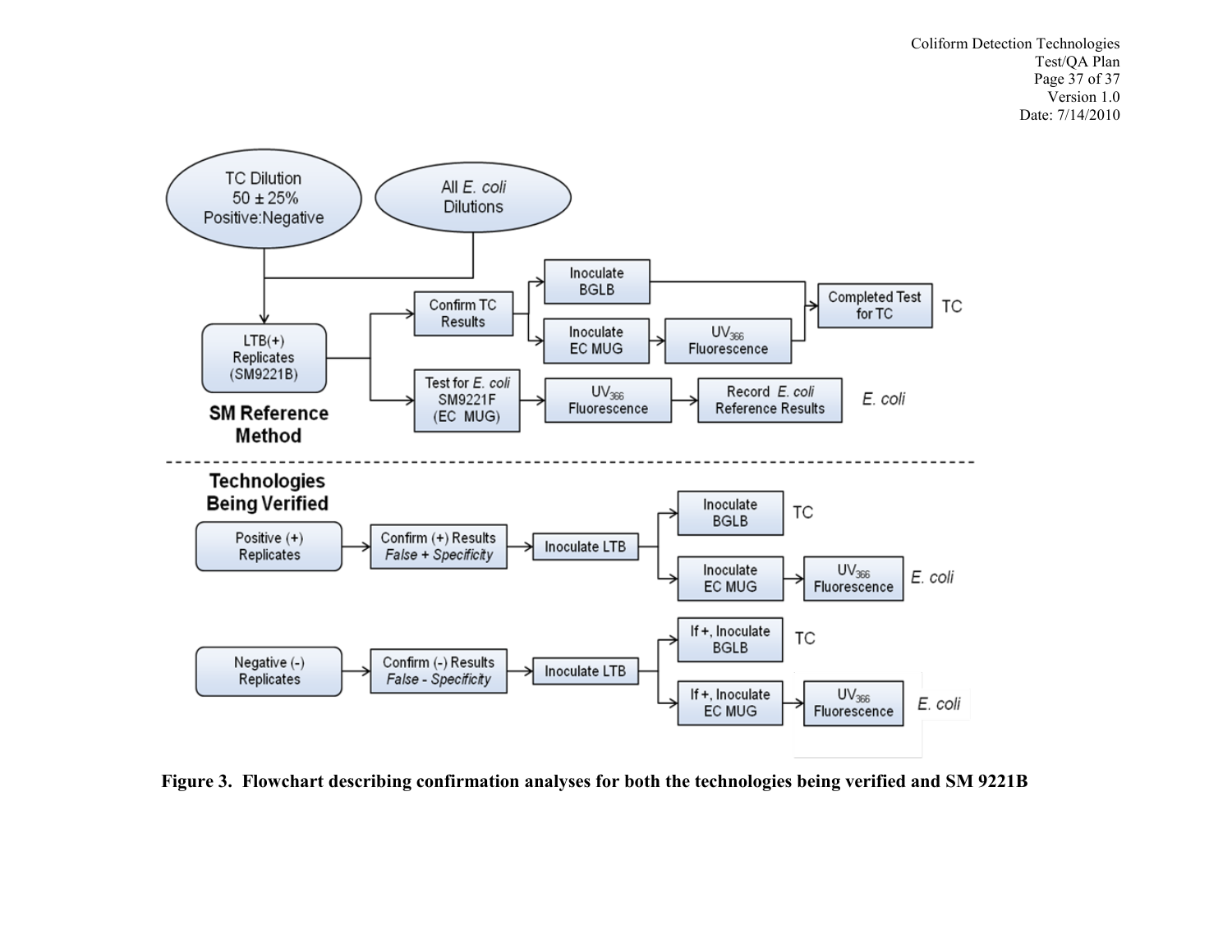**SM Reference Method**

- TC Dilution 50 ± 25% Positive:Negative
- All *E. coli* Dilutions
- LTB(+) Replicates (SM9221B)
  - Confirm TC Results
    - Inoculate BGLB → Completed Test for TC — TC
    - Inoculate EC MUG → $UV_{366}$ Fluorescence → Completed Test for TC — TC
  - Test for *E. coli* SM9221F (EC MUG) → $UV_{366}$ Fluorescence → Record *E. coli* Reference Results — *E. coli*

---

**Technologies Being Verified**

- Positive (+) Replicates → Confirm (+) Results *False + Specificity* → Inoculate LTB
  - Inoculate BGLB — TC
  - Inoculate EC MUG → $UV_{366}$ Fluorescence — *E. coli*
- Negative (-) Replicates → Confirm (-) Results *False - Specificity* → Inoculate LTB
  - If +, Inoculate BGLB — TC
  - If +, Inoculate EC MUG → $UV_{366}$ Fluorescence — *E. coli*

**Figure 3. Flowchart describing confirmation analyses for both the technologies being verified and SM 9221B**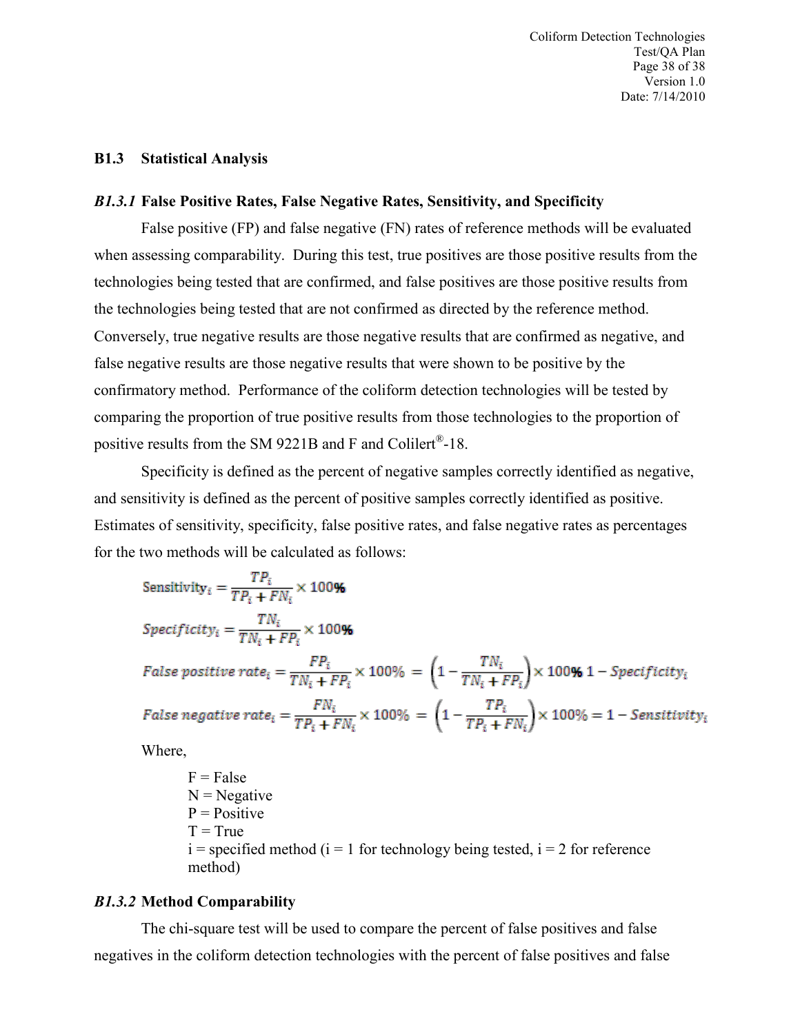### B1.3 Statistical Analysis

#### *B1.3.1* False Positive Rates, False Negative Rates, Sensitivity, and Specificity

False positive (FP) and false negative (FN) rates of reference methods will be evaluated when assessing comparability. During this test, true positives are those positive results from the technologies being tested that are confirmed, and false positives are those positive results from the technologies being tested that are not confirmed as directed by the reference method. Conversely, true negative results are those negative results that are confirmed as negative, and false negative results are those negative results that were shown to be positive by the confirmatory method. Performance of the coliform detection technologies will be tested by comparing the proportion of true positive results from those technologies to the proportion of positive results from the SM 9221B and F and Colilert®-18.

Specificity is defined as the percent of negative samples correctly identified as negative, and sensitivity is defined as the percent of positive samples correctly identified as positive. Estimates of sensitivity, specificity, false positive rates, and false negative rates as percentages for the two methods will be calculated as follows:

$$\text{Sensitivity}_i = \frac{TP_i}{TP_i + FN_i} \times 100\%$$

$$Specificity_i = \frac{TN_i}{TN_i + FP_i} \times 100\%$$

$$False\ positive\ rate_i = \frac{FP_i}{TN_i + FP_i} \times 100\% = \left(1 - \frac{TN_i}{TN_i + FP_i}\right) \times 100\%\ 1 - Specificity_i$$

$$False\ negative\ rate_i = \frac{FN_i}{TP_i + FN_i} \times 100\% = \left(1 - \frac{TP_i}{TP_i + FN_i}\right) \times 100\% = 1 - Sensitivity_i$$

Where,

F = False
N = Negative
P = Positive
T = True
i = specified method (i = 1 for technology being tested, i = 2 for reference method)

#### *B1.3.2* Method Comparability

The chi-square test will be used to compare the percent of false positives and false negatives in the coliform detection technologies with the percent of false positives and false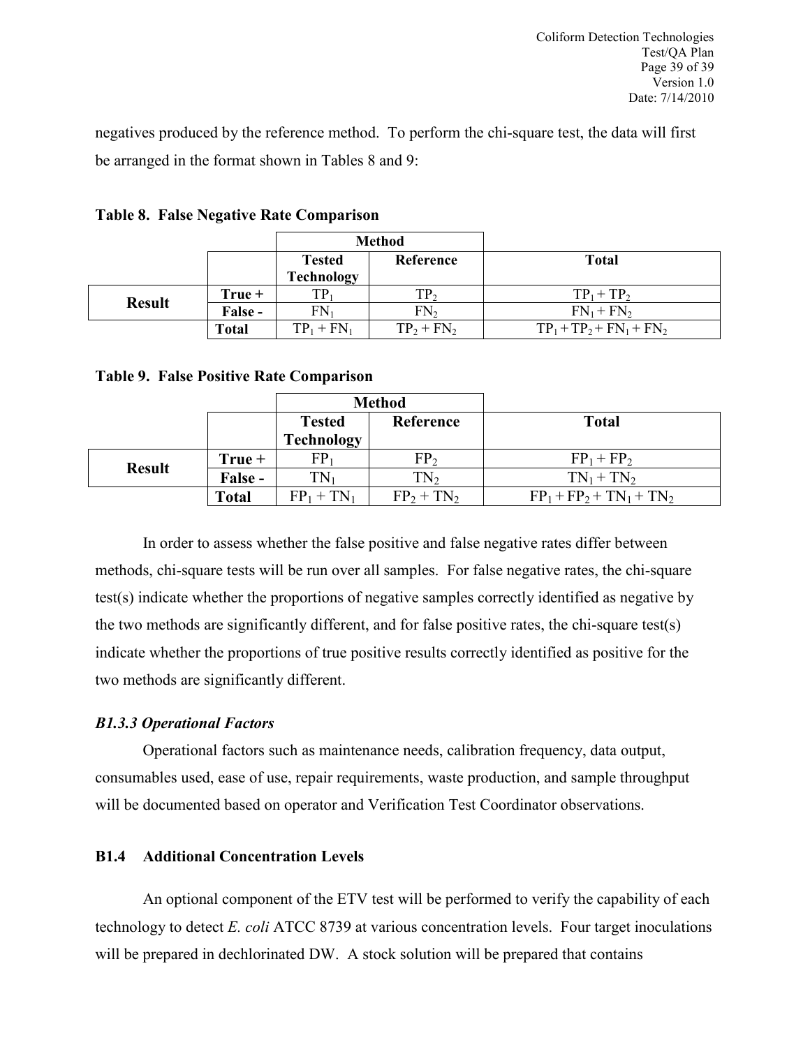negatives produced by the reference method. To perform the chi-square test, the data will first be arranged in the format shown in Tables 8 and 9:

**Table 8. False Negative Rate Comparison**

| | | Method | | |
|---|---|---|---|---|
| | | Tested Technology | Reference | Total |
| Result | True + | $TP_1$ | $TP_2$ | $TP_1 + TP_2$ |
| | False - | $FN_1$ | $FN_2$ | $FN_1 + FN_2$ |
| | Total | $TP_1 + FN_1$ | $TP_2 + FN_2$ | $TP_1 + TP_2 + FN_1 + FN_2$ |

**Table 9. False Positive Rate Comparison**

| | | Method | | |
|---|---|---|---|---|
| | | Tested Technology | Reference | Total |
| Result | True + | $FP_1$ | $FP_2$ | $FP_1 + FP_2$ |
| | False - | $TN_1$ | $TN_2$ | $TN_1 + TN_2$ |
| | Total | $FP_1 + TN_1$ | $FP_2 + TN_2$ | $FP_1 + FP_2 + TN_1 + TN_2$ |

In order to assess whether the false positive and false negative rates differ between methods, chi-square tests will be run over all samples. For false negative rates, the chi-square test(s) indicate whether the proportions of negative samples correctly identified as negative by the two methods are significantly different, and for false positive rates, the chi-square test(s) indicate whether the proportions of true positive results correctly identified as positive for the two methods are significantly different.

### *B1.3.3 Operational Factors*

Operational factors such as maintenance needs, calibration frequency, data output, consumables used, ease of use, repair requirements, waste production, and sample throughput will be documented based on operator and Verification Test Coordinator observations.

## B1.4 Additional Concentration Levels

An optional component of the ETV test will be performed to verify the capability of each technology to detect *E. coli* ATCC 8739 at various concentration levels. Four target inoculations will be prepared in dechlorinated DW. A stock solution will be prepared that contains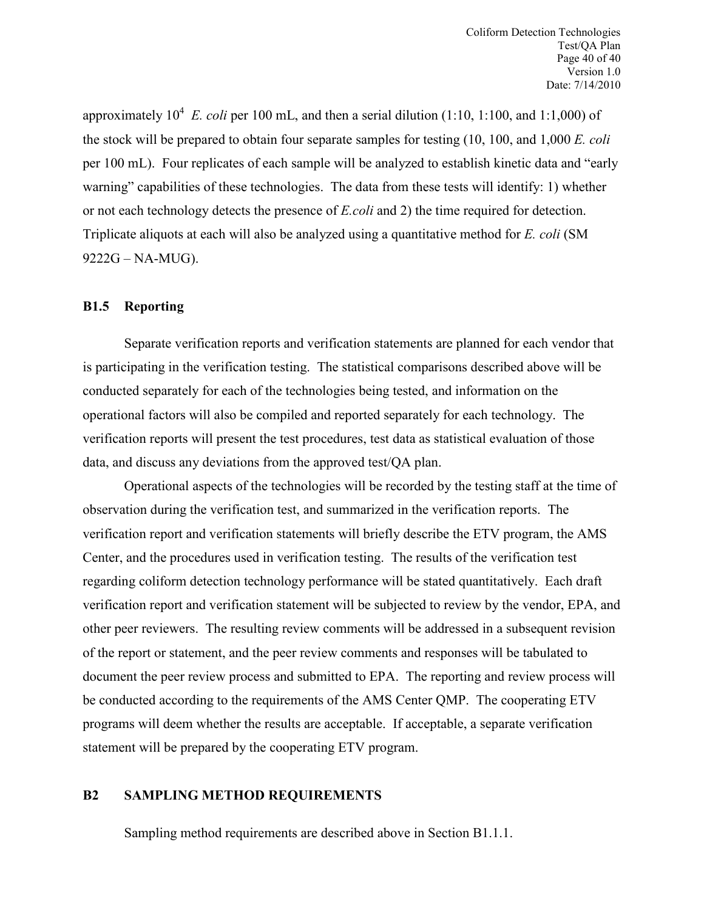approximately $10^4$ *E. coli* per 100 mL, and then a serial dilution (1:10, 1:100, and 1:1,000) of the stock will be prepared to obtain four separate samples for testing (10, 100, and 1,000 *E. coli* per 100 mL). Four replicates of each sample will be analyzed to establish kinetic data and "early warning" capabilities of these technologies. The data from these tests will identify: 1) whether or not each technology detects the presence of *E.coli* and 2) the time required for detection. Triplicate aliquots at each will also be analyzed using a quantitative method for *E. coli* (SM 9222G – NA-MUG).

### B1.5 Reporting

Separate verification reports and verification statements are planned for each vendor that is participating in the verification testing. The statistical comparisons described above will be conducted separately for each of the technologies being tested, and information on the operational factors will also be compiled and reported separately for each technology. The verification reports will present the test procedures, test data as statistical evaluation of those data, and discuss any deviations from the approved test/QA plan.

Operational aspects of the technologies will be recorded by the testing staff at the time of observation during the verification test, and summarized in the verification reports. The verification report and verification statements will briefly describe the ETV program, the AMS Center, and the procedures used in verification testing. The results of the verification test regarding coliform detection technology performance will be stated quantitatively. Each draft verification report and verification statement will be subjected to review by the vendor, EPA, and other peer reviewers. The resulting review comments will be addressed in a subsequent revision of the report or statement, and the peer review comments and responses will be tabulated to document the peer review process and submitted to EPA. The reporting and review process will be conducted according to the requirements of the AMS Center QMP. The cooperating ETV programs will deem whether the results are acceptable. If acceptable, a separate verification statement will be prepared by the cooperating ETV program.

## B2 SAMPLING METHOD REQUIREMENTS

Sampling method requirements are described above in Section B1.1.1.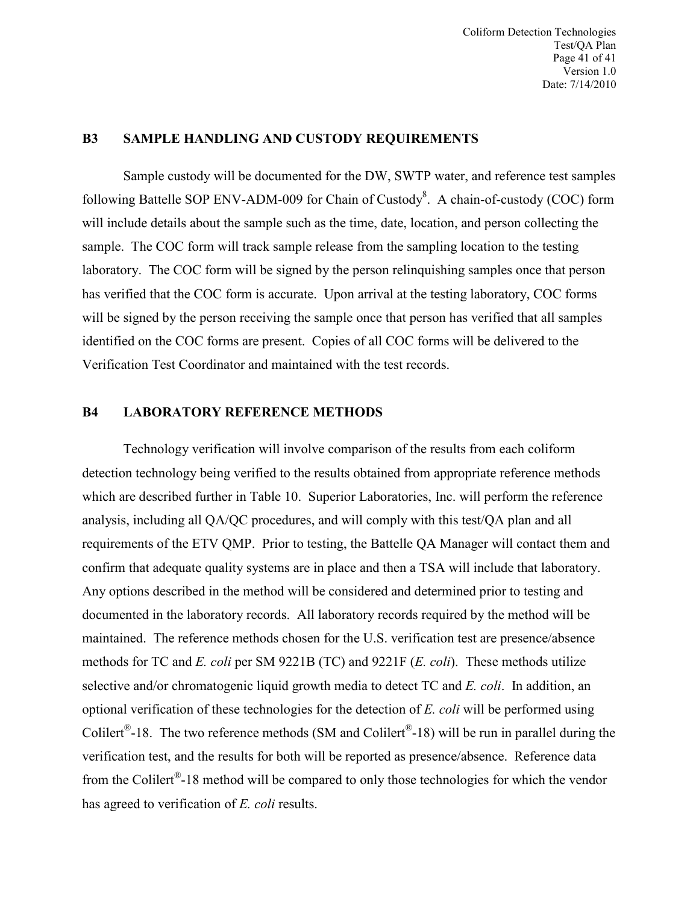## B3 SAMPLE HANDLING AND CUSTODY REQUIREMENTS

Sample custody will be documented for the DW, SWTP water, and reference test samples following Battelle SOP ENV-ADM-009 for Chain of Custody[8]. A chain-of-custody (COC) form will include details about the sample such as the time, date, location, and person collecting the sample. The COC form will track sample release from the sampling location to the testing laboratory. The COC form will be signed by the person relinquishing samples once that person has verified that the COC form is accurate. Upon arrival at the testing laboratory, COC forms will be signed by the person receiving the sample once that person has verified that all samples identified on the COC forms are present. Copies of all COC forms will be delivered to the Verification Test Coordinator and maintained with the test records.

## B4 LABORATORY REFERENCE METHODS

Technology verification will involve comparison of the results from each coliform detection technology being verified to the results obtained from appropriate reference methods which are described further in Table 10. Superior Laboratories, Inc. will perform the reference analysis, including all QA/QC procedures, and will comply with this test/QA plan and all requirements of the ETV QMP. Prior to testing, the Battelle QA Manager will contact them and confirm that adequate quality systems are in place and then a TSA will include that laboratory. Any options described in the method will be considered and determined prior to testing and documented in the laboratory records. All laboratory records required by the method will be maintained. The reference methods chosen for the U.S. verification test are presence/absence methods for TC and *E. coli* per SM 9221B (TC) and 9221F (*E. coli*). These methods utilize selective and/or chromatogenic liquid growth media to detect TC and *E. coli*. In addition, an optional verification of these technologies for the detection of *E. coli* will be performed using Colilert®-18. The two reference methods (SM and Colilert®-18) will be run in parallel during the verification test, and the results for both will be reported as presence/absence. Reference data from the Colilert®-18 method will be compared to only those technologies for which the vendor has agreed to verification of *E. coli* results.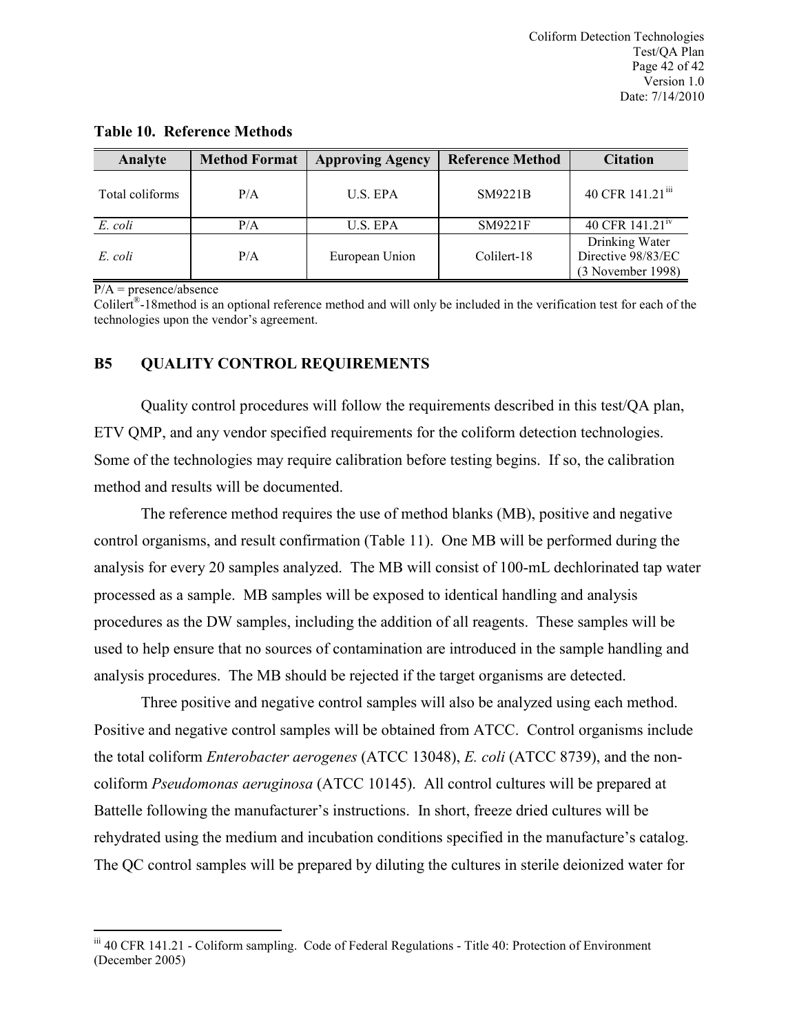**Table 10. Reference Methods**

| Analyte | Method Format | Approving Agency | Reference Method | Citation |
|---|---|---|---|---|
| Total coliforms | P/A | U.S. EPA | SM9221B | 40 CFR 141.21[iii] |
| *E. coli* | P/A | U.S. EPA | SM9221F | 40 CFR 141.21[iv] |
| *E. coli* | P/A | European Union | Colilert-18 | Drinking Water Directive 98/83/EC (3 November 1998) |

P/A = presence/absence
Colilert®-18method is an optional reference method and will only be included in the verification test for each of the technologies upon the vendor's agreement.

## B5 QUALITY CONTROL REQUIREMENTS

Quality control procedures will follow the requirements described in this test/QA plan, ETV QMP, and any vendor specified requirements for the coliform detection technologies. Some of the technologies may require calibration before testing begins. If so, the calibration method and results will be documented.

The reference method requires the use of method blanks (MB), positive and negative control organisms, and result confirmation (Table 11). One MB will be performed during the analysis for every 20 samples analyzed. The MB will consist of 100-mL dechlorinated tap water processed as a sample. MB samples will be exposed to identical handling and analysis procedures as the DW samples, including the addition of all reagents. These samples will be used to help ensure that no sources of contamination are introduced in the sample handling and analysis procedures. The MB should be rejected if the target organisms are detected.

Three positive and negative control samples will also be analyzed using each method. Positive and negative control samples will be obtained from ATCC. Control organisms include the total coliform *Enterobacter aerogenes* (ATCC 13048), *E. coli* (ATCC 8739), and the non-coliform *Pseudomonas aeruginosa* (ATCC 10145). All control cultures will be prepared at Battelle following the manufacturer's instructions. In short, freeze dried cultures will be rehydrated using the medium and incubation conditions specified in the manufacture's catalog. The QC control samples will be prepared by diluting the cultures in sterile deionized water for

---

[iii] 40 CFR 141.21 - Coliform sampling. Code of Federal Regulations - Title 40: Protection of Environment (December 2005)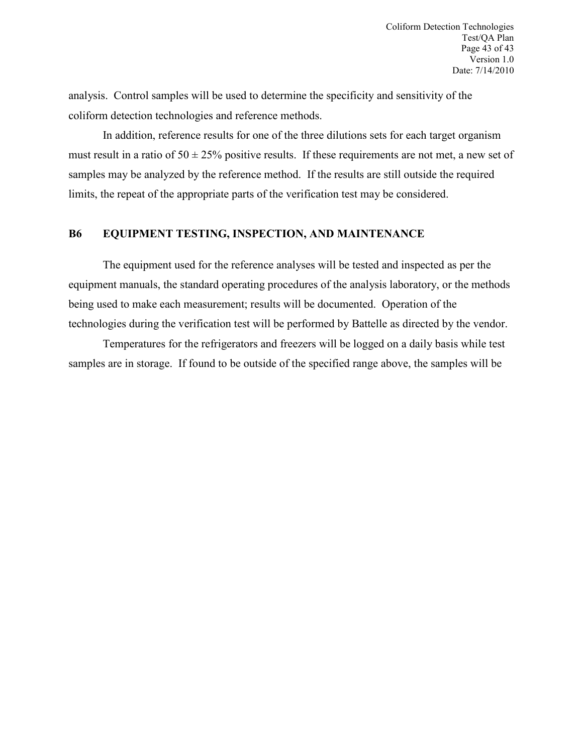analysis. Control samples will be used to determine the specificity and sensitivity of the coliform detection technologies and reference methods.

In addition, reference results for one of the three dilutions sets for each target organism must result in a ratio of $50 \pm 25\%$ positive results. If these requirements are not met, a new set of samples may be analyzed by the reference method. If the results are still outside the required limits, the repeat of the appropriate parts of the verification test may be considered.

## B6 EQUIPMENT TESTING, INSPECTION, AND MAINTENANCE

The equipment used for the reference analyses will be tested and inspected as per the equipment manuals, the standard operating procedures of the analysis laboratory, or the methods being used to make each measurement; results will be documented. Operation of the technologies during the verification test will be performed by Battelle as directed by the vendor.

Temperatures for the refrigerators and freezers will be logged on a daily basis while test samples are in storage. If found to be outside of the specified range above, the samples will be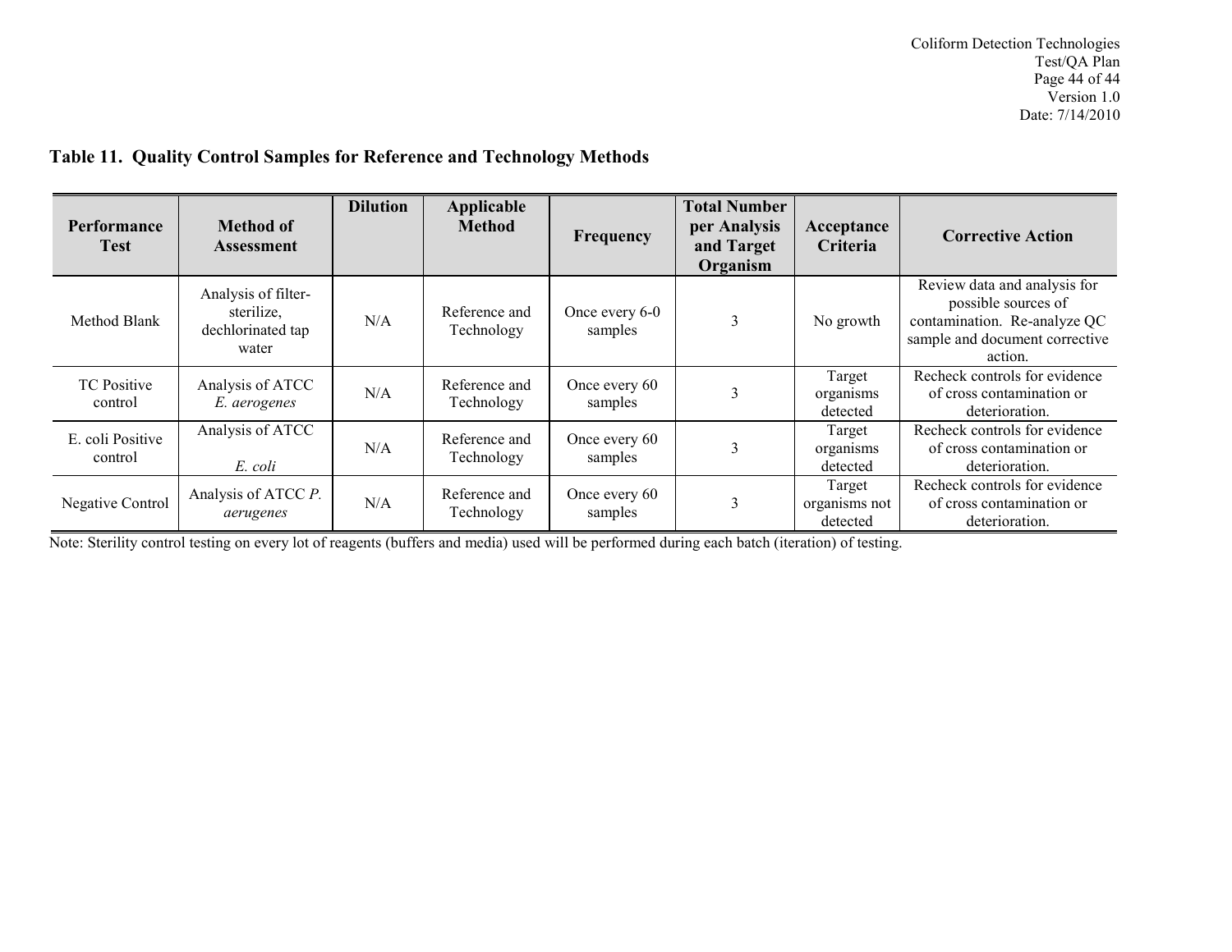**Table 11. Quality Control Samples for Reference and Technology Methods**

| Performance Test | Method of Assessment | Dilution | Applicable Method | Frequency | Total Number per Analysis and Target Organism | Acceptance Criteria | Corrective Action |
|---|---|---|---|---|---|---|---|
| Method Blank | Analysis of filter-sterilize, dechlorinated tap water | N/A | Reference and Technology | Once every 6-0 samples | 3 | No growth | Review data and analysis for possible sources of contamination. Re-analyze QC sample and document corrective action. |
| TC Positive control | Analysis of ATCC *E. aerogenes* | N/A | Reference and Technology | Once every 60 samples | 3 | Target organisms detected | Recheck controls for evidence of cross contamination or deterioration. |
| E. coli Positive control | Analysis of ATCC *E. coli* | N/A | Reference and Technology | Once every 60 samples | 3 | Target organisms detected | Recheck controls for evidence of cross contamination or deterioration. |
| Negative Control | Analysis of ATCC *P. aerugenes* | N/A | Reference and Technology | Once every 60 samples | 3 | Target organisms not detected | Recheck controls for evidence of cross contamination or deterioration. |

Note: Sterility control testing on every lot of reagents (buffers and media) used will be performed during each batch (iteration) of testing.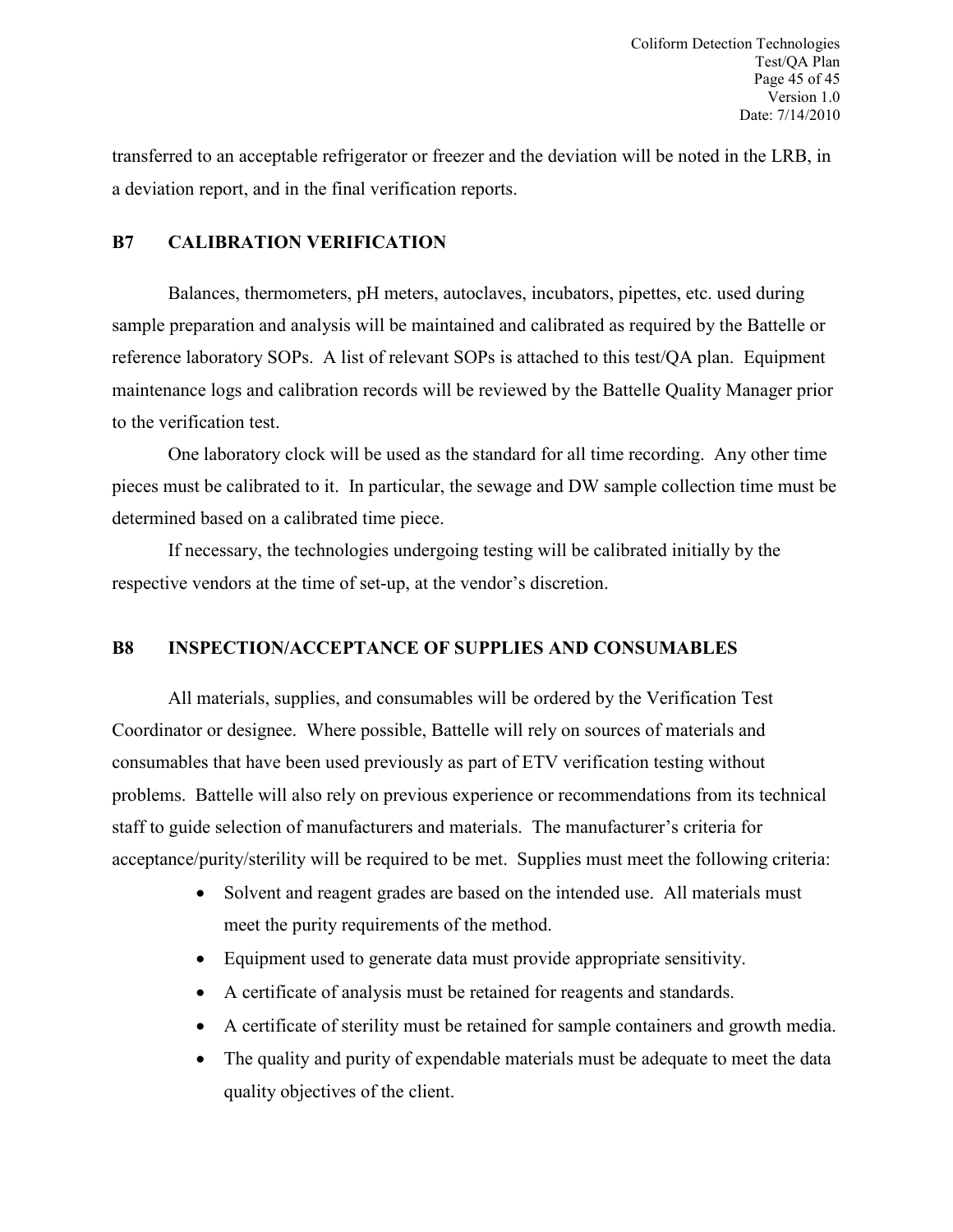transferred to an acceptable refrigerator or freezer and the deviation will be noted in the LRB, in a deviation report, and in the final verification reports.

## B7 CALIBRATION VERIFICATION

Balances, thermometers, pH meters, autoclaves, incubators, pipettes, etc. used during sample preparation and analysis will be maintained and calibrated as required by the Battelle or reference laboratory SOPs. A list of relevant SOPs is attached to this test/QA plan. Equipment maintenance logs and calibration records will be reviewed by the Battelle Quality Manager prior to the verification test.

One laboratory clock will be used as the standard for all time recording. Any other time pieces must be calibrated to it. In particular, the sewage and DW sample collection time must be determined based on a calibrated time piece.

If necessary, the technologies undergoing testing will be calibrated initially by the respective vendors at the time of set-up, at the vendor's discretion.

## B8 INSPECTION/ACCEPTANCE OF SUPPLIES AND CONSUMABLES

All materials, supplies, and consumables will be ordered by the Verification Test Coordinator or designee. Where possible, Battelle will rely on sources of materials and consumables that have been used previously as part of ETV verification testing without problems. Battelle will also rely on previous experience or recommendations from its technical staff to guide selection of manufacturers and materials. The manufacturer's criteria for acceptance/purity/sterility will be required to be met. Supplies must meet the following criteria:

- Solvent and reagent grades are based on the intended use. All materials must meet the purity requirements of the method.
- Equipment used to generate data must provide appropriate sensitivity.
- A certificate of analysis must be retained for reagents and standards.
- A certificate of sterility must be retained for sample containers and growth media.
- The quality and purity of expendable materials must be adequate to meet the data quality objectives of the client.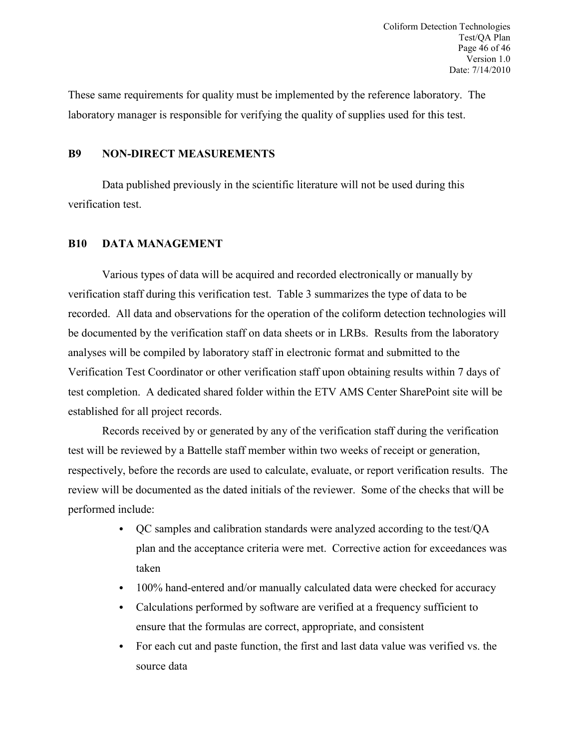These same requirements for quality must be implemented by the reference laboratory. The laboratory manager is responsible for verifying the quality of supplies used for this test.

## B9 NON-DIRECT MEASUREMENTS

Data published previously in the scientific literature will not be used during this verification test.

## B10 DATA MANAGEMENT

Various types of data will be acquired and recorded electronically or manually by verification staff during this verification test. Table 3 summarizes the type of data to be recorded. All data and observations for the operation of the coliform detection technologies will be documented by the verification staff on data sheets or in LRBs. Results from the laboratory analyses will be compiled by laboratory staff in electronic format and submitted to the Verification Test Coordinator or other verification staff upon obtaining results within 7 days of test completion. A dedicated shared folder within the ETV AMS Center SharePoint site will be established for all project records.

Records received by or generated by any of the verification staff during the verification test will be reviewed by a Battelle staff member within two weeks of receipt or generation, respectively, before the records are used to calculate, evaluate, or report verification results. The review will be documented as the dated initials of the reviewer. Some of the checks that will be performed include:

- QC samples and calibration standards were analyzed according to the test/QA plan and the acceptance criteria were met. Corrective action for exceedances was taken
- 100% hand-entered and/or manually calculated data were checked for accuracy
- Calculations performed by software are verified at a frequency sufficient to ensure that the formulas are correct, appropriate, and consistent
- For each cut and paste function, the first and last data value was verified vs. the source data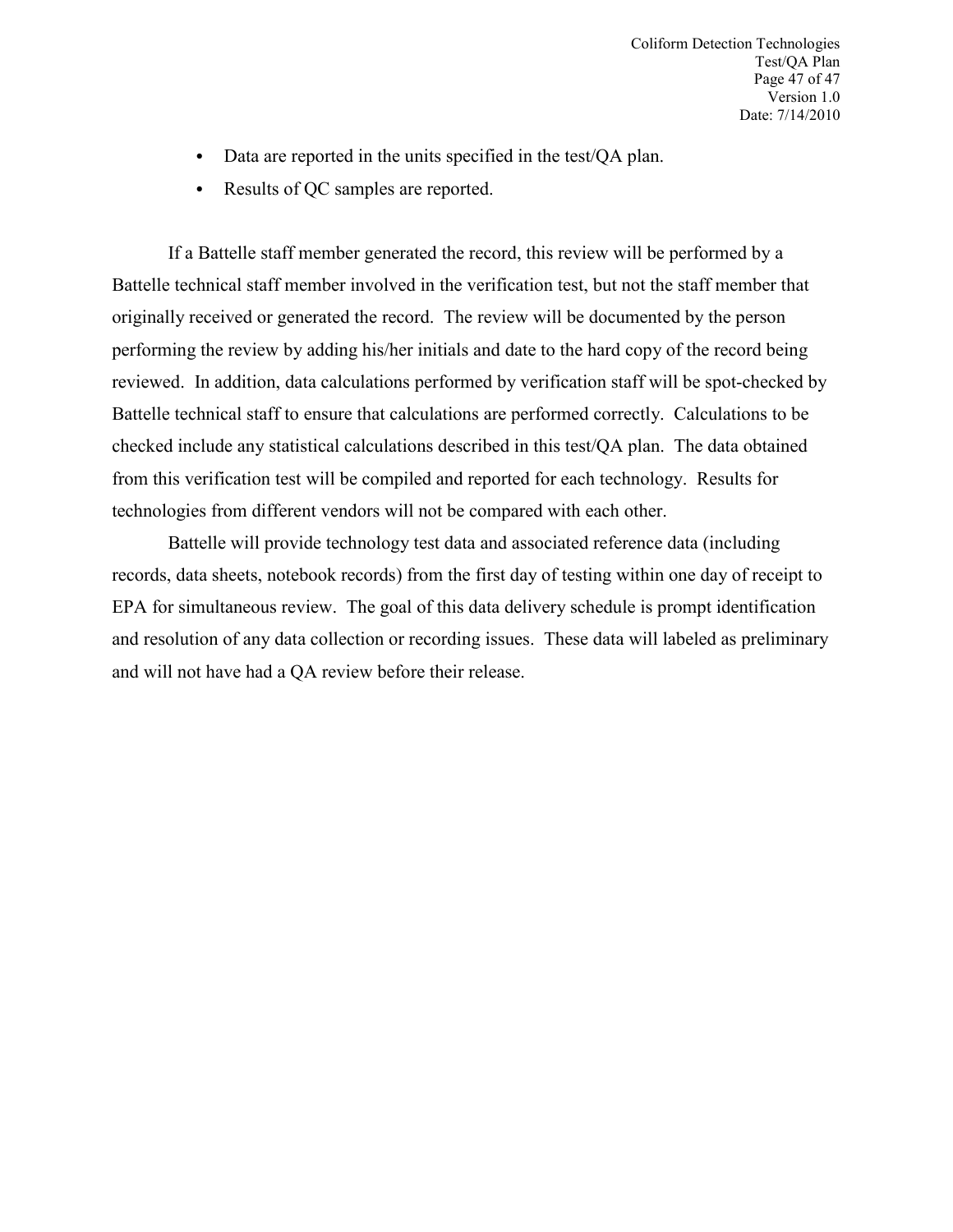- Data are reported in the units specified in the test/QA plan.
- Results of QC samples are reported.

If a Battelle staff member generated the record, this review will be performed by a Battelle technical staff member involved in the verification test, but not the staff member that originally received or generated the record. The review will be documented by the person performing the review by adding his/her initials and date to the hard copy of the record being reviewed. In addition, data calculations performed by verification staff will be spot-checked by Battelle technical staff to ensure that calculations are performed correctly. Calculations to be checked include any statistical calculations described in this test/QA plan. The data obtained from this verification test will be compiled and reported for each technology. Results for technologies from different vendors will not be compared with each other.

Battelle will provide technology test data and associated reference data (including records, data sheets, notebook records) from the first day of testing within one day of receipt to EPA for simultaneous review. The goal of this data delivery schedule is prompt identification and resolution of any data collection or recording issues. These data will labeled as preliminary and will not have had a QA review before their release.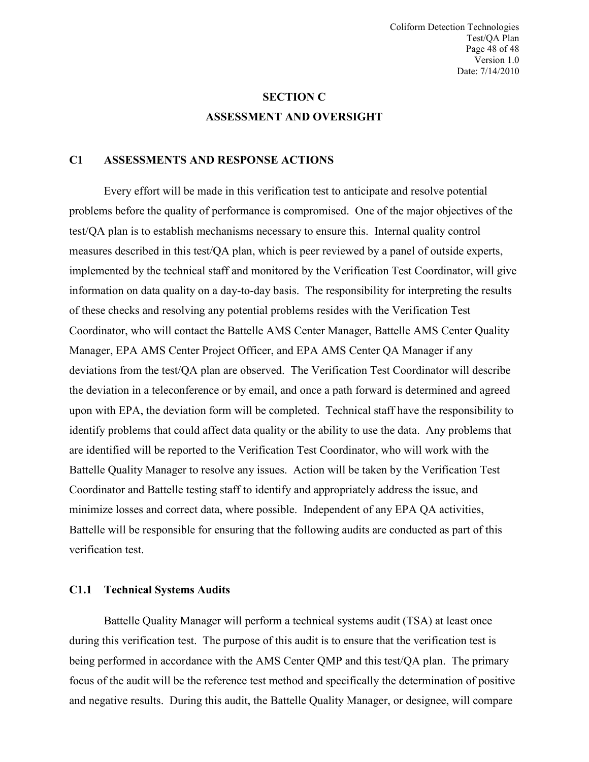# SECTION C
# ASSESSMENT AND OVERSIGHT

## C1 ASSESSMENTS AND RESPONSE ACTIONS

Every effort will be made in this verification test to anticipate and resolve potential problems before the quality of performance is compromised. One of the major objectives of the test/QA plan is to establish mechanisms necessary to ensure this. Internal quality control measures described in this test/QA plan, which is peer reviewed by a panel of outside experts, implemented by the technical staff and monitored by the Verification Test Coordinator, will give information on data quality on a day-to-day basis. The responsibility for interpreting the results of these checks and resolving any potential problems resides with the Verification Test Coordinator, who will contact the Battelle AMS Center Manager, Battelle AMS Center Quality Manager, EPA AMS Center Project Officer, and EPA AMS Center QA Manager if any deviations from the test/QA plan are observed. The Verification Test Coordinator will describe the deviation in a teleconference or by email, and once a path forward is determined and agreed upon with EPA, the deviation form will be completed. Technical staff have the responsibility to identify problems that could affect data quality or the ability to use the data. Any problems that are identified will be reported to the Verification Test Coordinator, who will work with the Battelle Quality Manager to resolve any issues. Action will be taken by the Verification Test Coordinator and Battelle testing staff to identify and appropriately address the issue, and minimize losses and correct data, where possible. Independent of any EPA QA activities, Battelle will be responsible for ensuring that the following audits are conducted as part of this verification test.

### C1.1 Technical Systems Audits

Battelle Quality Manager will perform a technical systems audit (TSA) at least once during this verification test. The purpose of this audit is to ensure that the verification test is being performed in accordance with the AMS Center QMP and this test/QA plan. The primary focus of the audit will be the reference test method and specifically the determination of positive and negative results. During this audit, the Battelle Quality Manager, or designee, will compare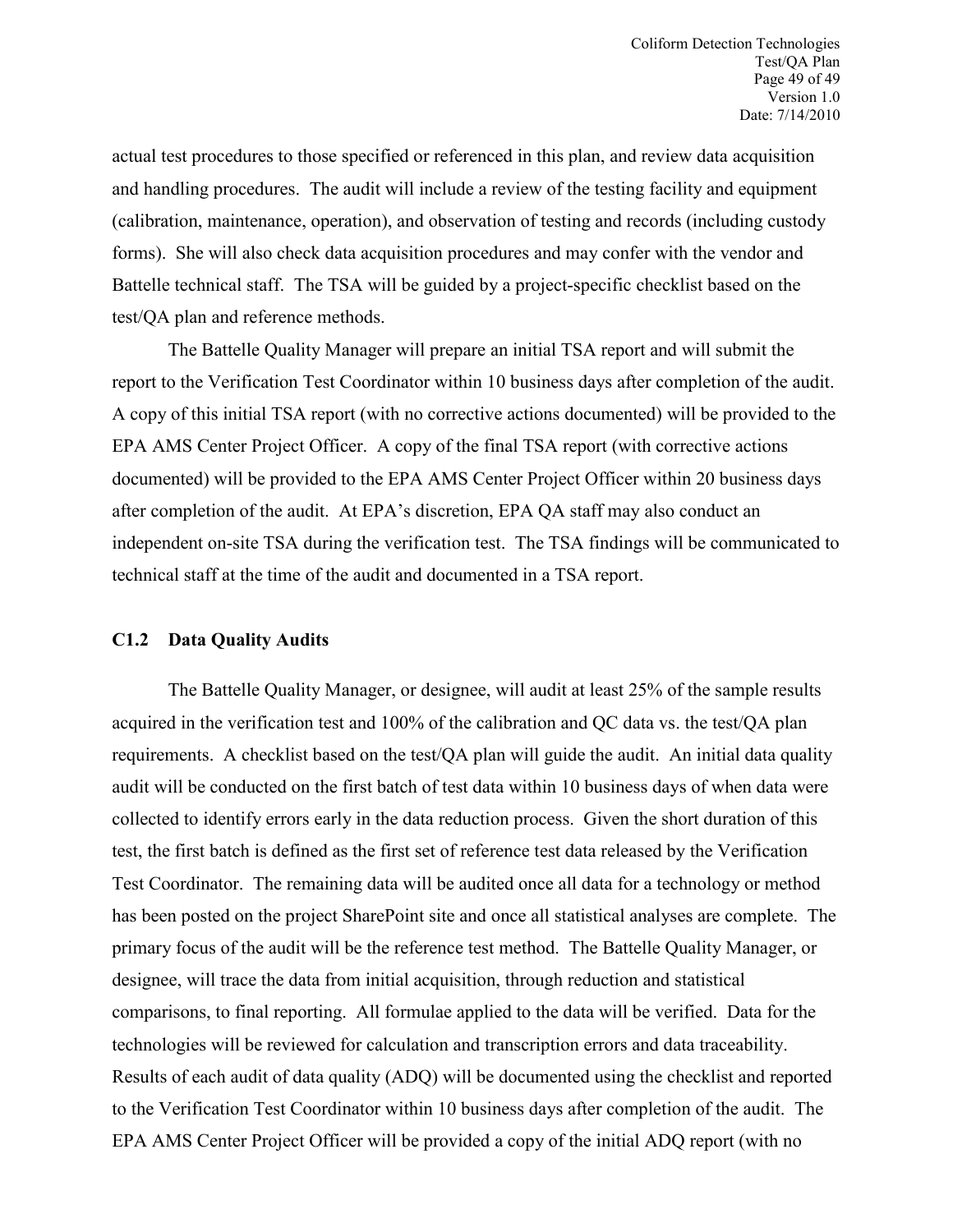actual test procedures to those specified or referenced in this plan, and review data acquisition and handling procedures. The audit will include a review of the testing facility and equipment (calibration, maintenance, operation), and observation of testing and records (including custody forms). She will also check data acquisition procedures and may confer with the vendor and Battelle technical staff. The TSA will be guided by a project-specific checklist based on the test/QA plan and reference methods.

The Battelle Quality Manager will prepare an initial TSA report and will submit the report to the Verification Test Coordinator within 10 business days after completion of the audit. A copy of this initial TSA report (with no corrective actions documented) will be provided to the EPA AMS Center Project Officer. A copy of the final TSA report (with corrective actions documented) will be provided to the EPA AMS Center Project Officer within 20 business days after completion of the audit. At EPA's discretion, EPA QA staff may also conduct an independent on-site TSA during the verification test. The TSA findings will be communicated to technical staff at the time of the audit and documented in a TSA report.

### C1.2 Data Quality Audits

The Battelle Quality Manager, or designee, will audit at least 25% of the sample results acquired in the verification test and 100% of the calibration and QC data vs. the test/QA plan requirements. A checklist based on the test/QA plan will guide the audit. An initial data quality audit will be conducted on the first batch of test data within 10 business days of when data were collected to identify errors early in the data reduction process. Given the short duration of this test, the first batch is defined as the first set of reference test data released by the Verification Test Coordinator. The remaining data will be audited once all data for a technology or method has been posted on the project SharePoint site and once all statistical analyses are complete. The primary focus of the audit will be the reference test method. The Battelle Quality Manager, or designee, will trace the data from initial acquisition, through reduction and statistical comparisons, to final reporting. All formulae applied to the data will be verified. Data for the technologies will be reviewed for calculation and transcription errors and data traceability. Results of each audit of data quality (ADQ) will be documented using the checklist and reported to the Verification Test Coordinator within 10 business days after completion of the audit. The EPA AMS Center Project Officer will be provided a copy of the initial ADQ report (with no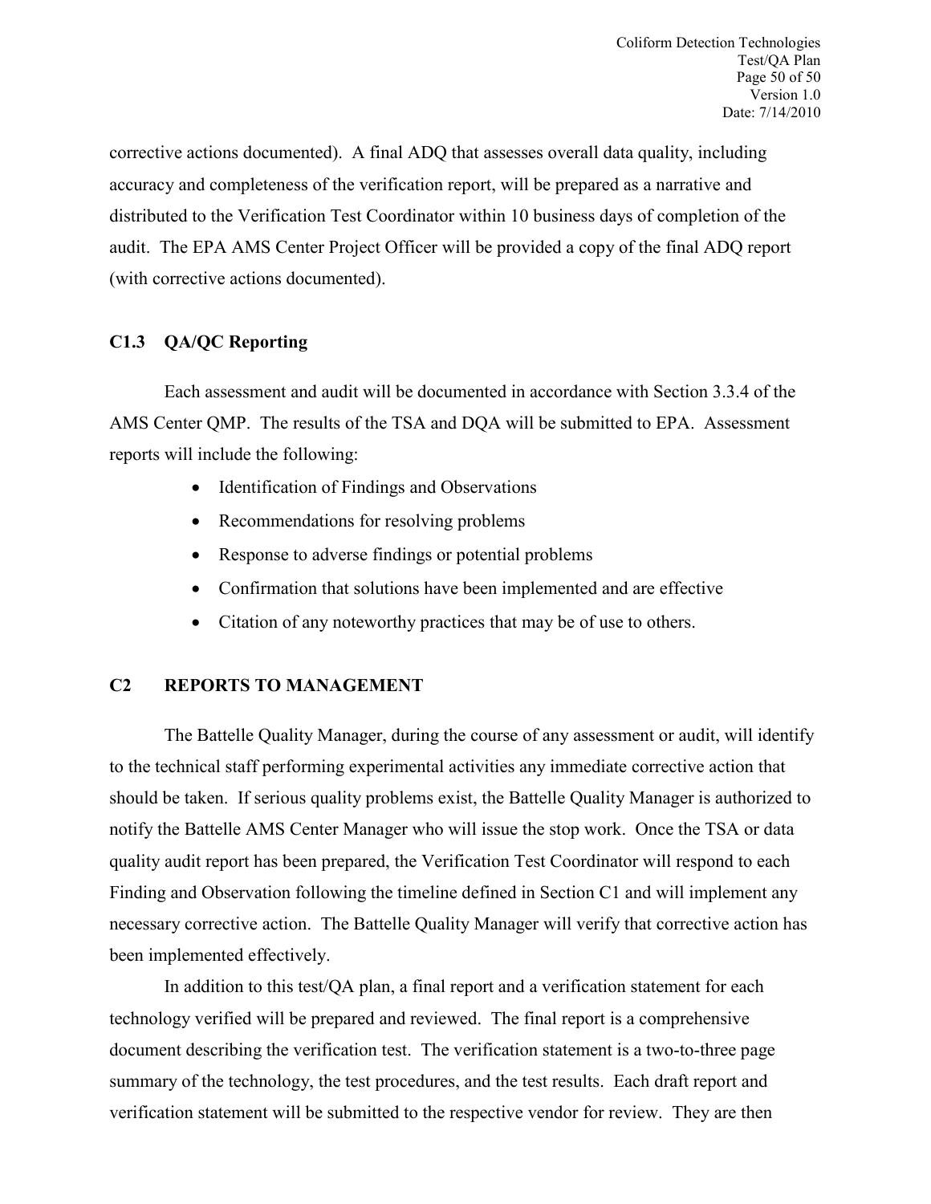corrective actions documented). A final ADQ that assesses overall data quality, including accuracy and completeness of the verification report, will be prepared as a narrative and distributed to the Verification Test Coordinator within 10 business days of completion of the audit. The EPA AMS Center Project Officer will be provided a copy of the final ADQ report (with corrective actions documented).

### C1.3 QA/QC Reporting

Each assessment and audit will be documented in accordance with Section 3.3.4 of the AMS Center QMP. The results of the TSA and DQA will be submitted to EPA. Assessment reports will include the following:

- Identification of Findings and Observations
- Recommendations for resolving problems
- Response to adverse findings or potential problems
- Confirmation that solutions have been implemented and are effective
- Citation of any noteworthy practices that may be of use to others.

## C2 REPORTS TO MANAGEMENT

The Battelle Quality Manager, during the course of any assessment or audit, will identify to the technical staff performing experimental activities any immediate corrective action that should be taken. If serious quality problems exist, the Battelle Quality Manager is authorized to notify the Battelle AMS Center Manager who will issue the stop work. Once the TSA or data quality audit report has been prepared, the Verification Test Coordinator will respond to each Finding and Observation following the timeline defined in Section C1 and will implement any necessary corrective action. The Battelle Quality Manager will verify that corrective action has been implemented effectively.

In addition to this test/QA plan, a final report and a verification statement for each technology verified will be prepared and reviewed. The final report is a comprehensive document describing the verification test. The verification statement is a two-to-three page summary of the technology, the test procedures, and the test results. Each draft report and verification statement will be submitted to the respective vendor for review. They are then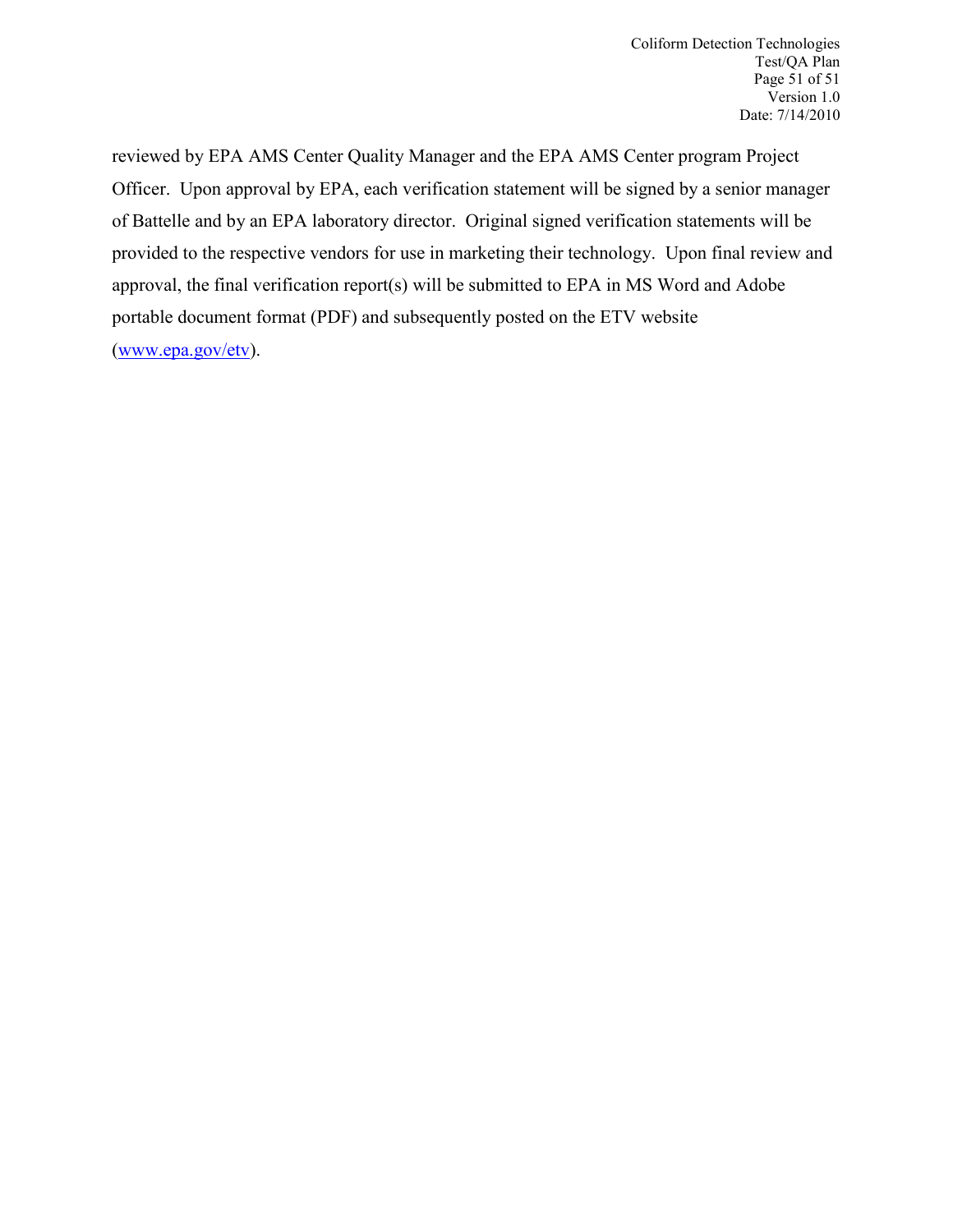reviewed by EPA AMS Center Quality Manager and the EPA AMS Center program Project Officer. Upon approval by EPA, each verification statement will be signed by a senior manager of Battelle and by an EPA laboratory director. Original signed verification statements will be provided to the respective vendors for use in marketing their technology. Upon final review and approval, the final verification report(s) will be submitted to EPA in MS Word and Adobe portable document format (PDF) and subsequently posted on the ETV website (www.epa.gov/etv).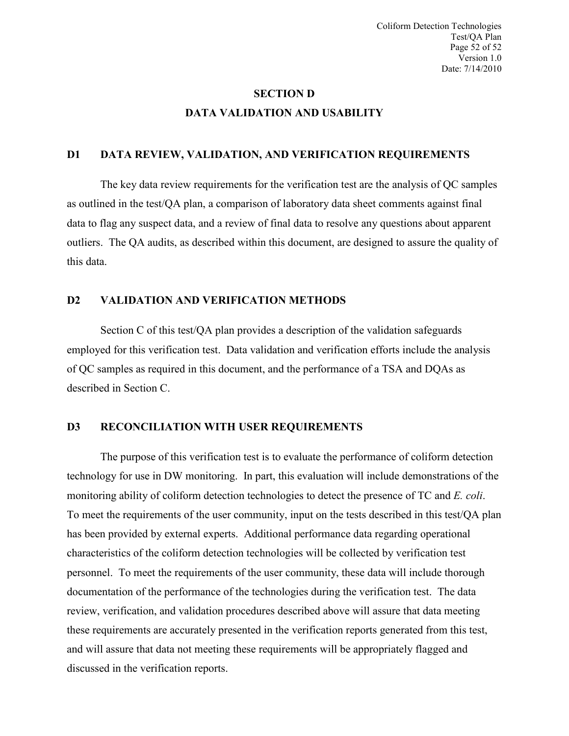# SECTION D

# DATA VALIDATION AND USABILITY

## D1 DATA REVIEW, VALIDATION, AND VERIFICATION REQUIREMENTS

The key data review requirements for the verification test are the analysis of QC samples as outlined in the test/QA plan, a comparison of laboratory data sheet comments against final data to flag any suspect data, and a review of final data to resolve any questions about apparent outliers. The QA audits, as described within this document, are designed to assure the quality of this data.

## D2 VALIDATION AND VERIFICATION METHODS

Section C of this test/QA plan provides a description of the validation safeguards employed for this verification test. Data validation and verification efforts include the analysis of QC samples as required in this document, and the performance of a TSA and DQAs as described in Section C.

## D3 RECONCILIATION WITH USER REQUIREMENTS

The purpose of this verification test is to evaluate the performance of coliform detection technology for use in DW monitoring. In part, this evaluation will include demonstrations of the monitoring ability of coliform detection technologies to detect the presence of TC and *E. coli*. To meet the requirements of the user community, input on the tests described in this test/QA plan has been provided by external experts. Additional performance data regarding operational characteristics of the coliform detection technologies will be collected by verification test personnel. To meet the requirements of the user community, these data will include thorough documentation of the performance of the technologies during the verification test. The data review, verification, and validation procedures described above will assure that data meeting these requirements are accurately presented in the verification reports generated from this test, and will assure that data not meeting these requirements will be appropriately flagged and discussed in the verification reports.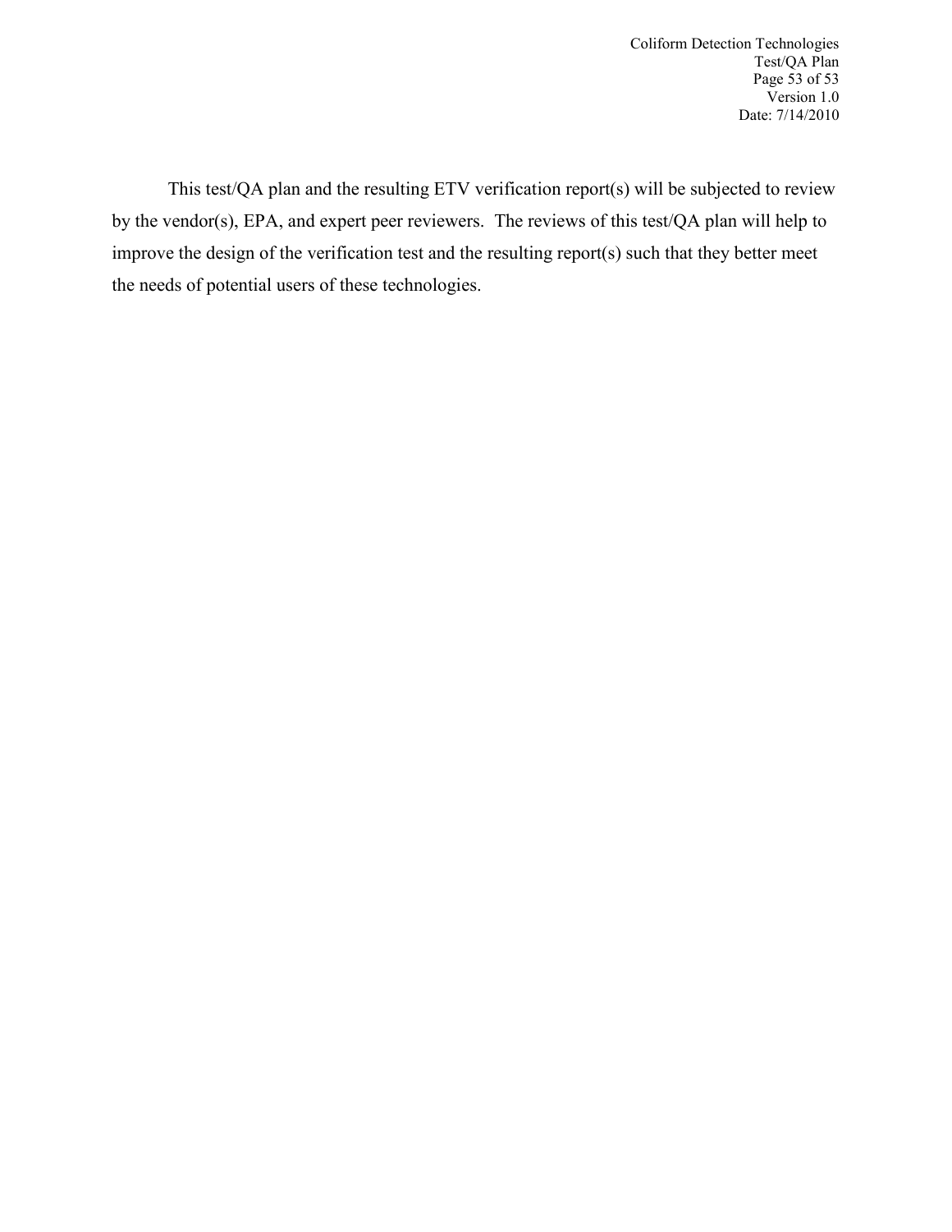This test/QA plan and the resulting ETV verification report(s) will be subjected to review by the vendor(s), EPA, and expert peer reviewers. The reviews of this test/QA plan will help to improve the design of the verification test and the resulting report(s) such that they better meet the needs of potential users of these technologies.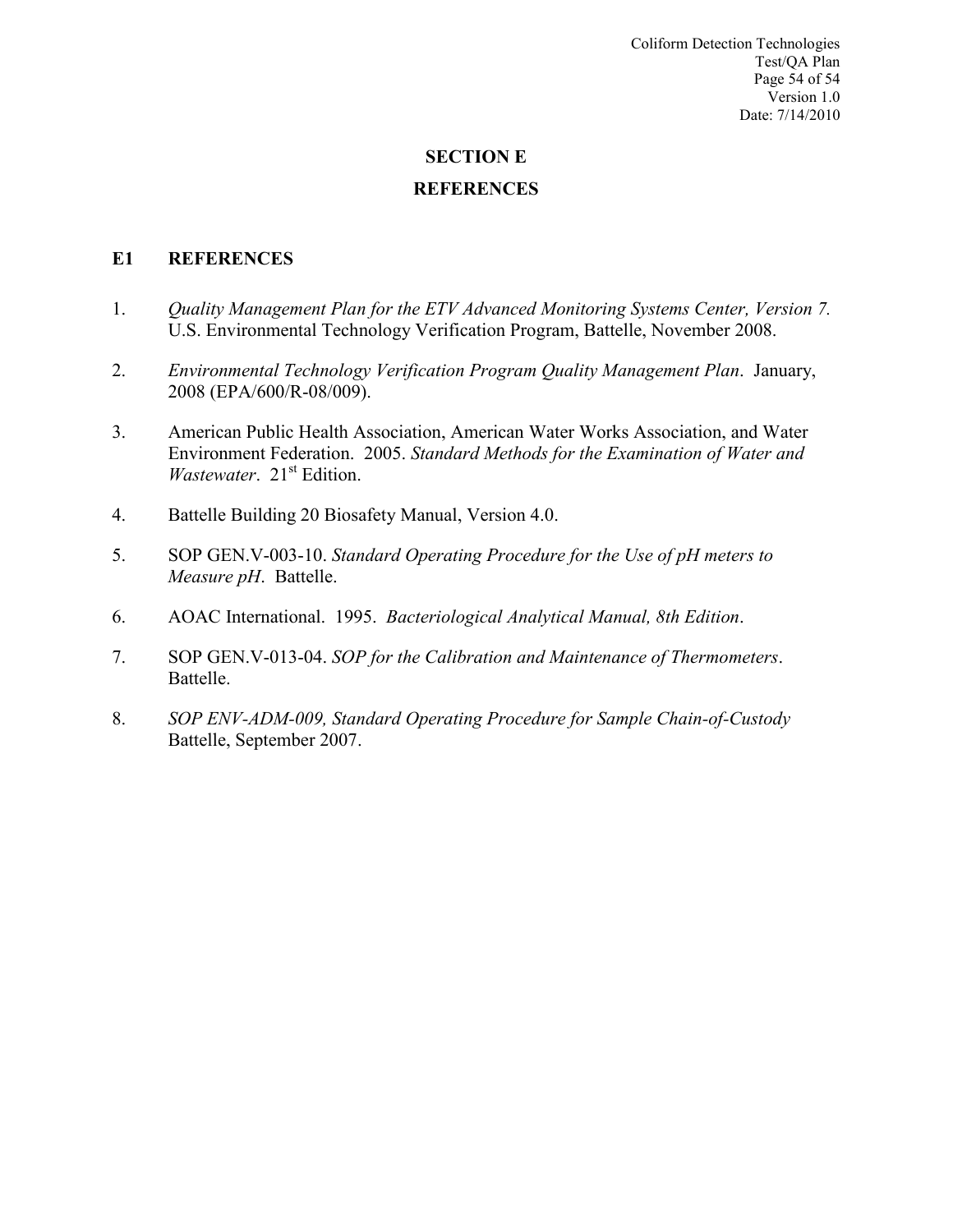# SECTION E
# REFERENCES

## E1 REFERENCES

1. *Quality Management Plan for the ETV Advanced Monitoring Systems Center, Version 7.* U.S. Environmental Technology Verification Program, Battelle, November 2008.

2. *Environmental Technology Verification Program Quality Management Plan*. January, 2008 (EPA/600/R-08/009).

3. American Public Health Association, American Water Works Association, and Water Environment Federation. 2005. *Standard Methods for the Examination of Water and Wastewater*. 21st Edition.

4. Battelle Building 20 Biosafety Manual, Version 4.0.

5. SOP GEN.V-003-10. *Standard Operating Procedure for the Use of pH meters to Measure pH*. Battelle.

6. AOAC International. 1995. *Bacteriological Analytical Manual, 8th Edition*.

7. SOP GEN.V-013-04. *SOP for the Calibration and Maintenance of Thermometers*. Battelle.

8. *SOP ENV-ADM-009, Standard Operating Procedure for Sample Chain-of-Custody* Battelle, September 2007.